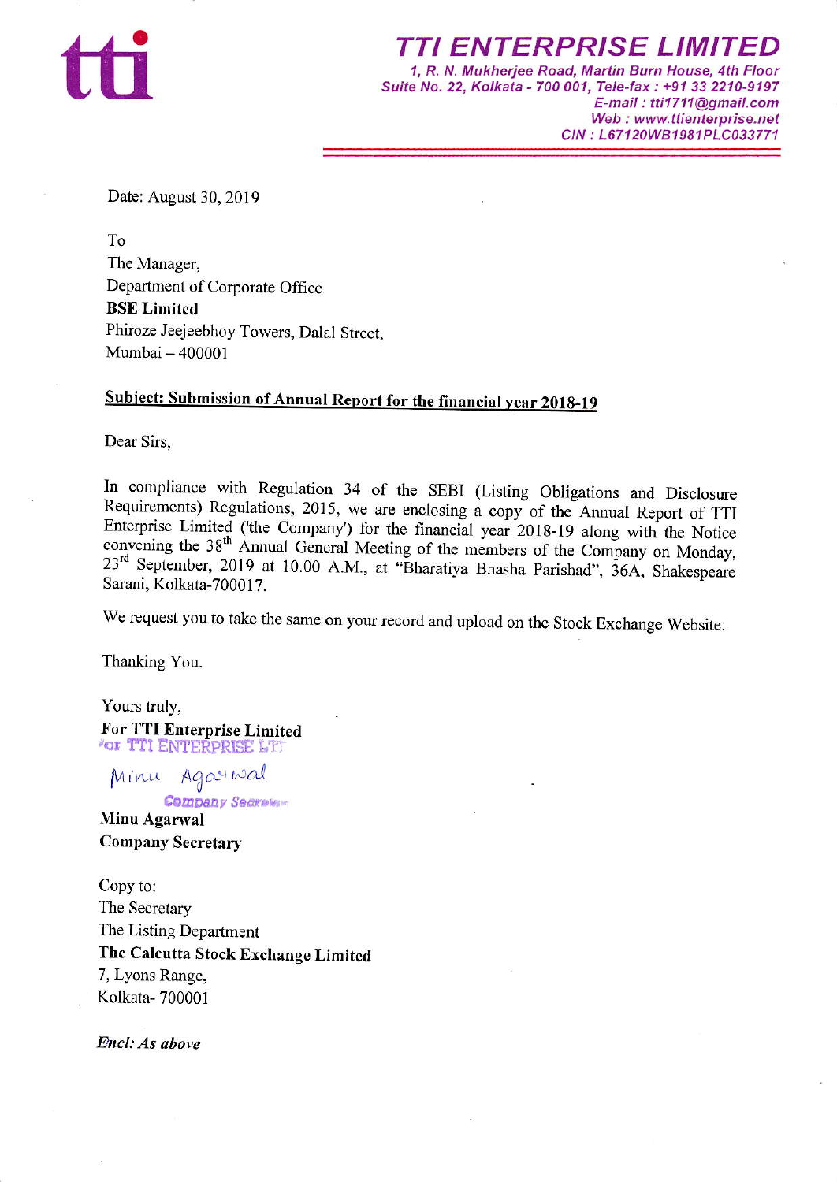# TTI ENTERPRISE LIMITED

*1, R. N. Mukherjee Road, Martin Burn House, 4th Floor*
*Suite No. 22, Kolkata - 700 001, Tele-fax : +91 33 2210-9197*
*E-mail : tti1711@gmail.com*
*Web : www.ttienterprise.net*
*CIN : L67120WB1981PLC033771*

Date: August 30, 2019

To
The Manager,
Department of Corporate Office
**BSE Limited**
Phiroze Jeejeebhoy Towers, Dalal Street,
Mumbai – 400001

**Subject: Submission of Annual Report for the financial year 2018-19**

Dear Sirs,

In compliance with Regulation 34 of the SEBI (Listing Obligations and Disclosure Requirements) Regulations, 2015, we are enclosing a copy of the Annual Report of TTI Enterprise Limited ('the Company') for the financial year 2018-19 along with the Notice convening the 38th Annual General Meeting of the members of the Company on Monday, 23rd September, 2019 at 10.00 A.M., at "Bharatiya Bhasha Parishad", 36A, Shakespeare Sarani, Kolkata-700017.

We request you to take the same on your record and upload on the Stock Exchange Website.

Thanking You.

Yours truly,
**For TTI Enterprise Limited**

For TTI ENTERPRISE LTD
Minu Agarwal
Company Secretary

**Minu Agarwal**
**Company Secretary**

Copy to:
The Secretary
The Listing Department
**The Calcutta Stock Exchange Limited**
7, Lyons Range,
Kolkata- 700001

***Encl: As above***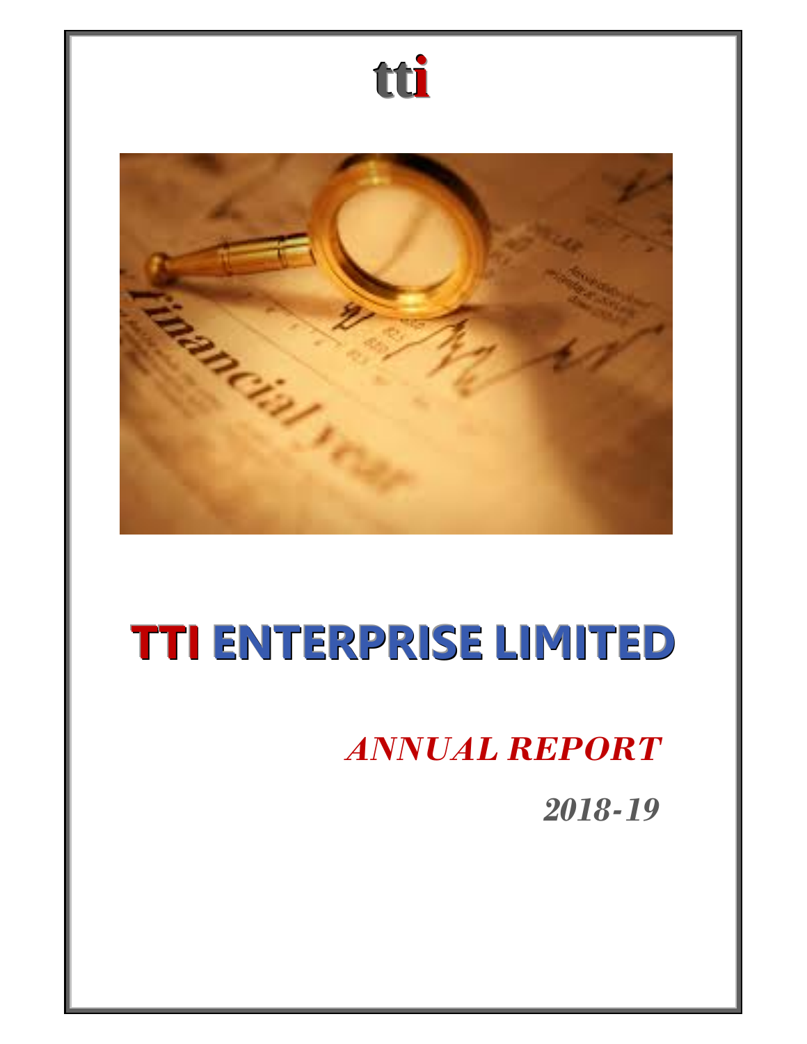tti

# TTI ENTERPRISE LIMITED

## *ANNUAL REPORT*

### *2018-19*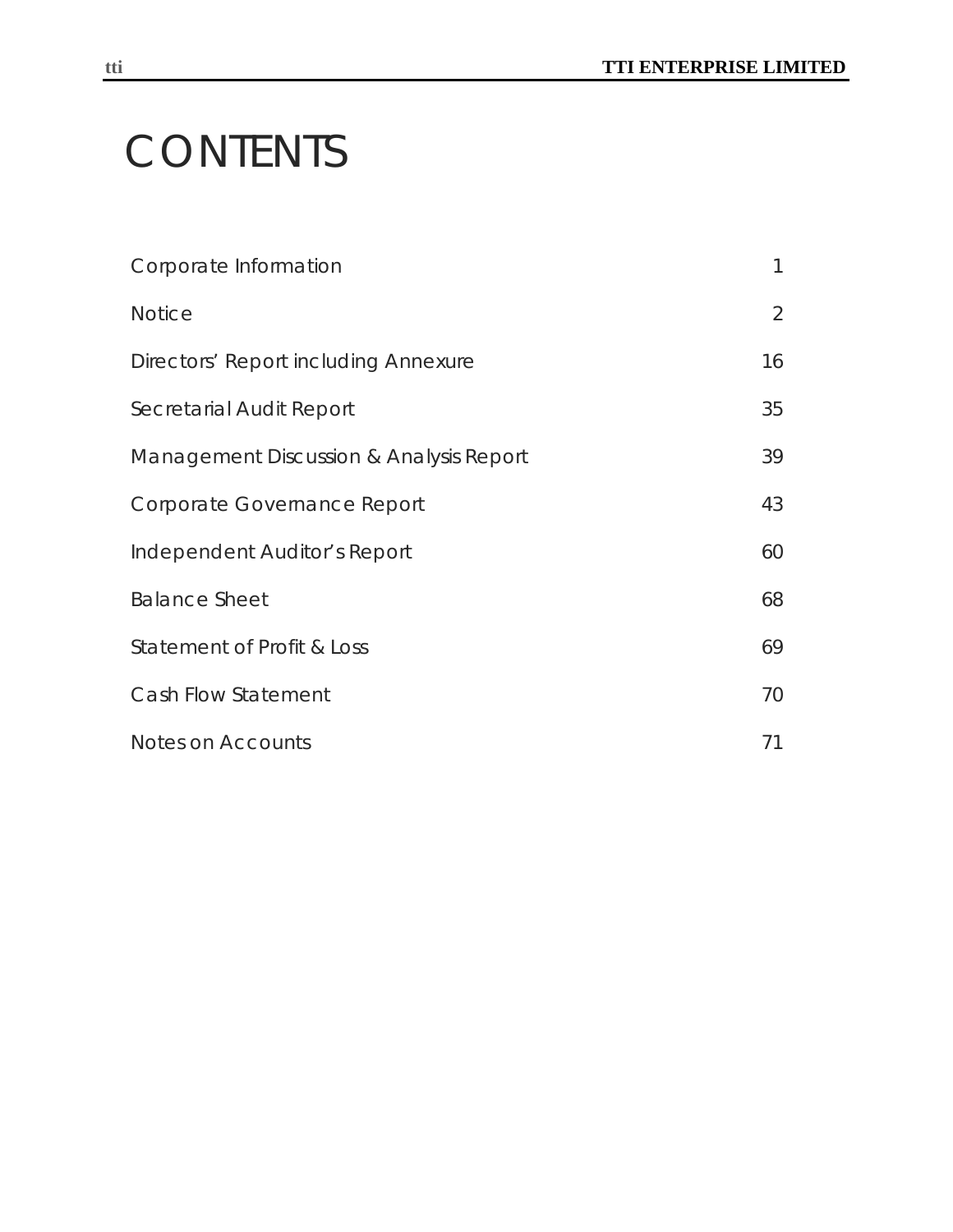# CONTENTS

| | |
|---|---|
| Corporate Information | 1 |
| Notice | 2 |
| Directors' Report including Annexure | 16 |
| Secretarial Audit Report | 35 |
| Management Discussion & Analysis Report | 39 |
| Corporate Governance Report | 43 |
| Independent Auditor's Report | 60 |
| Balance Sheet | 68 |
| Statement of Profit & Loss | 69 |
| Cash Flow Statement | 70 |
| Notes on Accounts | 71 |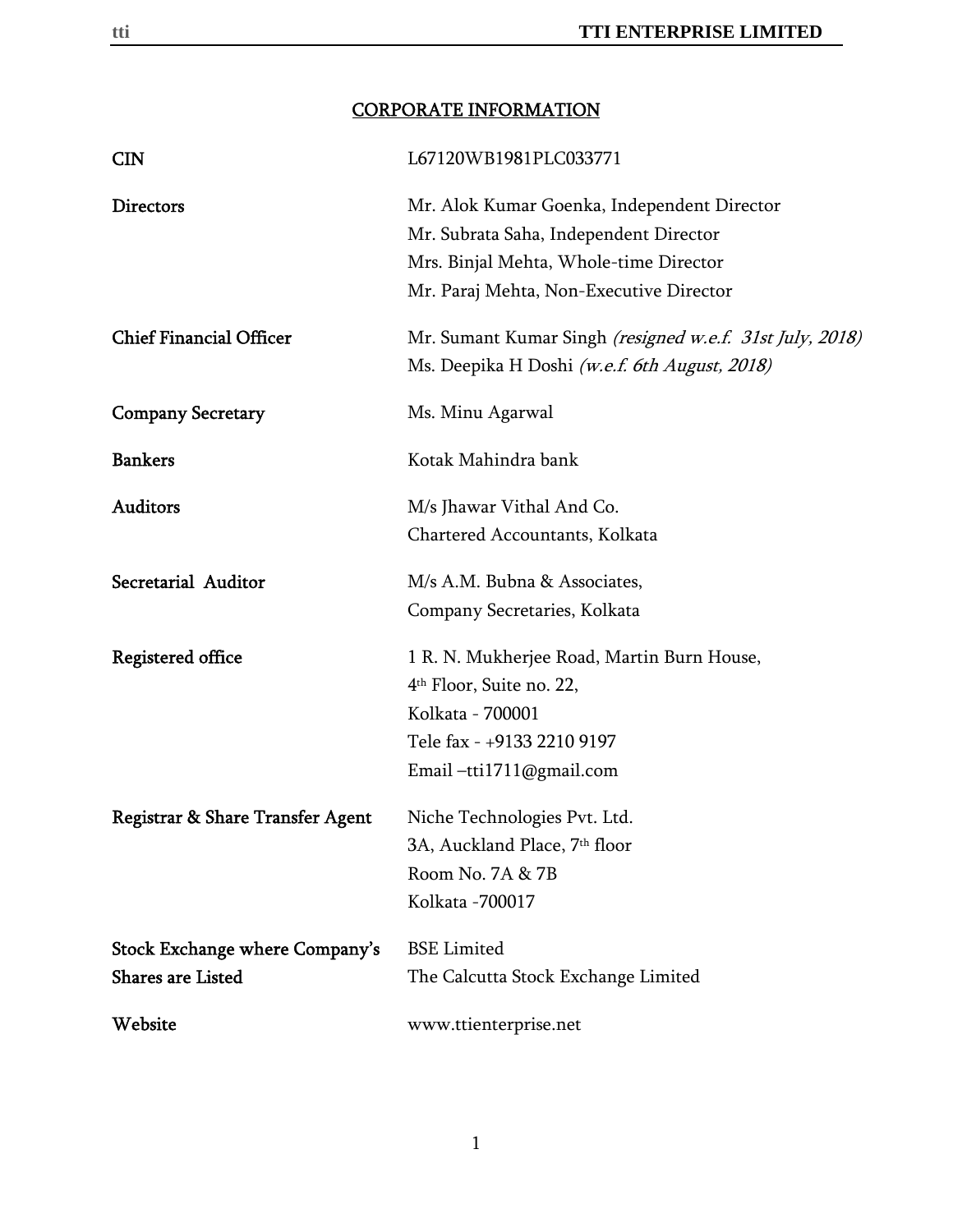# CORPORATE INFORMATION

| | |
|---|---|
| **CIN** | L67120WB1981PLC033771 |
| **Directors** | Mr. Alok Kumar Goenka, Independent Director<br>Mr. Subrata Saha, Independent Director<br>Mrs. Binjal Mehta, Whole-time Director<br>Mr. Paraj Mehta, Non-Executive Director |
| **Chief Financial Officer** | Mr. Sumant Kumar Singh *(resigned w.e.f. 31st July, 2018)*<br>Ms. Deepika H Doshi *(w.e.f. 6th August, 2018)* |
| **Company Secretary** | Ms. Minu Agarwal |
| **Bankers** | Kotak Mahindra bank |
| **Auditors** | M/s Jhawar Vithal And Co.<br>Chartered Accountants, Kolkata |
| **Secretarial Auditor** | M/s A.M. Bubna & Associates,<br>Company Secretaries, Kolkata |
| **Registered office** | 1 R. N. Mukherjee Road, Martin Burn House,<br>4th Floor, Suite no. 22,<br>Kolkata - 700001<br>Tele fax - +9133 2210 9197<br>Email –tti1711@gmail.com |
| **Registrar & Share Transfer Agent** | Niche Technologies Pvt. Ltd.<br>3A, Auckland Place, 7th floor<br>Room No. 7A & 7B<br>Kolkata -700017 |
| **Stock Exchange where Company's Shares are Listed** | BSE Limited<br>The Calcutta Stock Exchange Limited |
| **Website** | www.ttienterprise.net |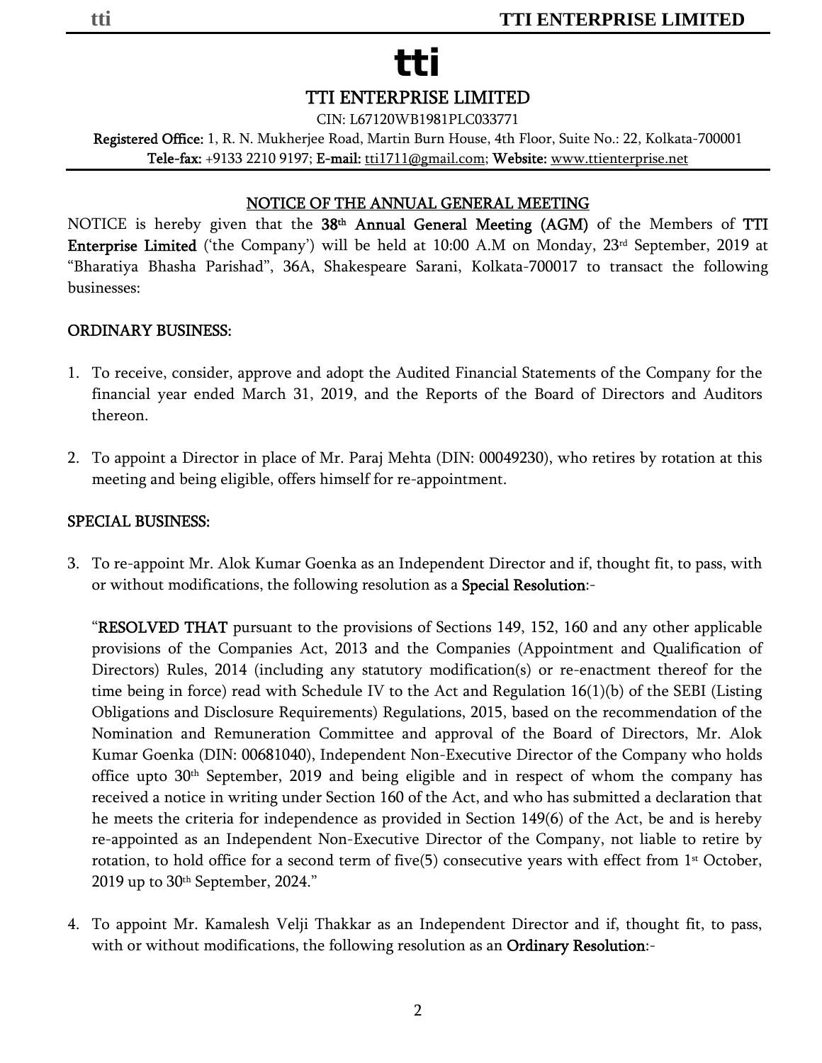# tti

## TTI ENTERPRISE LIMITED

CIN: L67120WB1981PLC033771

**Registered Office:** 1, R. N. Mukherjee Road, Martin Burn House, 4th Floor, Suite No.: 22, Kolkata-700001

**Tele-fax:** +9133 2210 9197; **E-mail:** tti1711@gmail.com; **Website:** www.ttienterprise.net

### NOTICE OF THE ANNUAL GENERAL MEETING

NOTICE is hereby given that the **38th Annual General Meeting (AGM)** of the Members of **TTI Enterprise Limited** ('the Company') will be held at 10:00 A.M on Monday, 23rd September, 2019 at "Bharatiya Bhasha Parishad", 36A, Shakespeare Sarani, Kolkata-700017 to transact the following businesses:

### ORDINARY BUSINESS:

1. To receive, consider, approve and adopt the Audited Financial Statements of the Company for the financial year ended March 31, 2019, and the Reports of the Board of Directors and Auditors thereon.

2. To appoint a Director in place of Mr. Paraj Mehta (DIN: 00049230), who retires by rotation at this meeting and being eligible, offers himself for re-appointment.

### SPECIAL BUSINESS:

3. To re-appoint Mr. Alok Kumar Goenka as an Independent Director and if, thought fit, to pass, with or without modifications, the following resolution as a **Special Resolution**:-

   "**RESOLVED THAT** pursuant to the provisions of Sections 149, 152, 160 and any other applicable provisions of the Companies Act, 2013 and the Companies (Appointment and Qualification of Directors) Rules, 2014 (including any statutory modification(s) or re-enactment thereof for the time being in force) read with Schedule IV to the Act and Regulation 16(1)(b) of the SEBI (Listing Obligations and Disclosure Requirements) Regulations, 2015, based on the recommendation of the Nomination and Remuneration Committee and approval of the Board of Directors, Mr. Alok Kumar Goenka (DIN: 00681040), Independent Non-Executive Director of the Company who holds office upto 30th September, 2019 and being eligible and in respect of whom the company has received a notice in writing under Section 160 of the Act, and who has submitted a declaration that he meets the criteria for independence as provided in Section 149(6) of the Act, be and is hereby re-appointed as an Independent Non-Executive Director of the Company, not liable to retire by rotation, to hold office for a second term of five(5) consecutive years with effect from 1st October, 2019 up to 30th September, 2024."

4. To appoint Mr. Kamalesh Velji Thakkar as an Independent Director and if, thought fit, to pass, with or without modifications, the following resolution as an **Ordinary Resolution**:-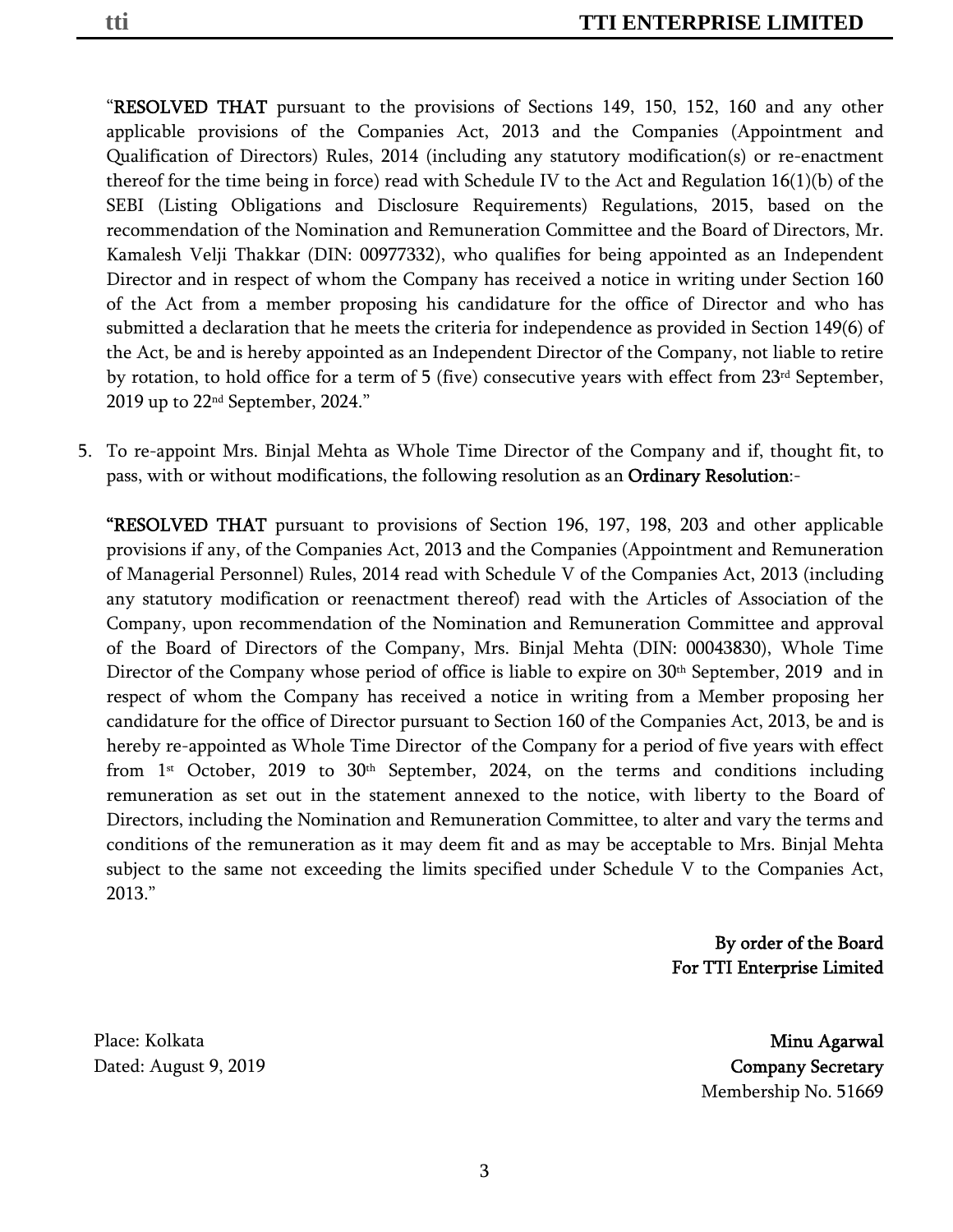"**RESOLVED THAT** pursuant to the provisions of Sections 149, 150, 152, 160 and any other applicable provisions of the Companies Act, 2013 and the Companies (Appointment and Qualification of Directors) Rules, 2014 (including any statutory modification(s) or re-enactment thereof for the time being in force) read with Schedule IV to the Act and Regulation 16(1)(b) of the SEBI (Listing Obligations and Disclosure Requirements) Regulations, 2015, based on the recommendation of the Nomination and Remuneration Committee and the Board of Directors, Mr. Kamalesh Velji Thakkar (DIN: 00977332), who qualifies for being appointed as an Independent Director and in respect of whom the Company has received a notice in writing under Section 160 of the Act from a member proposing his candidature for the office of Director and who has submitted a declaration that he meets the criteria for independence as provided in Section 149(6) of the Act, be and is hereby appointed as an Independent Director of the Company, not liable to retire by rotation, to hold office for a term of 5 (five) consecutive years with effect from 23rd September, 2019 up to 22nd September, 2024."

5. To re-appoint Mrs. Binjal Mehta as Whole Time Director of the Company and if, thought fit, to pass, with or without modifications, the following resolution as an **Ordinary Resolution**:-

   **"RESOLVED THAT** pursuant to provisions of Section 196, 197, 198, 203 and other applicable provisions if any, of the Companies Act, 2013 and the Companies (Appointment and Remuneration of Managerial Personnel) Rules, 2014 read with Schedule V of the Companies Act, 2013 (including any statutory modification or reenactment thereof) read with the Articles of Association of the Company, upon recommendation of the Nomination and Remuneration Committee and approval of the Board of Directors of the Company, Mrs. Binjal Mehta (DIN: 00043830), Whole Time Director of the Company whose period of office is liable to expire on 30th September, 2019 and in respect of whom the Company has received a notice in writing from a Member proposing her candidature for the office of Director pursuant to Section 160 of the Companies Act, 2013, be and is hereby re-appointed as Whole Time Director of the Company for a period of five years with effect from 1st October, 2019 to 30th September, 2024, on the terms and conditions including remuneration as set out in the statement annexed to the notice, with liberty to the Board of Directors, including the Nomination and Remuneration Committee, to alter and vary the terms and conditions of the remuneration as it may deem fit and as may be acceptable to Mrs. Binjal Mehta subject to the same not exceeding the limits specified under Schedule V to the Companies Act, 2013."

**By order of the Board**
**For TTI Enterprise Limited**

Place: Kolkata
Dated: August 9, 2019

**Minu Agarwal**
**Company Secretary**
Membership No. 51669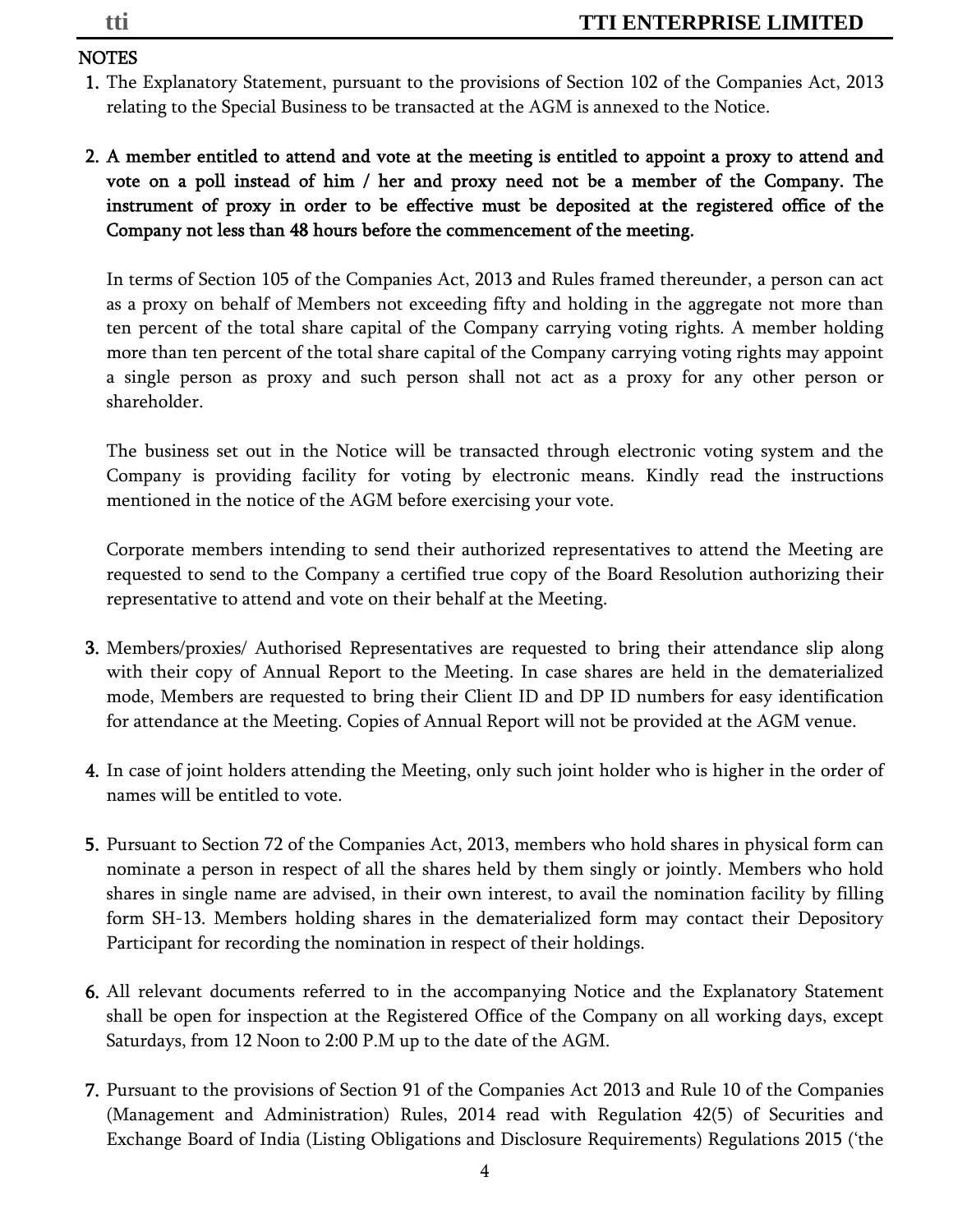## NOTES

1. The Explanatory Statement, pursuant to the provisions of Section 102 of the Companies Act, 2013 relating to the Special Business to be transacted at the AGM is annexed to the Notice.

2. **A member entitled to attend and vote at the meeting is entitled to appoint a proxy to attend and vote on a poll instead of him / her and proxy need not be a member of the Company. The instrument of proxy in order to be effective must be deposited at the registered office of the Company not less than 48 hours before the commencement of the meeting.**

   In terms of Section 105 of the Companies Act, 2013 and Rules framed thereunder, a person can act as a proxy on behalf of Members not exceeding fifty and holding in the aggregate not more than ten percent of the total share capital of the Company carrying voting rights. A member holding more than ten percent of the total share capital of the Company carrying voting rights may appoint a single person as proxy and such person shall not act as a proxy for any other person or shareholder.

   The business set out in the Notice will be transacted through electronic voting system and the Company is providing facility for voting by electronic means. Kindly read the instructions mentioned in the notice of the AGM before exercising your vote.

   Corporate members intending to send their authorized representatives to attend the Meeting are requested to send to the Company a certified true copy of the Board Resolution authorizing their representative to attend and vote on their behalf at the Meeting.

3. Members/proxies/ Authorised Representatives are requested to bring their attendance slip along with their copy of Annual Report to the Meeting. In case shares are held in the dematerialized mode, Members are requested to bring their Client ID and DP ID numbers for easy identification for attendance at the Meeting. Copies of Annual Report will not be provided at the AGM venue.

4. In case of joint holders attending the Meeting, only such joint holder who is higher in the order of names will be entitled to vote.

5. Pursuant to Section 72 of the Companies Act, 2013, members who hold shares in physical form can nominate a person in respect of all the shares held by them singly or jointly. Members who hold shares in single name are advised, in their own interest, to avail the nomination facility by filling form SH-13. Members holding shares in the dematerialized form may contact their Depository Participant for recording the nomination in respect of their holdings.

6. All relevant documents referred to in the accompanying Notice and the Explanatory Statement shall be open for inspection at the Registered Office of the Company on all working days, except Saturdays, from 12 Noon to 2:00 P.M up to the date of the AGM.

7. Pursuant to the provisions of Section 91 of the Companies Act 2013 and Rule 10 of the Companies (Management and Administration) Rules, 2014 read with Regulation 42(5) of Securities and Exchange Board of India (Listing Obligations and Disclosure Requirements) Regulations 2015 ('the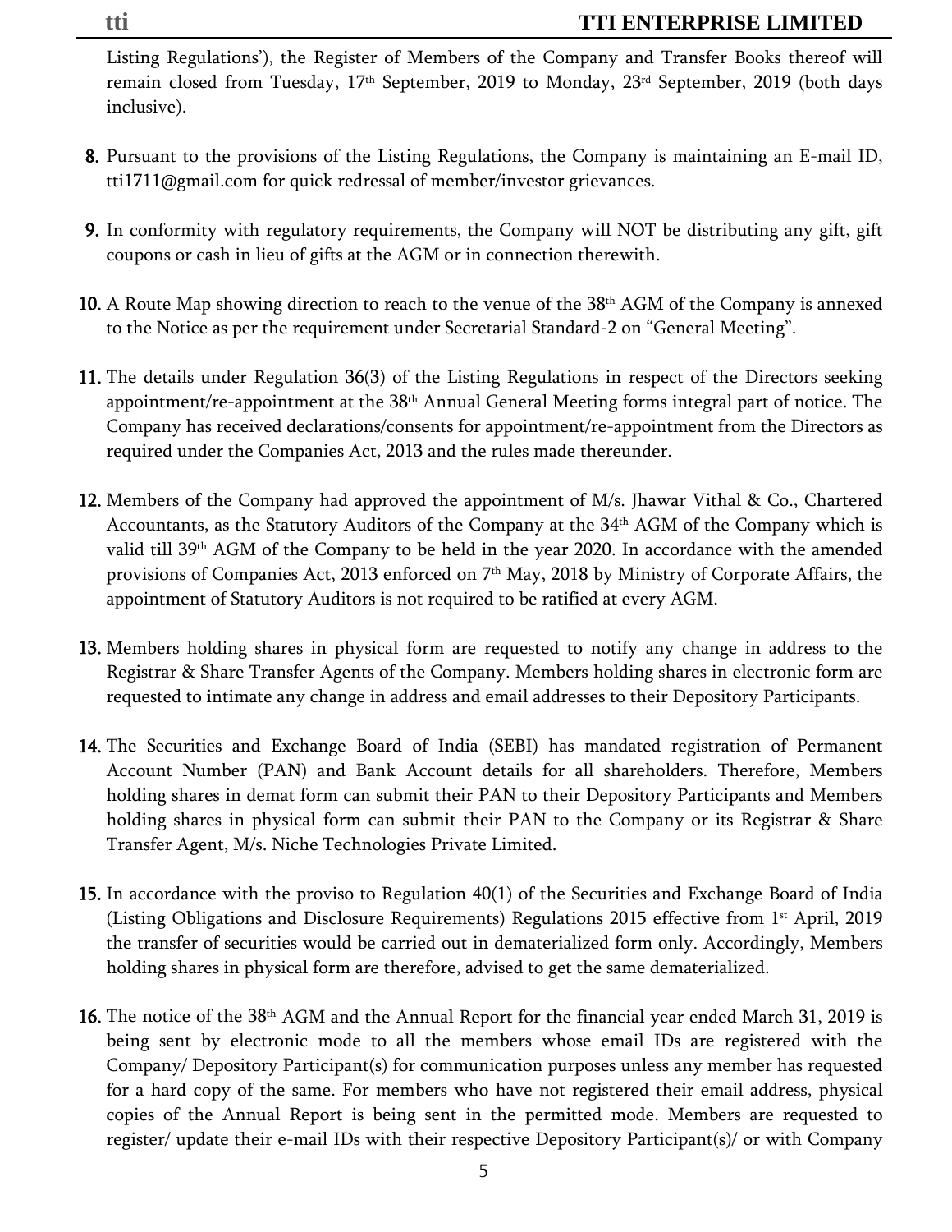Listing Regulations'), the Register of Members of the Company and Transfer Books thereof will remain closed from Tuesday, 17th September, 2019 to Monday, 23rd September, 2019 (both days inclusive).

8. Pursuant to the provisions of the Listing Regulations, the Company is maintaining an E-mail ID, tti1711@gmail.com for quick redressal of member/investor grievances.

9. In conformity with regulatory requirements, the Company will NOT be distributing any gift, gift coupons or cash in lieu of gifts at the AGM or in connection therewith.

10. A Route Map showing direction to reach to the venue of the 38th AGM of the Company is annexed to the Notice as per the requirement under Secretarial Standard-2 on "General Meeting".

11. The details under Regulation 36(3) of the Listing Regulations in respect of the Directors seeking appointment/re-appointment at the 38th Annual General Meeting forms integral part of notice. The Company has received declarations/consents for appointment/re-appointment from the Directors as required under the Companies Act, 2013 and the rules made thereunder.

12. Members of the Company had approved the appointment of M/s. Jhawar Vithal & Co., Chartered Accountants, as the Statutory Auditors of the Company at the 34th AGM of the Company which is valid till 39th AGM of the Company to be held in the year 2020. In accordance with the amended provisions of Companies Act, 2013 enforced on 7th May, 2018 by Ministry of Corporate Affairs, the appointment of Statutory Auditors is not required to be ratified at every AGM.

13. Members holding shares in physical form are requested to notify any change in address to the Registrar & Share Transfer Agents of the Company. Members holding shares in electronic form are requested to intimate any change in address and email addresses to their Depository Participants.

14. The Securities and Exchange Board of India (SEBI) has mandated registration of Permanent Account Number (PAN) and Bank Account details for all shareholders. Therefore, Members holding shares in demat form can submit their PAN to their Depository Participants and Members holding shares in physical form can submit their PAN to the Company or its Registrar & Share Transfer Agent, M/s. Niche Technologies Private Limited.

15. In accordance with the proviso to Regulation 40(1) of the Securities and Exchange Board of India (Listing Obligations and Disclosure Requirements) Regulations 2015 effective from 1st April, 2019 the transfer of securities would be carried out in dematerialized form only. Accordingly, Members holding shares in physical form are therefore, advised to get the same dematerialized.

16. The notice of the 38th AGM and the Annual Report for the financial year ended March 31, 2019 is being sent by electronic mode to all the members whose email IDs are registered with the Company/ Depository Participant(s) for communication purposes unless any member has requested for a hard copy of the same. For members who have not registered their email address, physical copies of the Annual Report is being sent in the permitted mode. Members are requested to register/ update their e-mail IDs with their respective Depository Participant(s)/ or with Company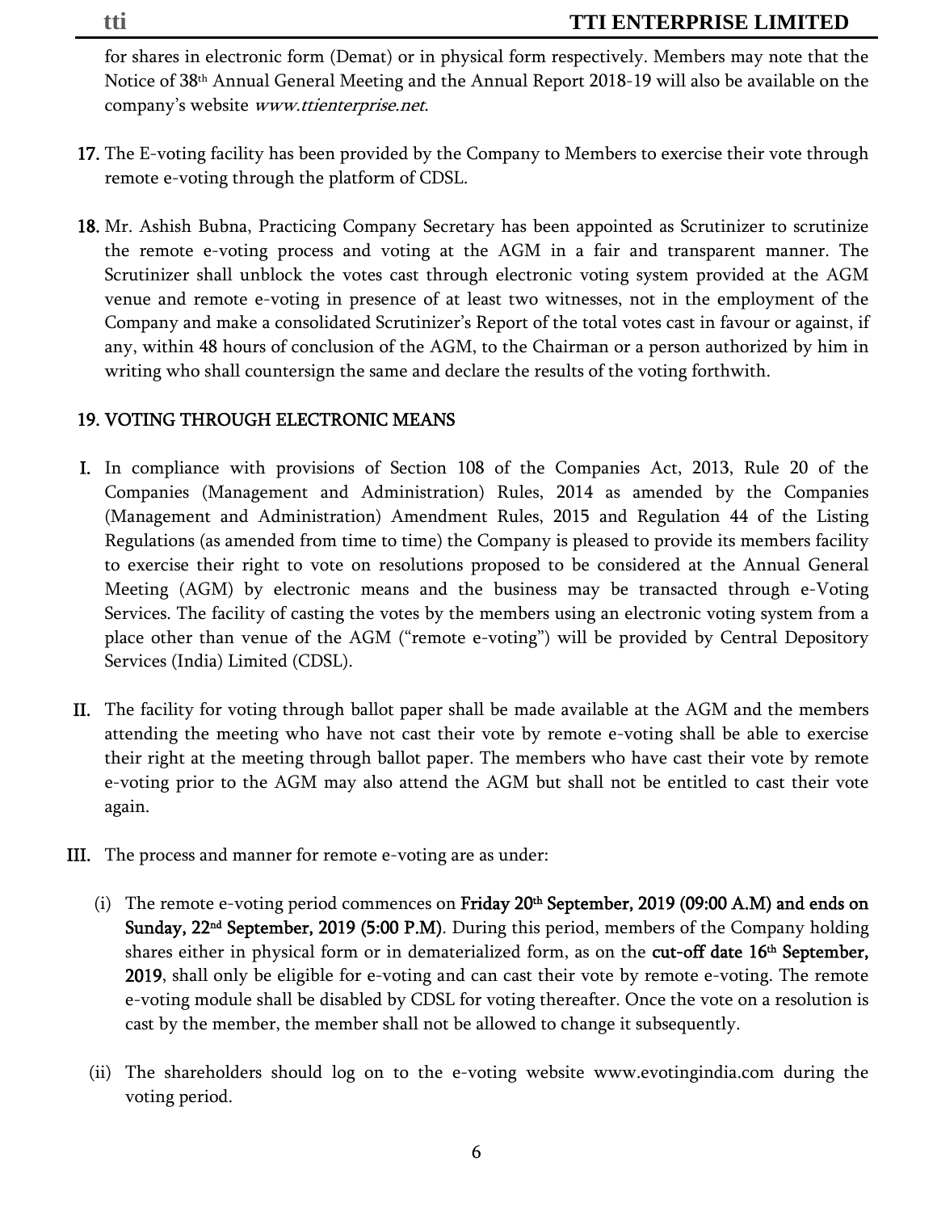for shares in electronic form (Demat) or in physical form respectively. Members may note that the Notice of 38th Annual General Meeting and the Annual Report 2018-19 will also be available on the company's website *www.ttienterprise.net*.

**17.** The E-voting facility has been provided by the Company to Members to exercise their vote through remote e-voting through the platform of CDSL.

**18.** Mr. Ashish Bubna, Practicing Company Secretary has been appointed as Scrutinizer to scrutinize the remote e-voting process and voting at the AGM in a fair and transparent manner. The Scrutinizer shall unblock the votes cast through electronic voting system provided at the AGM venue and remote e-voting in presence of at least two witnesses, not in the employment of the Company and make a consolidated Scrutinizer's Report of the total votes cast in favour or against, if any, within 48 hours of conclusion of the AGM, to the Chairman or a person authorized by him in writing who shall countersign the same and declare the results of the voting forthwith.

**19. VOTING THROUGH ELECTRONIC MEANS**

**I.** In compliance with provisions of Section 108 of the Companies Act, 2013, Rule 20 of the Companies (Management and Administration) Rules, 2014 as amended by the Companies (Management and Administration) Amendment Rules, 2015 and Regulation 44 of the Listing Regulations (as amended from time to time) the Company is pleased to provide its members facility to exercise their right to vote on resolutions proposed to be considered at the Annual General Meeting (AGM) by electronic means and the business may be transacted through e-Voting Services. The facility of casting the votes by the members using an electronic voting system from a place other than venue of the AGM ("remote e-voting") will be provided by Central Depository Services (India) Limited (CDSL).

**II.** The facility for voting through ballot paper shall be made available at the AGM and the members attending the meeting who have not cast their vote by remote e-voting shall be able to exercise their right at the meeting through ballot paper. The members who have cast their vote by remote e-voting prior to the AGM may also attend the AGM but shall not be entitled to cast their vote again.

**III.** The process and manner for remote e-voting are as under:

(i) The remote e-voting period commences on **Friday 20th September, 2019 (09:00 A.M) and ends on Sunday, 22nd September, 2019 (5:00 P.M)**. During this period, members of the Company holding shares either in physical form or in dematerialized form, as on the **cut-off date 16th September, 2019**, shall only be eligible for e-voting and can cast their vote by remote e-voting. The remote e-voting module shall be disabled by CDSL for voting thereafter. Once the vote on a resolution is cast by the member, the member shall not be allowed to change it subsequently.

(ii) The shareholders should log on to the e-voting website www.evotingindia.com during the voting period.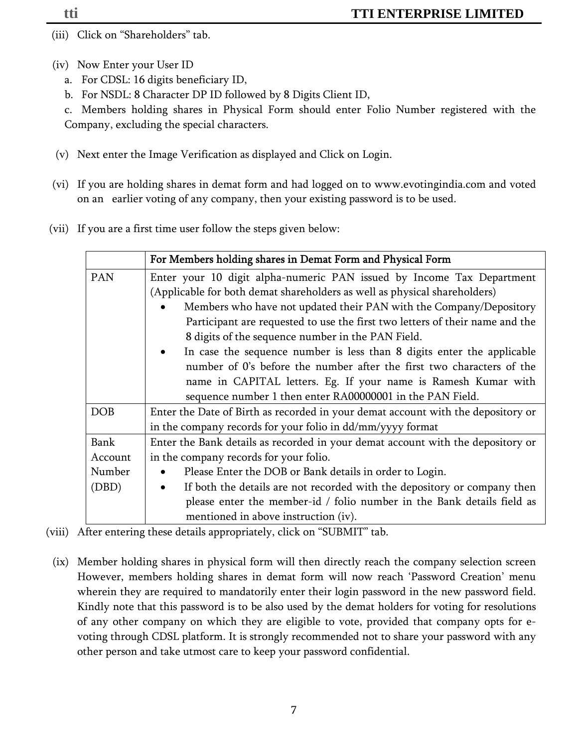(iii) Click on “Shareholders” tab.

(iv) Now Enter your User ID

a. For CDSL: 16 digits beneficiary ID,

b. For NSDL: 8 Character DP ID followed by 8 Digits Client ID,

c. Members holding shares in Physical Form should enter Folio Number registered with the Company, excluding the special characters.

(v) Next enter the Image Verification as displayed and Click on Login.

(vi) If you are holding shares in demat form and had logged on to www.evotingindia.com and voted on an earlier voting of any company, then your existing password is to be used.

(vii) If you are a first time user follow the steps given below:

| | For Members holding shares in Demat Form and Physical Form |
|---|---|
| PAN | Enter your 10 digit alpha-numeric PAN issued by Income Tax Department (Applicable for both demat shareholders as well as physical shareholders)<br>• Members who have not updated their PAN with the Company/Depository Participant are requested to use the first two letters of their name and the 8 digits of the sequence number in the PAN Field.<br>• In case the sequence number is less than 8 digits enter the applicable number of 0’s before the number after the first two characters of the name in CAPITAL letters. Eg. If your name is Ramesh Kumar with sequence number 1 then enter RA00000001 in the PAN Field. |
| DOB | Enter the Date of Birth as recorded in your demat account with the depository or in the company records for your folio in dd/mm/yyyy format |
| Bank Account Number (DBD) | Enter the Bank details as recorded in your demat account with the depository or in the company records for your folio.<br>• Please Enter the DOB or Bank details in order to Login.<br>• If both the details are not recorded with the depository or company then please enter the member-id / folio number in the Bank details field as mentioned in above instruction (iv). |

(viii) After entering these details appropriately, click on “SUBMIT” tab.

(ix) Member holding shares in physical form will then directly reach the company selection screen However, members holding shares in demat form will now reach ‘Password Creation’ menu wherein they are required to mandatorily enter their login password in the new password field. Kindly note that this password is to be also used by the demat holders for voting for resolutions of any other company on which they are eligible to vote, provided that company opts for e-voting through CDSL platform. It is strongly recommended not to share your password with any other person and take utmost care to keep your password confidential.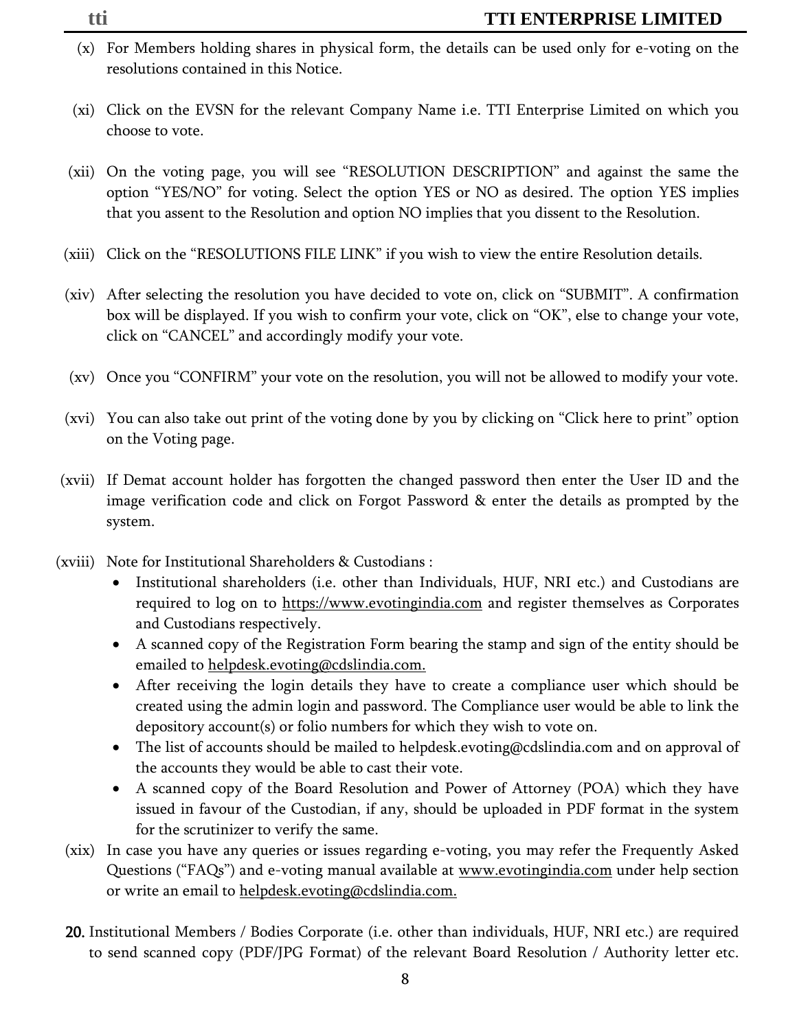(x) For Members holding shares in physical form, the details can be used only for e-voting on the resolutions contained in this Notice.

(xi) Click on the EVSN for the relevant Company Name i.e. TTI Enterprise Limited on which you choose to vote.

(xii) On the voting page, you will see "RESOLUTION DESCRIPTION" and against the same the option "YES/NO" for voting. Select the option YES or NO as desired. The option YES implies that you assent to the Resolution and option NO implies that you dissent to the Resolution.

(xiii) Click on the "RESOLUTIONS FILE LINK" if you wish to view the entire Resolution details.

(xiv) After selecting the resolution you have decided to vote on, click on "SUBMIT". A confirmation box will be displayed. If you wish to confirm your vote, click on "OK", else to change your vote, click on "CANCEL" and accordingly modify your vote.

(xv) Once you "CONFIRM" your vote on the resolution, you will not be allowed to modify your vote.

(xvi) You can also take out print of the voting done by you by clicking on "Click here to print" option on the Voting page.

(xvii) If Demat account holder has forgotten the changed password then enter the User ID and the image verification code and click on Forgot Password & enter the details as prompted by the system.

(xviii) Note for Institutional Shareholders & Custodians :

- Institutional shareholders (i.e. other than Individuals, HUF, NRI etc.) and Custodians are required to log on to https://www.evotingindia.com and register themselves as Corporates and Custodians respectively.
- A scanned copy of the Registration Form bearing the stamp and sign of the entity should be emailed to helpdesk.evoting@cdslindia.com.
- After receiving the login details they have to create a compliance user which should be created using the admin login and password. The Compliance user would be able to link the depository account(s) or folio numbers for which they wish to vote on.
- The list of accounts should be mailed to helpdesk.evoting@cdslindia.com and on approval of the accounts they would be able to cast their vote.
- A scanned copy of the Board Resolution and Power of Attorney (POA) which they have issued in favour of the Custodian, if any, should be uploaded in PDF format in the system for the scrutinizer to verify the same.

(xix) In case you have any queries or issues regarding e-voting, you may refer the Frequently Asked Questions ("FAQs") and e-voting manual available at www.evotingindia.com under help section or write an email to helpdesk.evoting@cdslindia.com.

**20.** Institutional Members / Bodies Corporate (i.e. other than individuals, HUF, NRI etc.) are required to send scanned copy (PDF/JPG Format) of the relevant Board Resolution / Authority letter etc.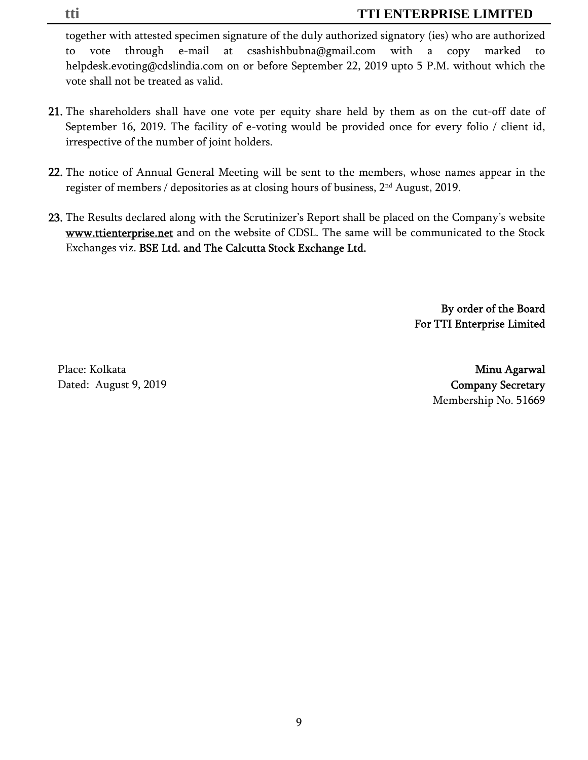together with attested specimen signature of the duly authorized signatory (ies) who are authorized to vote through e-mail at csashishbubna@gmail.com with a copy marked to helpdesk.evoting@cdslindia.com on or before September 22, 2019 upto 5 P.M. without which the vote shall not be treated as valid.

**21.** The shareholders shall have one vote per equity share held by them as on the cut-off date of September 16, 2019. The facility of e-voting would be provided once for every folio / client id, irrespective of the number of joint holders.

**22.** The notice of Annual General Meeting will be sent to the members, whose names appear in the register of members / depositories as at closing hours of business, 2nd August, 2019.

**23.** The Results declared along with the Scrutinizer's Report shall be placed on the Company's website **www.ttienterprise.net** and on the website of CDSL. The same will be communicated to the Stock Exchanges viz. **BSE Ltd. and The Calcutta Stock Exchange Ltd.**

**By order of the Board**
**For TTI Enterprise Limited**

Place: Kolkata
Dated: August 9, 2019

**Minu Agarwal**
**Company Secretary**
Membership No. 51669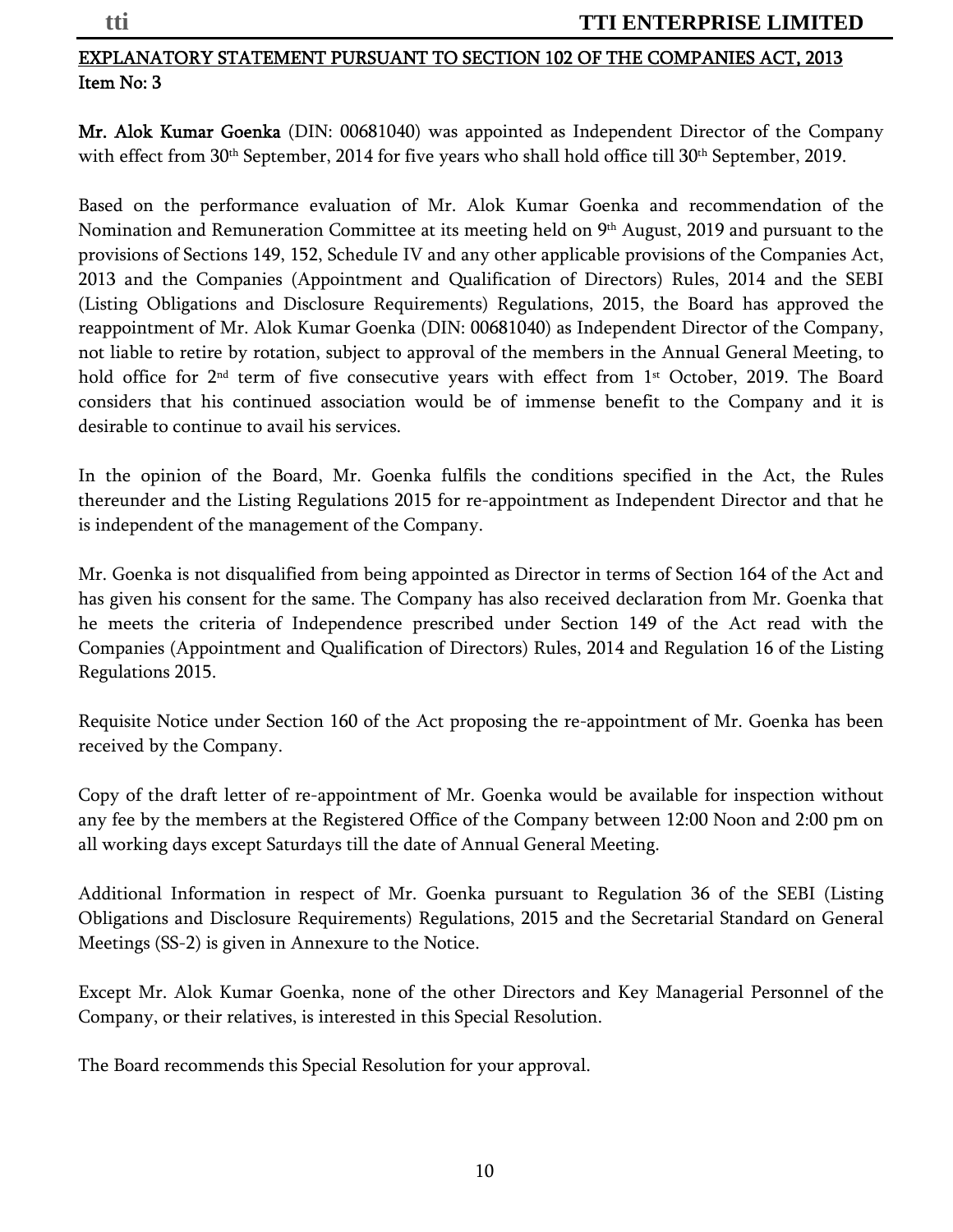## EXPLANATORY STATEMENT PURSUANT TO SECTION 102 OF THE COMPANIES ACT, 2013

**Item No: 3**

**Mr. Alok Kumar Goenka** (DIN: 00681040) was appointed as Independent Director of the Company with effect from 30th September, 2014 for five years who shall hold office till 30th September, 2019.

Based on the performance evaluation of Mr. Alok Kumar Goenka and recommendation of the Nomination and Remuneration Committee at its meeting held on 9th August, 2019 and pursuant to the provisions of Sections 149, 152, Schedule IV and any other applicable provisions of the Companies Act, 2013 and the Companies (Appointment and Qualification of Directors) Rules, 2014 and the SEBI (Listing Obligations and Disclosure Requirements) Regulations, 2015, the Board has approved the reappointment of Mr. Alok Kumar Goenka (DIN: 00681040) as Independent Director of the Company, not liable to retire by rotation, subject to approval of the members in the Annual General Meeting, to hold office for 2nd term of five consecutive years with effect from 1st October, 2019. The Board considers that his continued association would be of immense benefit to the Company and it is desirable to continue to avail his services.

In the opinion of the Board, Mr. Goenka fulfils the conditions specified in the Act, the Rules thereunder and the Listing Regulations 2015 for re-appointment as Independent Director and that he is independent of the management of the Company.

Mr. Goenka is not disqualified from being appointed as Director in terms of Section 164 of the Act and has given his consent for the same. The Company has also received declaration from Mr. Goenka that he meets the criteria of Independence prescribed under Section 149 of the Act read with the Companies (Appointment and Qualification of Directors) Rules, 2014 and Regulation 16 of the Listing Regulations 2015.

Requisite Notice under Section 160 of the Act proposing the re-appointment of Mr. Goenka has been received by the Company.

Copy of the draft letter of re-appointment of Mr. Goenka would be available for inspection without any fee by the members at the Registered Office of the Company between 12:00 Noon and 2:00 pm on all working days except Saturdays till the date of Annual General Meeting.

Additional Information in respect of Mr. Goenka pursuant to Regulation 36 of the SEBI (Listing Obligations and Disclosure Requirements) Regulations, 2015 and the Secretarial Standard on General Meetings (SS-2) is given in Annexure to the Notice.

Except Mr. Alok Kumar Goenka, none of the other Directors and Key Managerial Personnel of the Company, or their relatives, is interested in this Special Resolution.

The Board recommends this Special Resolution for your approval.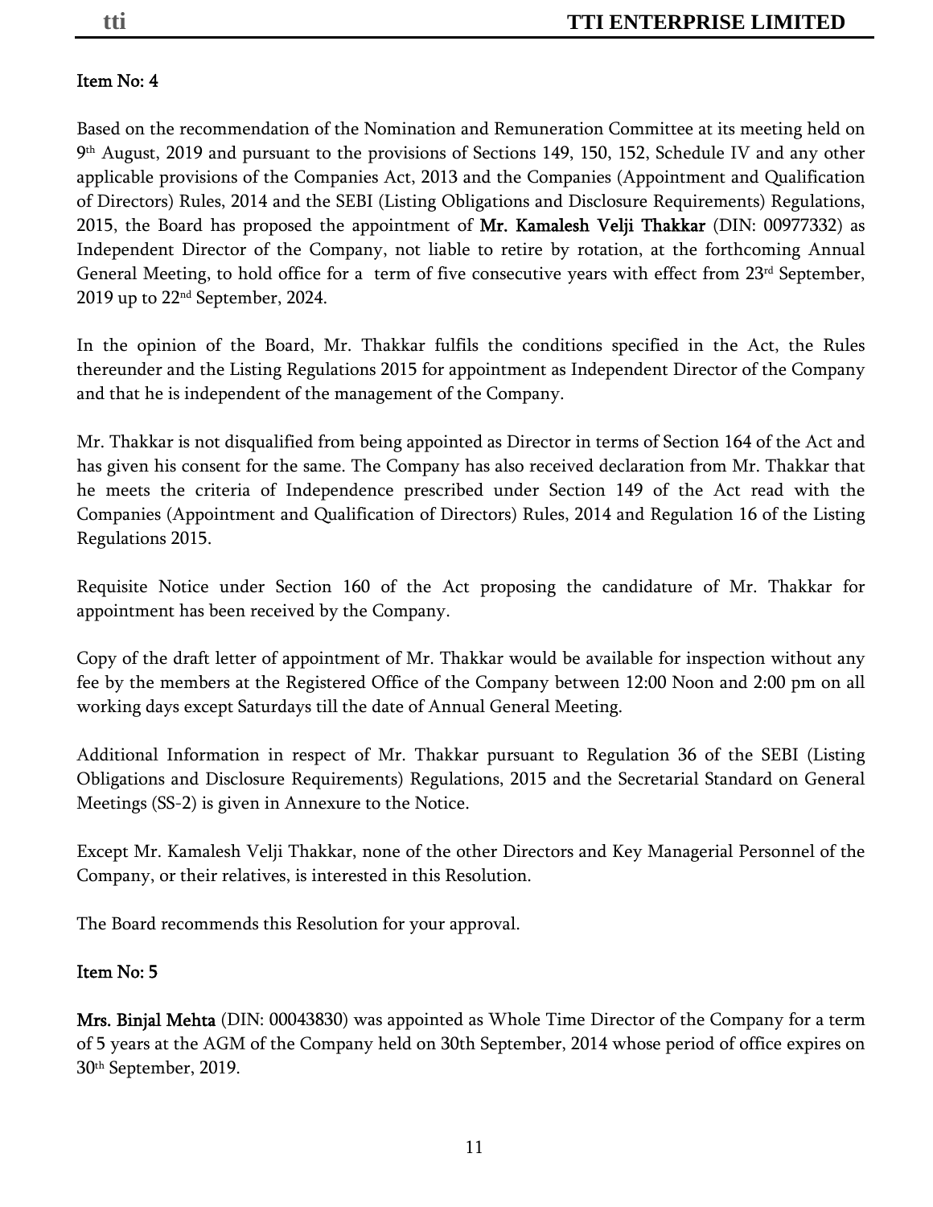**Item No: 4**

Based on the recommendation of the Nomination and Remuneration Committee at its meeting held on 9th August, 2019 and pursuant to the provisions of Sections 149, 150, 152, Schedule IV and any other applicable provisions of the Companies Act, 2013 and the Companies (Appointment and Qualification of Directors) Rules, 2014 and the SEBI (Listing Obligations and Disclosure Requirements) Regulations, 2015, the Board has proposed the appointment of **Mr. Kamalesh Velji Thakkar** (DIN: 00977332) as Independent Director of the Company, not liable to retire by rotation, at the forthcoming Annual General Meeting, to hold office for a term of five consecutive years with effect from 23rd September, 2019 up to 22nd September, 2024.

In the opinion of the Board, Mr. Thakkar fulfils the conditions specified in the Act, the Rules thereunder and the Listing Regulations 2015 for appointment as Independent Director of the Company and that he is independent of the management of the Company.

Mr. Thakkar is not disqualified from being appointed as Director in terms of Section 164 of the Act and has given his consent for the same. The Company has also received declaration from Mr. Thakkar that he meets the criteria of Independence prescribed under Section 149 of the Act read with the Companies (Appointment and Qualification of Directors) Rules, 2014 and Regulation 16 of the Listing Regulations 2015.

Requisite Notice under Section 160 of the Act proposing the candidature of Mr. Thakkar for appointment has been received by the Company.

Copy of the draft letter of appointment of Mr. Thakkar would be available for inspection without any fee by the members at the Registered Office of the Company between 12:00 Noon and 2:00 pm on all working days except Saturdays till the date of Annual General Meeting.

Additional Information in respect of Mr. Thakkar pursuant to Regulation 36 of the SEBI (Listing Obligations and Disclosure Requirements) Regulations, 2015 and the Secretarial Standard on General Meetings (SS-2) is given in Annexure to the Notice.

Except Mr. Kamalesh Velji Thakkar, none of the other Directors and Key Managerial Personnel of the Company, or their relatives, is interested in this Resolution.

The Board recommends this Resolution for your approval.

**Item No: 5**

**Mrs. Binjal Mehta** (DIN: 00043830) was appointed as Whole Time Director of the Company for a term of 5 years at the AGM of the Company held on 30th September, 2014 whose period of office expires on 30th September, 2019.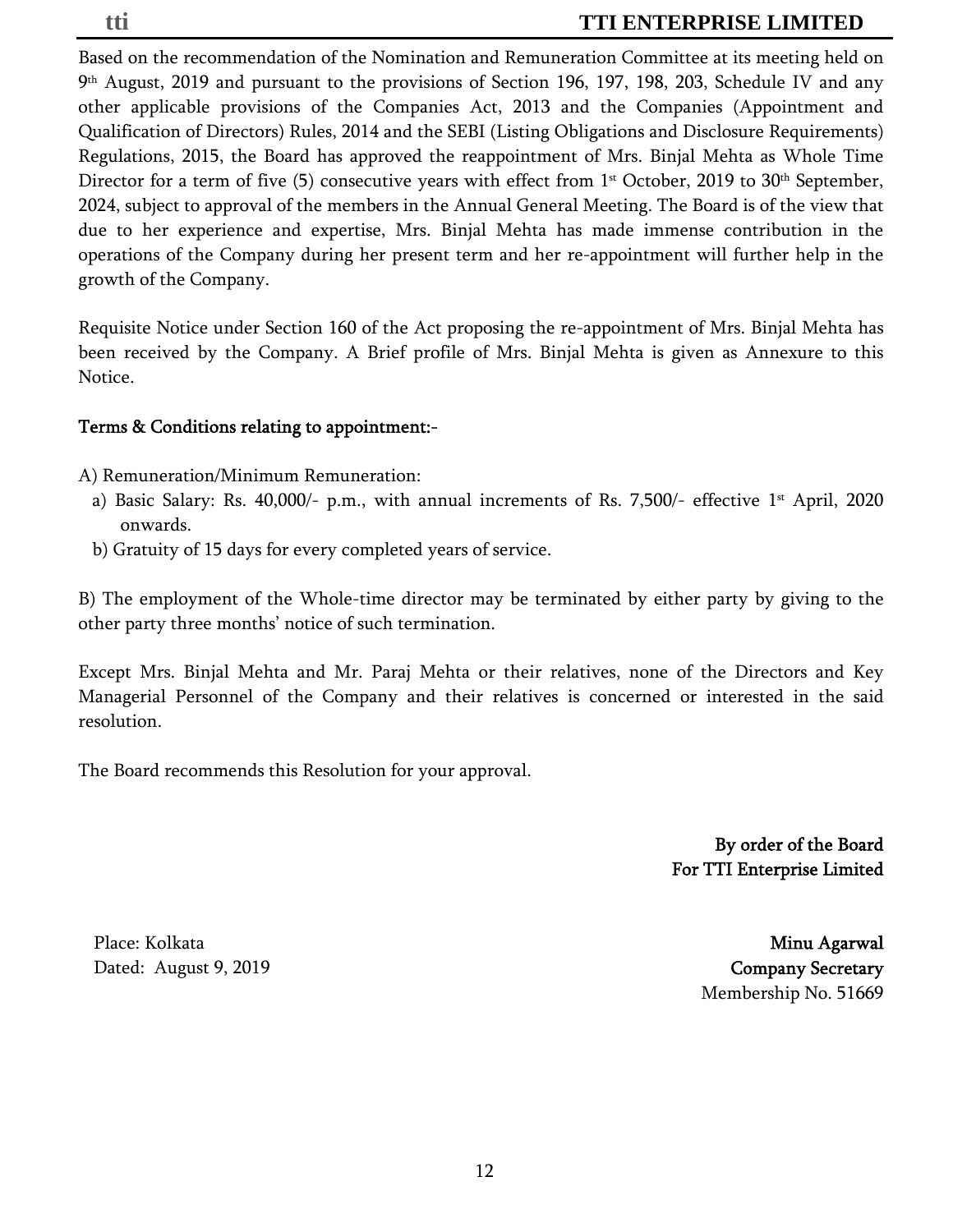Based on the recommendation of the Nomination and Remuneration Committee at its meeting held on 9th August, 2019 and pursuant to the provisions of Section 196, 197, 198, 203, Schedule IV and any other applicable provisions of the Companies Act, 2013 and the Companies (Appointment and Qualification of Directors) Rules, 2014 and the SEBI (Listing Obligations and Disclosure Requirements) Regulations, 2015, the Board has approved the reappointment of Mrs. Binjal Mehta as Whole Time Director for a term of five (5) consecutive years with effect from 1st October, 2019 to 30th September, 2024, subject to approval of the members in the Annual General Meeting. The Board is of the view that due to her experience and expertise, Mrs. Binjal Mehta has made immense contribution in the operations of the Company during her present term and her re-appointment will further help in the growth of the Company.

Requisite Notice under Section 160 of the Act proposing the re-appointment of Mrs. Binjal Mehta has been received by the Company. A Brief profile of Mrs. Binjal Mehta is given as Annexure to this Notice.

**Terms & Conditions relating to appointment:-**

A) Remuneration/Minimum Remuneration:

a) Basic Salary: Rs. 40,000/- p.m., with annual increments of Rs. 7,500/- effective 1st April, 2020 onwards.

b) Gratuity of 15 days for every completed years of service.

B) The employment of the Whole-time director may be terminated by either party by giving to the other party three months' notice of such termination.

Except Mrs. Binjal Mehta and Mr. Paraj Mehta or their relatives, none of the Directors and Key Managerial Personnel of the Company and their relatives is concerned or interested in the said resolution.

The Board recommends this Resolution for your approval.

**By order of the Board**
**For TTI Enterprise Limited**

Place: Kolkata
Dated: August 9, 2019

**Minu Agarwal**
**Company Secretary**
Membership No. 51669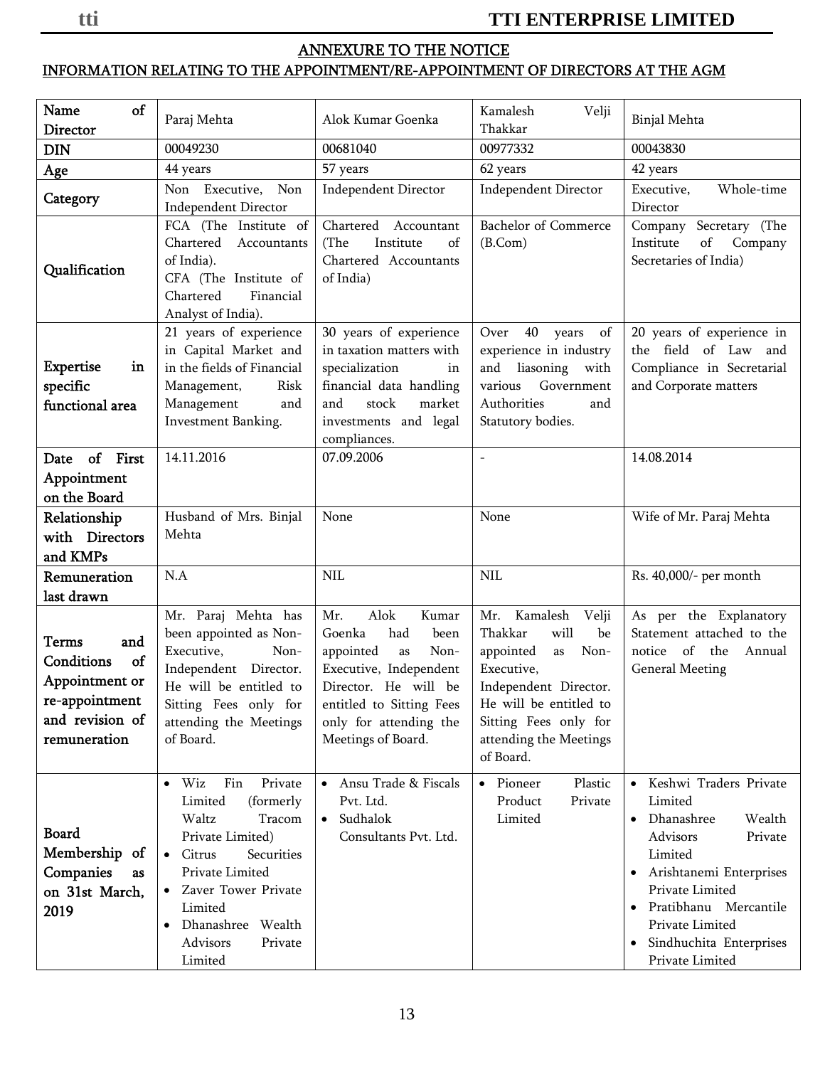## ANNEXURE TO THE NOTICE

### INFORMATION RELATING TO THE APPOINTMENT/RE-APPOINTMENT OF DIRECTORS AT THE AGM

| Name of Director | Paraj Mehta | Alok Kumar Goenka | Kamalesh Velji Thakkar | Binjal Mehta |
|---|---|---|---|---|
| DIN | 00049230 | 00681040 | 00977332 | 00043830 |
| Age | 44 years | 57 years | 62 years | 42 years |
| Category | Non Executive, Non Independent Director | Independent Director | Independent Director | Executive, Whole-time Director |
| Qualification | FCA (The Institute of Chartered Accountants of India).<br>CFA (The Institute of Chartered Financial Analyst of India). | Chartered Accountant (The Institute of Chartered Accountants of India) | Bachelor of Commerce (B.Com) | Company Secretary (The Institute of Company Secretaries of India) |
| Expertise in specific functional area | 21 years of experience in Capital Market and in the fields of Financial Management, Risk Management and Investment Banking. | 30 years of experience in taxation matters with specialization in financial data handling and stock market investments and legal compliances. | Over 40 years of experience in industry and liasoning with various Government Authorities and Statutory bodies. | 20 years of experience in the field of Law and Compliance in Secretarial and Corporate matters |
| Date of First Appointment on the Board | 14.11.2016 | 07.09.2006 | - | 14.08.2014 |
| Relationship with Directors and KMPs | Husband of Mrs. Binjal Mehta | None | None | Wife of Mr. Paraj Mehta |
| Remuneration last drawn | N.A | NIL | NIL | Rs. 40,000/- per month |
| Terms and Conditions of Appointment or re-appointment and revision of remuneration | Mr. Paraj Mehta has been appointed as Non-Executive, Non-Independent Director. He will be entitled to Sitting Fees only for attending the Meetings of Board. | Mr. Alok Kumar Goenka had been appointed as Non-Executive, Independent Director. He will be entitled to Sitting Fees only for attending the Meetings of Board. | Mr. Kamalesh Velji Thakkar will be appointed as Non-Executive, Independent Director. He will be entitled to Sitting Fees only for attending the Meetings of Board. | As per the Explanatory Statement attached to the notice of the Annual General Meeting |
| Board Membership of Companies as on 31st March, 2019 | • Wiz Fin Private Limited (formerly Waltz Tracom Private Limited)<br>• Citrus Securities Private Limited<br>• Zaver Tower Private Limited<br>• Dhanashree Wealth Advisors Private Limited | • Ansu Trade & Fiscals Pvt. Ltd.<br>• Sudhalok Consultants Pvt. Ltd. | • Pioneer Plastic Product Private Limited | • Keshwi Traders Private Limited<br>• Dhanashree Wealth Advisors Private Limited<br>• Arishtanemi Enterprises Private Limited<br>• Pratibhanu Mercantile Private Limited<br>• Sindhuchita Enterprises Private Limited |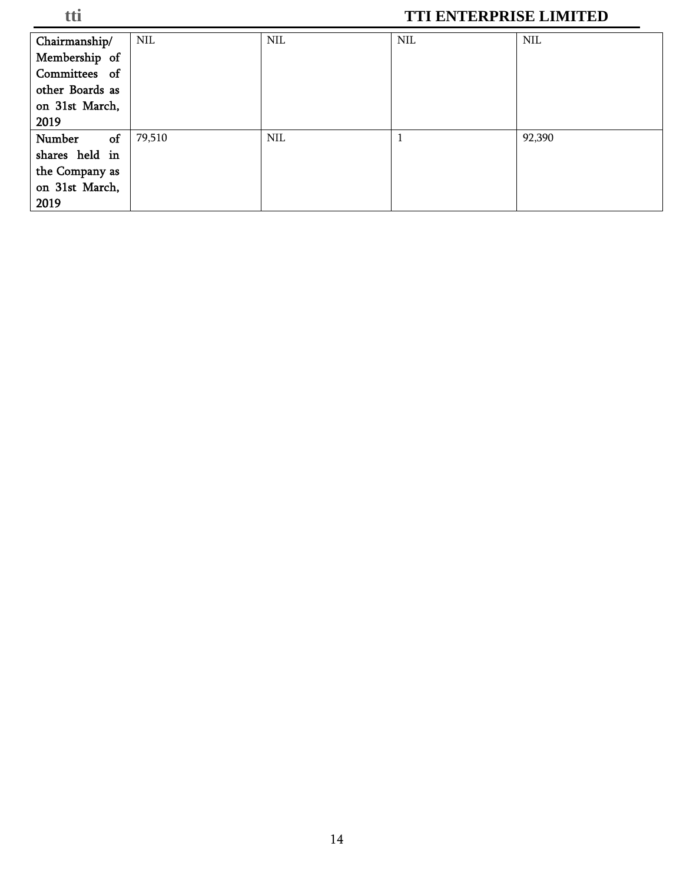| | | | | |
|---|---|---|---|---|
| Chairmanship/ Membership of Committees of other Boards as on 31st March, 2019 | NIL | NIL | NIL | NIL |
| Number of shares held in the Company as on 31st March, 2019 | 79,510 | NIL | 1 | 92,390 |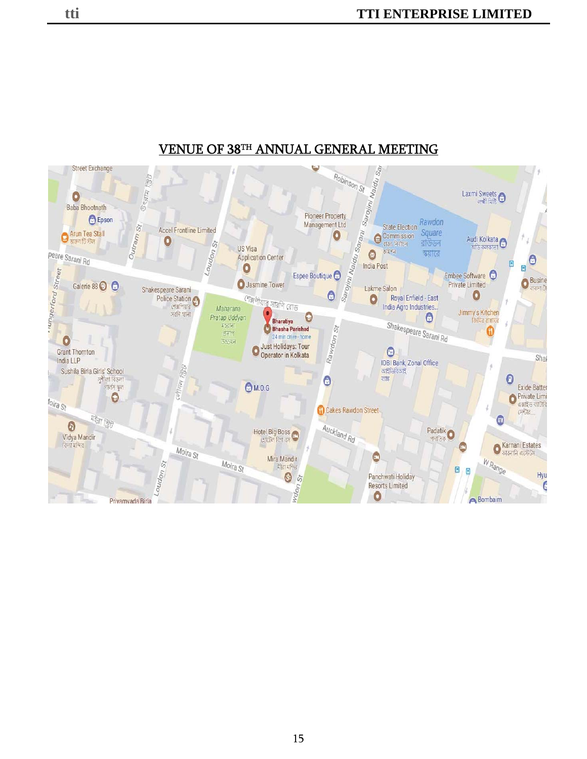# VENUE OF 38[TH] ANNUAL GENERAL MEETING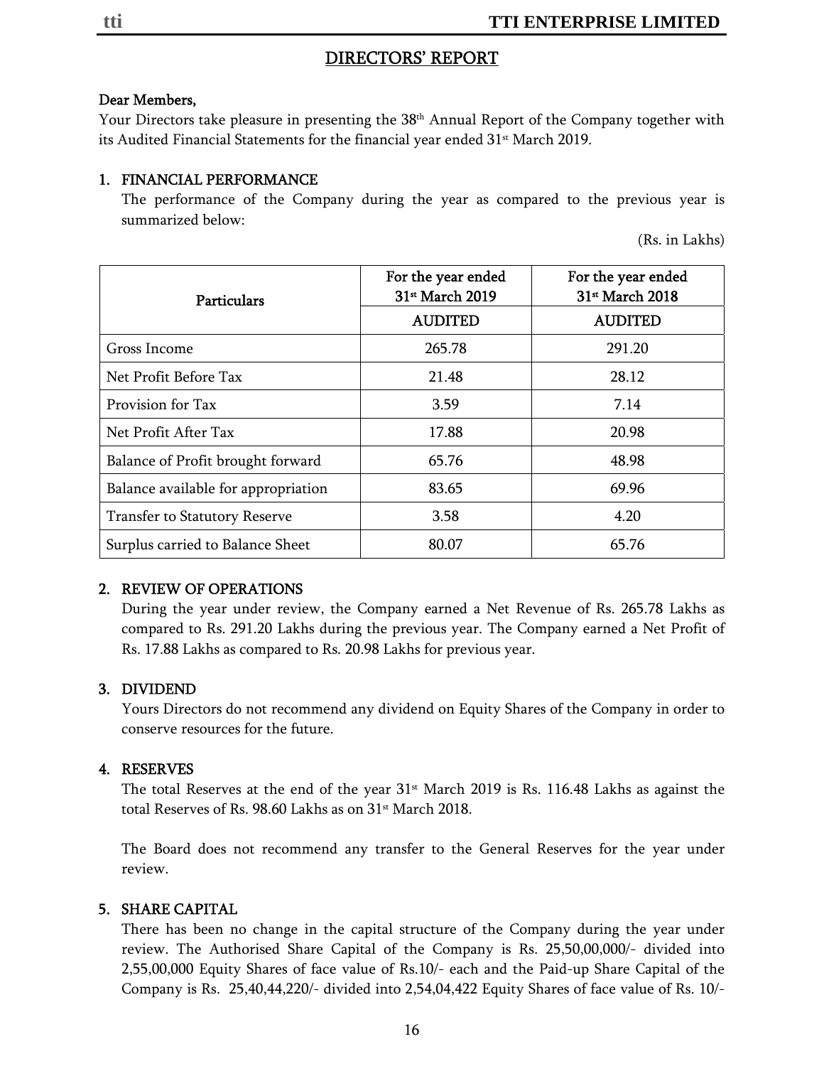# DIRECTORS' REPORT

Dear Members,

Your Directors take pleasure in presenting the 38th Annual Report of the Company together with its Audited Financial Statements for the financial year ended 31st March 2019.

## 1. FINANCIAL PERFORMANCE

The performance of the Company during the year as compared to the previous year is summarized below:

(Rs. in Lakhs)

| Particulars | For the year ended 31st March 2019 | For the year ended 31st March 2018 |
|---|---|---|
| | AUDITED | AUDITED |
| Gross Income | 265.78 | 291.20 |
| Net Profit Before Tax | 21.48 | 28.12 |
| Provision for Tax | 3.59 | 7.14 |
| Net Profit After Tax | 17.88 | 20.98 |
| Balance of Profit brought forward | 65.76 | 48.98 |
| Balance available for appropriation | 83.65 | 69.96 |
| Transfer to Statutory Reserve | 3.58 | 4.20 |
| Surplus carried to Balance Sheet | 80.07 | 65.76 |

## 2. REVIEW OF OPERATIONS

During the year under review, the Company earned a Net Revenue of Rs. 265.78 Lakhs as compared to Rs. 291.20 Lakhs during the previous year. The Company earned a Net Profit of Rs. 17.88 Lakhs as compared to Rs. 20.98 Lakhs for previous year.

## 3. DIVIDEND

Yours Directors do not recommend any dividend on Equity Shares of the Company in order to conserve resources for the future.

## 4. RESERVES

The total Reserves at the end of the year 31st March 2019 is Rs. 116.48 Lakhs as against the total Reserves of Rs. 98.60 Lakhs as on 31st March 2018.

The Board does not recommend any transfer to the General Reserves for the year under review.

## 5. SHARE CAPITAL

There has been no change in the capital structure of the Company during the year under review. The Authorised Share Capital of the Company is Rs. 25,50,00,000/- divided into 2,55,00,000 Equity Shares of face value of Rs.10/- each and the Paid-up Share Capital of the Company is Rs. 25,40,44,220/- divided into 2,54,04,422 Equity Shares of face value of Rs. 10/-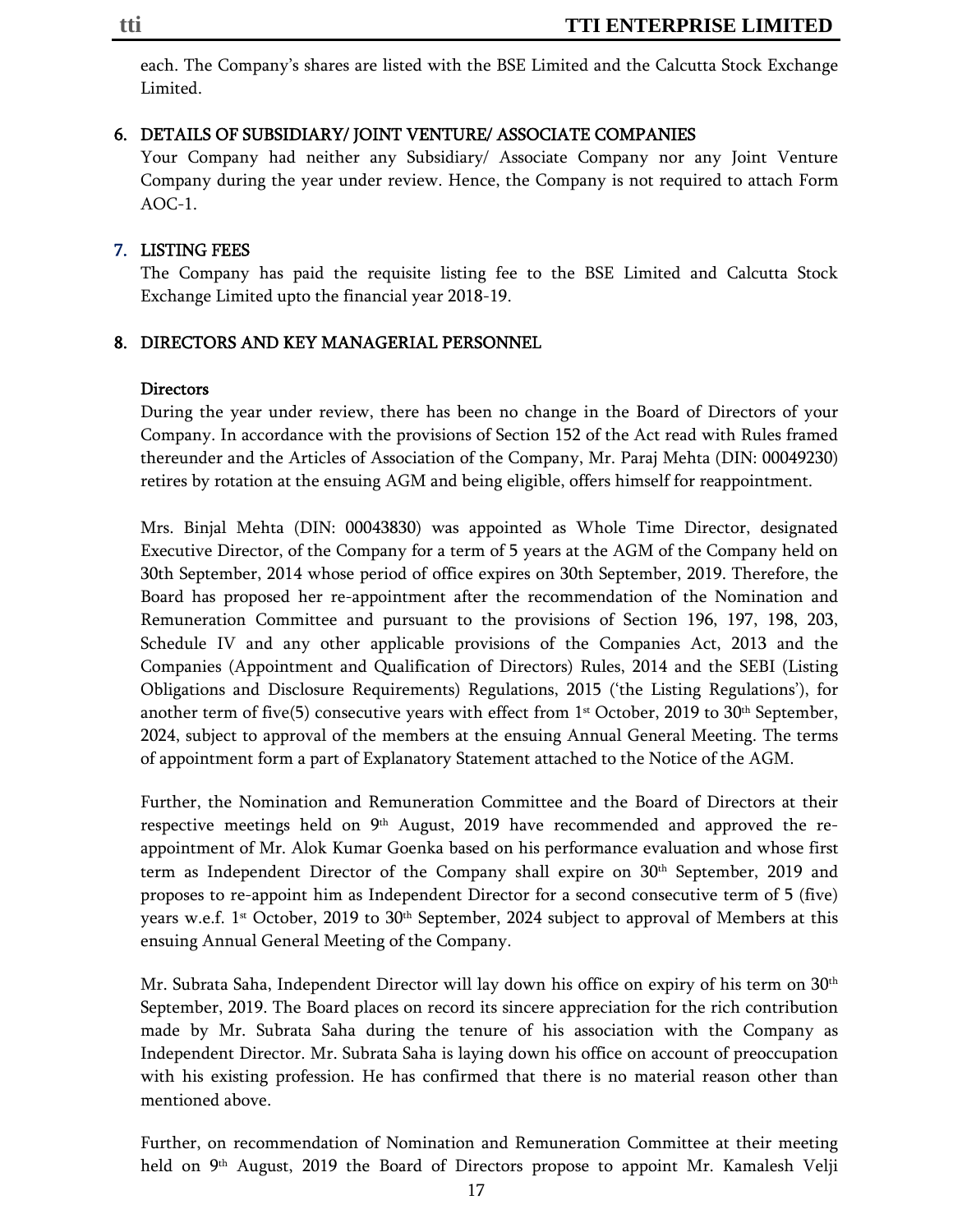each. The Company's shares are listed with the BSE Limited and the Calcutta Stock Exchange Limited.

## 6. DETAILS OF SUBSIDIARY/ JOINT VENTURE/ ASSOCIATE COMPANIES

Your Company had neither any Subsidiary/ Associate Company nor any Joint Venture Company during the year under review. Hence, the Company is not required to attach Form AOC-1.

## 7. LISTING FEES

The Company has paid the requisite listing fee to the BSE Limited and Calcutta Stock Exchange Limited upto the financial year 2018-19.

## 8. DIRECTORS AND KEY MANAGERIAL PERSONNEL

### Directors

During the year under review, there has been no change in the Board of Directors of your Company. In accordance with the provisions of Section 152 of the Act read with Rules framed thereunder and the Articles of Association of the Company, Mr. Paraj Mehta (DIN: 00049230) retires by rotation at the ensuing AGM and being eligible, offers himself for reappointment.

Mrs. Binjal Mehta (DIN: 00043830) was appointed as Whole Time Director, designated Executive Director, of the Company for a term of 5 years at the AGM of the Company held on 30th September, 2014 whose period of office expires on 30th September, 2019. Therefore, the Board has proposed her re-appointment after the recommendation of the Nomination and Remuneration Committee and pursuant to the provisions of Section 196, 197, 198, 203, Schedule IV and any other applicable provisions of the Companies Act, 2013 and the Companies (Appointment and Qualification of Directors) Rules, 2014 and the SEBI (Listing Obligations and Disclosure Requirements) Regulations, 2015 ('the Listing Regulations'), for another term of five(5) consecutive years with effect from 1st October, 2019 to 30th September, 2024, subject to approval of the members at the ensuing Annual General Meeting. The terms of appointment form a part of Explanatory Statement attached to the Notice of the AGM.

Further, the Nomination and Remuneration Committee and the Board of Directors at their respective meetings held on 9th August, 2019 have recommended and approved the re-appointment of Mr. Alok Kumar Goenka based on his performance evaluation and whose first term as Independent Director of the Company shall expire on 30th September, 2019 and proposes to re-appoint him as Independent Director for a second consecutive term of 5 (five) years w.e.f. 1st October, 2019 to 30th September, 2024 subject to approval of Members at this ensuing Annual General Meeting of the Company.

Mr. Subrata Saha, Independent Director will lay down his office on expiry of his term on 30th September, 2019. The Board places on record its sincere appreciation for the rich contribution made by Mr. Subrata Saha during the tenure of his association with the Company as Independent Director. Mr. Subrata Saha is laying down his office on account of preoccupation with his existing profession. He has confirmed that there is no material reason other than mentioned above.

Further, on recommendation of Nomination and Remuneration Committee at their meeting held on 9th August, 2019 the Board of Directors propose to appoint Mr. Kamalesh Velji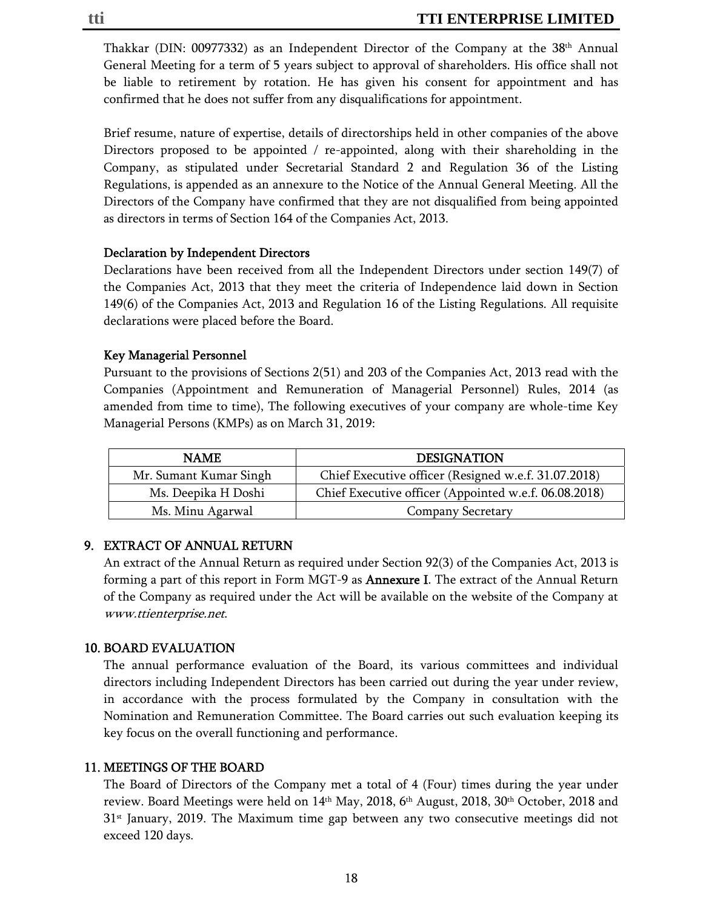Thakkar (DIN: 00977332) as an Independent Director of the Company at the 38th Annual General Meeting for a term of 5 years subject to approval of shareholders. His office shall not be liable to retirement by rotation. He has given his consent for appointment and has confirmed that he does not suffer from any disqualifications for appointment.

Brief resume, nature of expertise, details of directorships held in other companies of the above Directors proposed to be appointed / re-appointed, along with their shareholding in the Company, as stipulated under Secretarial Standard 2 and Regulation 36 of the Listing Regulations, is appended as an annexure to the Notice of the Annual General Meeting. All the Directors of the Company have confirmed that they are not disqualified from being appointed as directors in terms of Section 164 of the Companies Act, 2013.

### Declaration by Independent Directors

Declarations have been received from all the Independent Directors under section 149(7) of the Companies Act, 2013 that they meet the criteria of Independence laid down in Section 149(6) of the Companies Act, 2013 and Regulation 16 of the Listing Regulations. All requisite declarations were placed before the Board.

### Key Managerial Personnel

Pursuant to the provisions of Sections 2(51) and 203 of the Companies Act, 2013 read with the Companies (Appointment and Remuneration of Managerial Personnel) Rules, 2014 (as amended from time to time), The following executives of your company are whole-time Key Managerial Persons (KMPs) as on March 31, 2019:

| NAME | DESIGNATION |
|---|---|
| Mr. Sumant Kumar Singh | Chief Executive officer (Resigned w.e.f. 31.07.2018) |
| Ms. Deepika H Doshi | Chief Executive officer (Appointed w.e.f. 06.08.2018) |
| Ms. Minu Agarwal | Company Secretary |

## 9. EXTRACT OF ANNUAL RETURN

An extract of the Annual Return as required under Section 92(3) of the Companies Act, 2013 is forming a part of this report in Form MGT-9 as **Annexure I**. The extract of the Annual Return of the Company as required under the Act will be available on the website of the Company at *www.ttienterprise.net*.

## 10. BOARD EVALUATION

The annual performance evaluation of the Board, its various committees and individual directors including Independent Directors has been carried out during the year under review, in accordance with the process formulated by the Company in consultation with the Nomination and Remuneration Committee. The Board carries out such evaluation keeping its key focus on the overall functioning and performance.

## 11. MEETINGS OF THE BOARD

The Board of Directors of the Company met a total of 4 (Four) times during the year under review. Board Meetings were held on 14th May, 2018, 6th August, 2018, 30th October, 2018 and 31st January, 2019. The Maximum time gap between any two consecutive meetings did not exceed 120 days.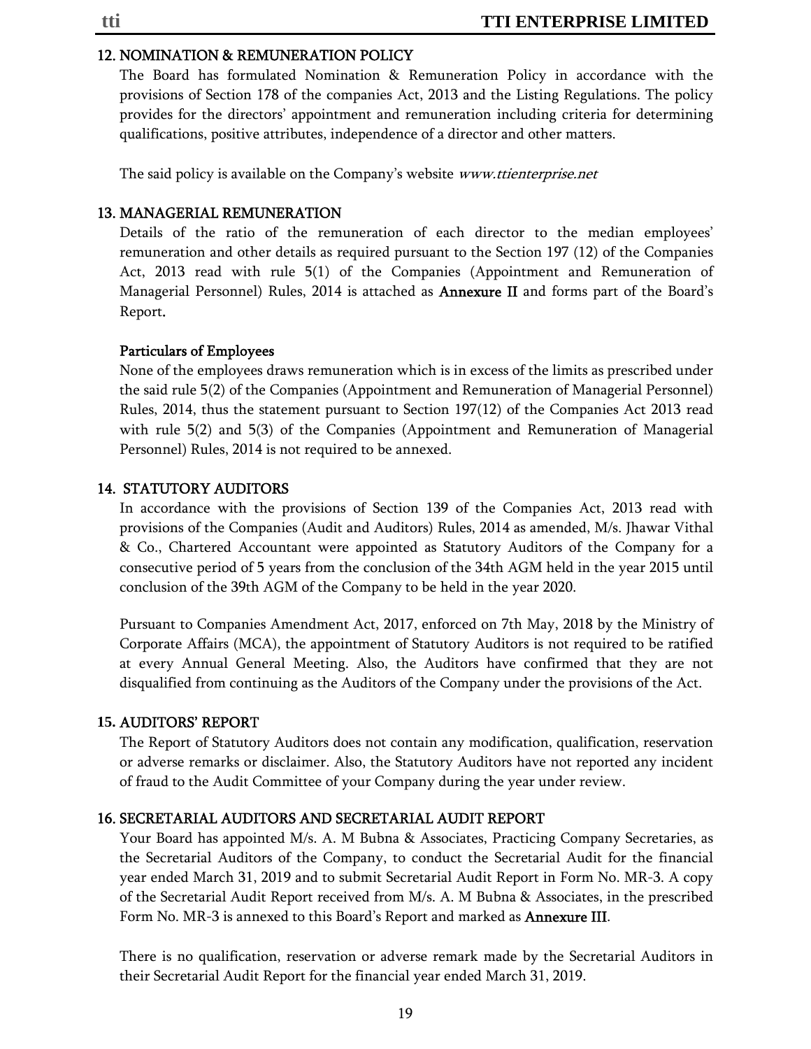## 12. NOMINATION & REMUNERATION POLICY

The Board has formulated Nomination & Remuneration Policy in accordance with the provisions of Section 178 of the companies Act, 2013 and the Listing Regulations. The policy provides for the directors' appointment and remuneration including criteria for determining qualifications, positive attributes, independence of a director and other matters.

The said policy is available on the Company's website *www.ttienterprise.net*

## 13. MANAGERIAL REMUNERATION

Details of the ratio of the remuneration of each director to the median employees' remuneration and other details as required pursuant to the Section 197 (12) of the Companies Act, 2013 read with rule 5(1) of the Companies (Appointment and Remuneration of Managerial Personnel) Rules, 2014 is attached as **Annexure II** and forms part of the Board's Report.

### Particulars of Employees

None of the employees draws remuneration which is in excess of the limits as prescribed under the said rule 5(2) of the Companies (Appointment and Remuneration of Managerial Personnel) Rules, 2014, thus the statement pursuant to Section 197(12) of the Companies Act 2013 read with rule 5(2) and 5(3) of the Companies (Appointment and Remuneration of Managerial Personnel) Rules, 2014 is not required to be annexed.

## 14. STATUTORY AUDITORS

In accordance with the provisions of Section 139 of the Companies Act, 2013 read with provisions of the Companies (Audit and Auditors) Rules, 2014 as amended, M/s. Jhawar Vithal & Co., Chartered Accountant were appointed as Statutory Auditors of the Company for a consecutive period of 5 years from the conclusion of the 34th AGM held in the year 2015 until conclusion of the 39th AGM of the Company to be held in the year 2020.

Pursuant to Companies Amendment Act, 2017, enforced on 7th May, 2018 by the Ministry of Corporate Affairs (MCA), the appointment of Statutory Auditors is not required to be ratified at every Annual General Meeting. Also, the Auditors have confirmed that they are not disqualified from continuing as the Auditors of the Company under the provisions of the Act.

## 15. AUDITORS' REPORT

The Report of Statutory Auditors does not contain any modification, qualification, reservation or adverse remarks or disclaimer. Also, the Statutory Auditors have not reported any incident of fraud to the Audit Committee of your Company during the year under review.

## 16. SECRETARIAL AUDITORS AND SECRETARIAL AUDIT REPORT

Your Board has appointed M/s. A. M Bubna & Associates, Practicing Company Secretaries, as the Secretarial Auditors of the Company, to conduct the Secretarial Audit for the financial year ended March 31, 2019 and to submit Secretarial Audit Report in Form No. MR-3. A copy of the Secretarial Audit Report received from M/s. A. M Bubna & Associates, in the prescribed Form No. MR-3 is annexed to this Board's Report and marked as **Annexure III**.

There is no qualification, reservation or adverse remark made by the Secretarial Auditors in their Secretarial Audit Report for the financial year ended March 31, 2019.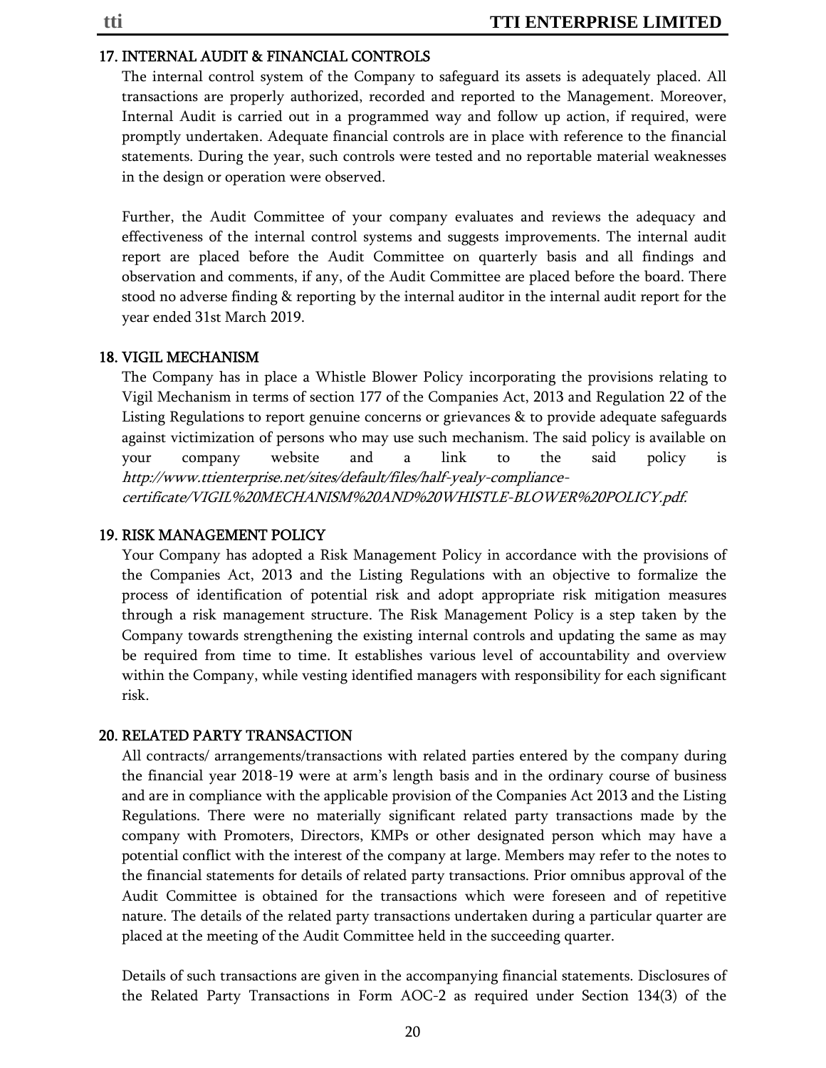## 17. INTERNAL AUDIT & FINANCIAL CONTROLS

The internal control system of the Company to safeguard its assets is adequately placed. All transactions are properly authorized, recorded and reported to the Management. Moreover, Internal Audit is carried out in a programmed way and follow up action, if required, were promptly undertaken. Adequate financial controls are in place with reference to the financial statements. During the year, such controls were tested and no reportable material weaknesses in the design or operation were observed.

Further, the Audit Committee of your company evaluates and reviews the adequacy and effectiveness of the internal control systems and suggests improvements. The internal audit report are placed before the Audit Committee on quarterly basis and all findings and observation and comments, if any, of the Audit Committee are placed before the board. There stood no adverse finding & reporting by the internal auditor in the internal audit report for the year ended 31st March 2019.

## 18. VIGIL MECHANISM

The Company has in place a Whistle Blower Policy incorporating the provisions relating to Vigil Mechanism in terms of section 177 of the Companies Act, 2013 and Regulation 22 of the Listing Regulations to report genuine concerns or grievances & to provide adequate safeguards against victimization of persons who may use such mechanism. The said policy is available on your company website and a link to the said policy is *http://www.ttienterprise.net/sites/default/files/half-yealy-compliance-certificate/VIGIL%20MECHANISM%20AND%20WHISTLE-BLOWER%20POLICY.pdf.*

## 19. RISK MANAGEMENT POLICY

Your Company has adopted a Risk Management Policy in accordance with the provisions of the Companies Act, 2013 and the Listing Regulations with an objective to formalize the process of identification of potential risk and adopt appropriate risk mitigation measures through a risk management structure. The Risk Management Policy is a step taken by the Company towards strengthening the existing internal controls and updating the same as may be required from time to time. It establishes various level of accountability and overview within the Company, while vesting identified managers with responsibility for each significant risk.

## 20. RELATED PARTY TRANSACTION

All contracts/ arrangements/transactions with related parties entered by the company during the financial year 2018-19 were at arm's length basis and in the ordinary course of business and are in compliance with the applicable provision of the Companies Act 2013 and the Listing Regulations. There were no materially significant related party transactions made by the company with Promoters, Directors, KMPs or other designated person which may have a potential conflict with the interest of the company at large. Members may refer to the notes to the financial statements for details of related party transactions. Prior omnibus approval of the Audit Committee is obtained for the transactions which were foreseen and of repetitive nature. The details of the related party transactions undertaken during a particular quarter are placed at the meeting of the Audit Committee held in the succeeding quarter.

Details of such transactions are given in the accompanying financial statements. Disclosures of the Related Party Transactions in Form AOC-2 as required under Section 134(3) of the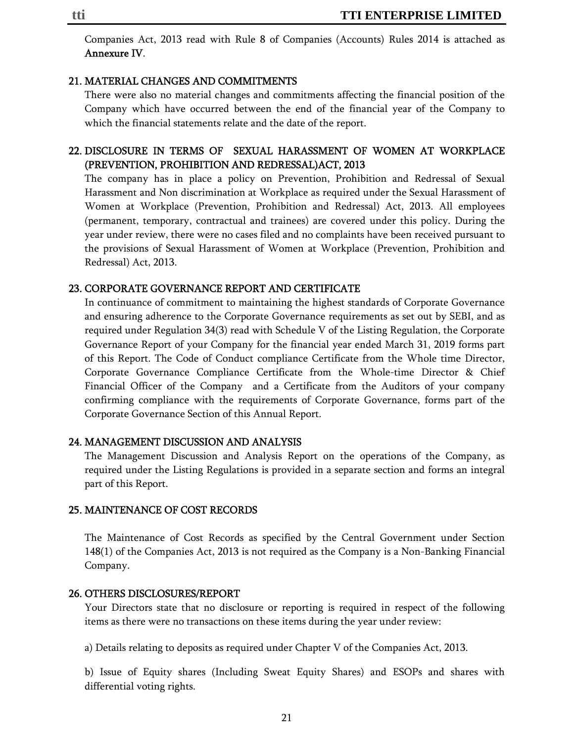Companies Act, 2013 read with Rule 8 of Companies (Accounts) Rules 2014 is attached as **Annexure IV**.

## 21. MATERIAL CHANGES AND COMMITMENTS

There were also no material changes and commitments affecting the financial position of the Company which have occurred between the end of the financial year of the Company to which the financial statements relate and the date of the report.

## 22. DISCLOSURE IN TERMS OF SEXUAL HARASSMENT OF WOMEN AT WORKPLACE (PREVENTION, PROHIBITION AND REDRESSAL)ACT, 2013

The company has in place a policy on Prevention, Prohibition and Redressal of Sexual Harassment and Non discrimination at Workplace as required under the Sexual Harassment of Women at Workplace (Prevention, Prohibition and Redressal) Act, 2013. All employees (permanent, temporary, contractual and trainees) are covered under this policy. During the year under review, there were no cases filed and no complaints have been received pursuant to the provisions of Sexual Harassment of Women at Workplace (Prevention, Prohibition and Redressal) Act, 2013.

## 23. CORPORATE GOVERNANCE REPORT AND CERTIFICATE

In continuance of commitment to maintaining the highest standards of Corporate Governance and ensuring adherence to the Corporate Governance requirements as set out by SEBI, and as required under Regulation 34(3) read with Schedule V of the Listing Regulation, the Corporate Governance Report of your Company for the financial year ended March 31, 2019 forms part of this Report. The Code of Conduct compliance Certificate from the Whole time Director, Corporate Governance Compliance Certificate from the Whole-time Director & Chief Financial Officer of the Company and a Certificate from the Auditors of your company confirming compliance with the requirements of Corporate Governance, forms part of the Corporate Governance Section of this Annual Report.

## 24. MANAGEMENT DISCUSSION AND ANALYSIS

The Management Discussion and Analysis Report on the operations of the Company, as required under the Listing Regulations is provided in a separate section and forms an integral part of this Report.

## 25. MAINTENANCE OF COST RECORDS

The Maintenance of Cost Records as specified by the Central Government under Section 148(1) of the Companies Act, 2013 is not required as the Company is a Non-Banking Financial Company.

## 26. OTHERS DISCLOSURES/REPORT

Your Directors state that no disclosure or reporting is required in respect of the following items as there were no transactions on these items during the year under review:

a) Details relating to deposits as required under Chapter V of the Companies Act, 2013.

b) Issue of Equity shares (Including Sweat Equity Shares) and ESOPs and shares with differential voting rights.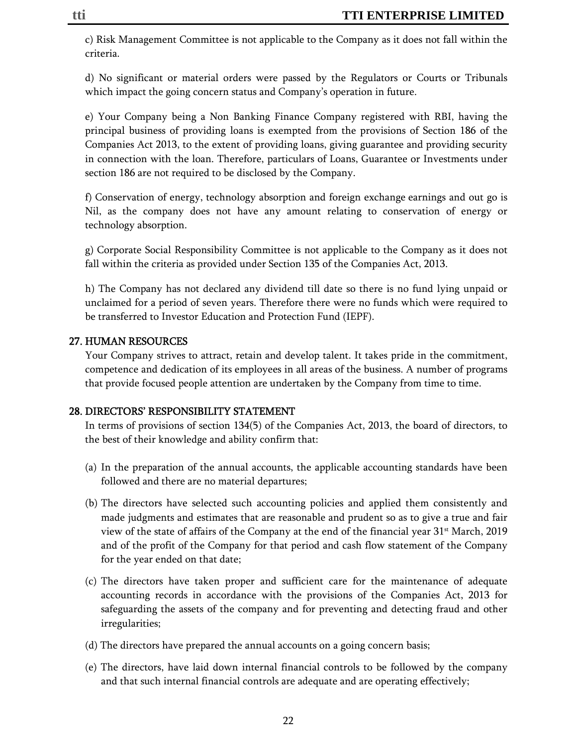c) Risk Management Committee is not applicable to the Company as it does not fall within the criteria.

d) No significant or material orders were passed by the Regulators or Courts or Tribunals which impact the going concern status and Company's operation in future.

e) Your Company being a Non Banking Finance Company registered with RBI, having the principal business of providing loans is exempted from the provisions of Section 186 of the Companies Act 2013, to the extent of providing loans, giving guarantee and providing security in connection with the loan. Therefore, particulars of Loans, Guarantee or Investments under section 186 are not required to be disclosed by the Company.

f) Conservation of energy, technology absorption and foreign exchange earnings and out go is Nil, as the company does not have any amount relating to conservation of energy or technology absorption.

g) Corporate Social Responsibility Committee is not applicable to the Company as it does not fall within the criteria as provided under Section 135 of the Companies Act, 2013.

h) The Company has not declared any dividend till date so there is no fund lying unpaid or unclaimed for a period of seven years. Therefore there were no funds which were required to be transferred to Investor Education and Protection Fund (IEPF).

## 27. HUMAN RESOURCES

Your Company strives to attract, retain and develop talent. It takes pride in the commitment, competence and dedication of its employees in all areas of the business. A number of programs that provide focused people attention are undertaken by the Company from time to time.

## 28. DIRECTORS' RESPONSIBILITY STATEMENT

In terms of provisions of section 134(5) of the Companies Act, 2013, the board of directors, to the best of their knowledge and ability confirm that:

(a) In the preparation of the annual accounts, the applicable accounting standards have been followed and there are no material departures;

(b) The directors have selected such accounting policies and applied them consistently and made judgments and estimates that are reasonable and prudent so as to give a true and fair view of the state of affairs of the Company at the end of the financial year 31st March, 2019 and of the profit of the Company for that period and cash flow statement of the Company for the year ended on that date;

(c) The directors have taken proper and sufficient care for the maintenance of adequate accounting records in accordance with the provisions of the Companies Act, 2013 for safeguarding the assets of the company and for preventing and detecting fraud and other irregularities;

(d) The directors have prepared the annual accounts on a going concern basis;

(e) The directors, have laid down internal financial controls to be followed by the company and that such internal financial controls are adequate and are operating effectively;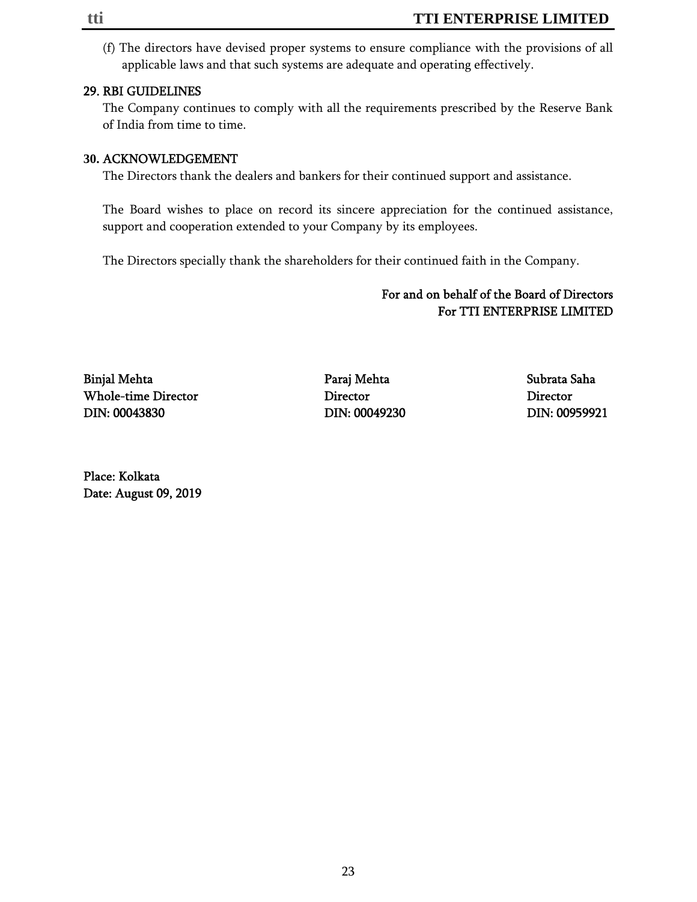(f) The directors have devised proper systems to ensure compliance with the provisions of all applicable laws and that such systems are adequate and operating effectively.

## 29. RBI GUIDELINES

The Company continues to comply with all the requirements prescribed by the Reserve Bank of India from time to time.

## 30. ACKNOWLEDGEMENT

The Directors thank the dealers and bankers for their continued support and assistance.

The Board wishes to place on record its sincere appreciation for the continued assistance, support and cooperation extended to your Company by its employees.

The Directors specially thank the shareholders for their continued faith in the Company.

For and on behalf of the Board of Directors
For TTI ENTERPRISE LIMITED

| Binjal Mehta | Paraj Mehta | Subrata Saha |
|---|---|---|
| Whole-time Director | Director | Director |
| DIN: 00043830 | DIN: 00049230 | DIN: 00959921 |

Place: Kolkata
Date: August 09, 2019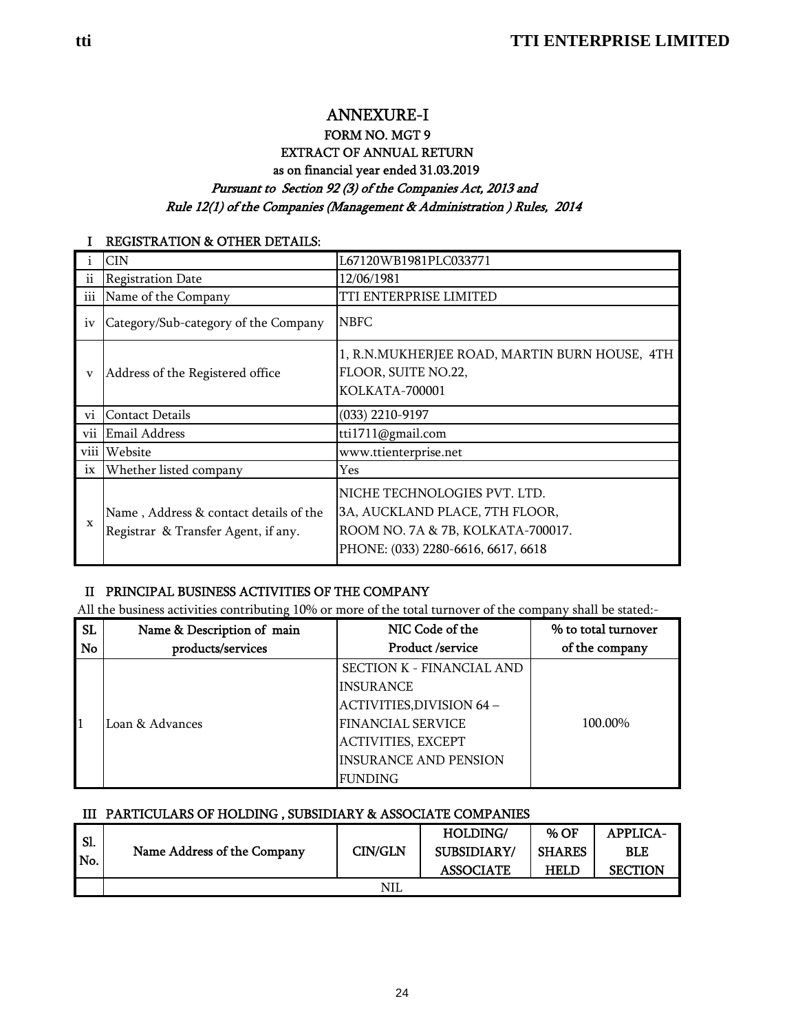# ANNEXURE-I

## FORM NO. MGT 9

## EXTRACT OF ANNUAL RETURN

### as on financial year ended 31.03.2019

*Pursuant to Section 92 (3) of the Companies Act, 2013 and*
*Rule 12(1) of the Companies (Management & Administration ) Rules, 2014*

### I REGISTRATION & OTHER DETAILS:

| | | |
|---|---|---|
| i | CIN | L67120WB1981PLC033771 |
| ii | Registration Date | 12/06/1981 |
| iii | Name of the Company | TTI ENTERPRISE LIMITED |
| iv | Category/Sub-category of the Company | NBFC |
| v | Address of the Registered office | 1, R.N.MUKHERJEE ROAD, MARTIN BURN HOUSE, 4TH FLOOR, SUITE NO.22, KOLKATA-700001 |
| vi | Contact Details | (033) 2210-9197 |
| vii | Email Address | tti1711@gmail.com |
| viii | Website | www.ttienterprise.net |
| ix | Whether listed company | Yes |
| x | Name , Address & contact details of the Registrar & Transfer Agent, if any. | NICHE TECHNOLOGIES PVT. LTD. 3A, AUCKLAND PLACE, 7TH FLOOR, ROOM NO. 7A & 7B, KOLKATA-700017. PHONE: (033) 2280-6616, 6617, 6618 |

### II PRINCIPAL BUSINESS ACTIVITIES OF THE COMPANY

All the business activities contributing 10% or more of the total turnover of the company shall be stated:-

| SL No | Name & Description of main products/services | NIC Code of the Product /service | % to total turnover of the company |
|---|---|---|---|
| 1 | Loan & Advances | SECTION K - FINANCIAL AND INSURANCE ACTIVITIES,DIVISION 64 – FINANCIAL SERVICE ACTIVITIES, EXCEPT INSURANCE AND PENSION FUNDING | 100.00% |

### III PARTICULARS OF HOLDING , SUBSIDIARY & ASSOCIATE COMPANIES

| Sl. No. | Name Address of the Company | CIN/GLN | HOLDING/ SUBSIDIARY/ ASSOCIATE | % OF SHARES HELD | APPLICA-BLE SECTION |
|---|---|---|---|---|---|
| | NIL | | | | |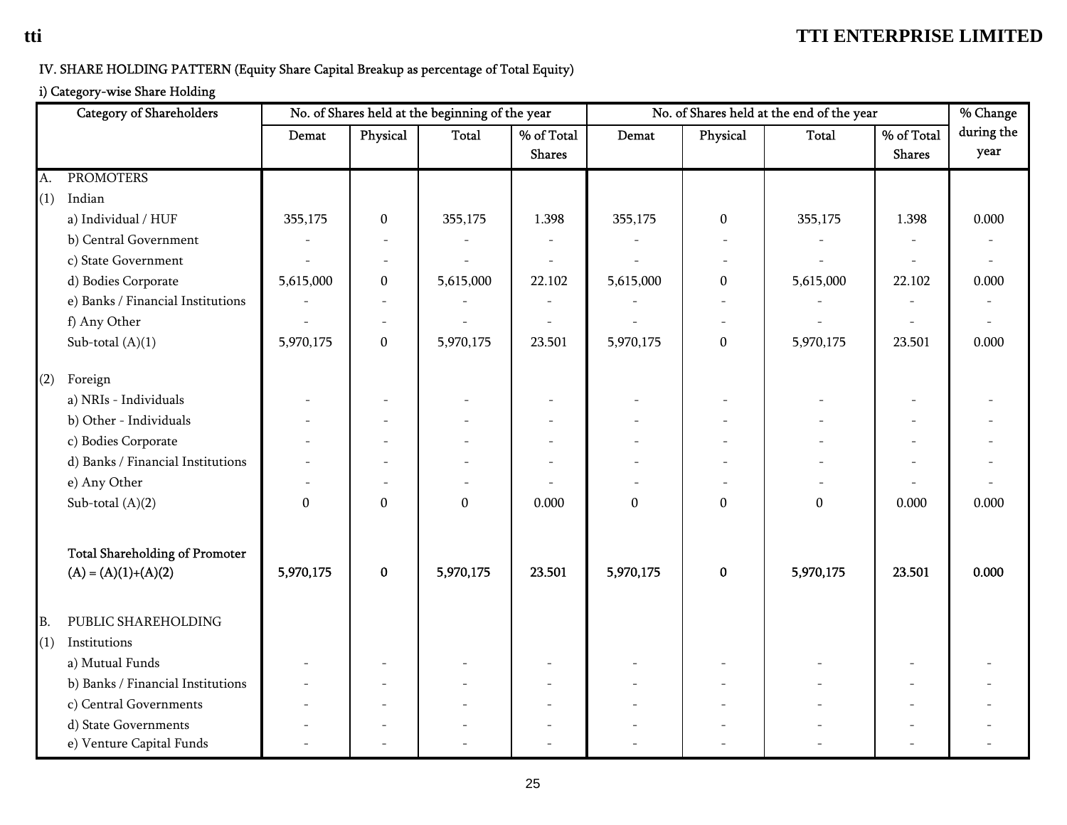IV. SHARE HOLDING PATTERN (Equity Share Capital Breakup as percentage of Total Equity)

i) Category-wise Share Holding

| Category of Shareholders | No. of Shares held at the beginning of the year | | | | No. of Shares held at the end of the year | | | | % Change during the year |
|---|---|---|---|---|---|---|---|---|---|
| | Demat | Physical | Total | % of Total Shares | Demat | Physical | Total | % of Total Shares | |
| A. PROMOTERS | | | | | | | | | |
| (1) Indian | | | | | | | | | |
| a) Individual / HUF | 355,175 | 0 | 355,175 | 1.398 | 355,175 | 0 | 355,175 | 1.398 | 0.000 |
| b) Central Government | - | - | - | - | - | - | - | - | - |
| c) State Government | - | - | - | - | - | - | - | - | - |
| d) Bodies Corporate | 5,615,000 | 0 | 5,615,000 | 22.102 | 5,615,000 | 0 | 5,615,000 | 22.102 | 0.000 |
| e) Banks / Financial Institutions | - | - | - | - | - | - | - | - | - |
| f) Any Other | - | - | - | - | - | - | - | - | - |
| Sub-total (A)(1) | 5,970,175 | 0 | 5,970,175 | 23.501 | 5,970,175 | 0 | 5,970,175 | 23.501 | 0.000 |
| (2) Foreign | | | | | | | | | |
| a) NRIs - Individuals | - | - | - | - | - | - | - | - | - |
| b) Other - Individuals | - | - | - | - | - | - | - | - | - |
| c) Bodies Corporate | - | - | - | - | - | - | - | - | - |
| d) Banks / Financial Institutions | - | - | - | - | - | - | - | - | - |
| e) Any Other | - | - | - | - | - | - | - | - | - |
| Sub-total (A)(2) | 0 | 0 | 0 | 0.000 | 0 | 0 | 0 | 0.000 | 0.000 |
| **Total Shareholding of Promoter (A) = (A)(1)+(A)(2)** | **5,970,175** | **0** | **5,970,175** | **23.501** | **5,970,175** | **0** | **5,970,175** | **23.501** | **0.000** |
| B. PUBLIC SHAREHOLDING | | | | | | | | | |
| (1) Institutions | | | | | | | | | |
| a) Mutual Funds | - | - | - | - | - | - | - | - | - |
| b) Banks / Financial Institutions | - | - | - | - | - | - | - | - | - |
| c) Central Governments | - | - | - | - | - | - | - | - | - |
| d) State Governments | - | - | - | - | - | - | - | - | - |
| e) Venture Capital Funds | - | - | - | - | - | - | - | - | - |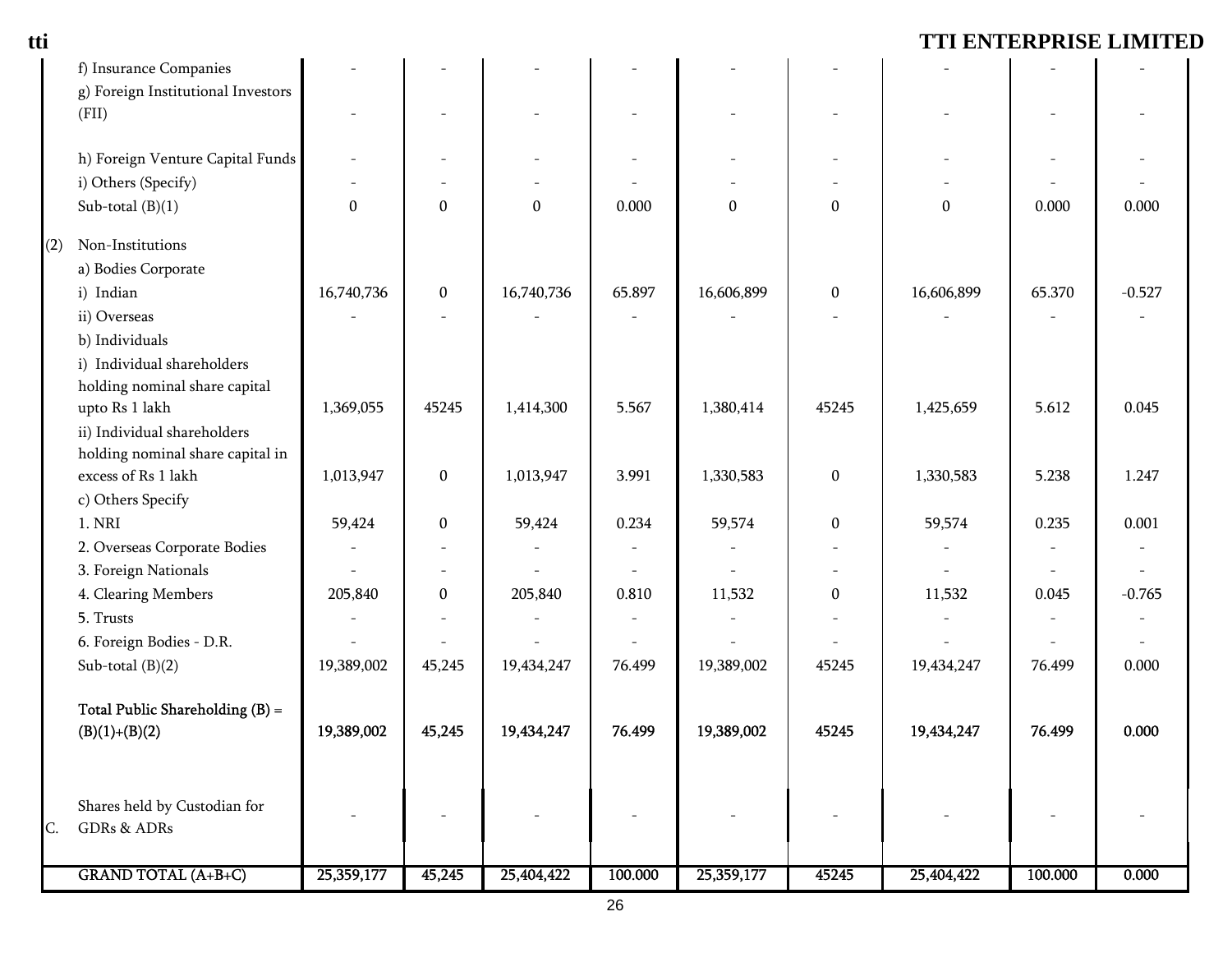| | | | | | | | | | | |
|---|---|---|---|---|---|---|---|---|---|---|
| | f) Insurance Companies | - | - | - | - | - | - | - | - | - |
| | g) Foreign Institutional Investors (FII) | - | - | - | - | - | - | - | - | - |
| | h) Foreign Venture Capital Funds | - | - | - | - | - | - | - | - | - |
| | i) Others (Specify) | - | - | - | - | - | - | - | - | - |
| | Sub-total (B)(1) | 0 | 0 | 0 | 0.000 | 0 | 0 | 0 | 0.000 | 0.000 |
| (2) | Non-Institutions | | | | | | | | | |
| | a) Bodies Corporate | | | | | | | | | |
| | i) Indian | 16,740,736 | 0 | 16,740,736 | 65.897 | 16,606,899 | 0 | 16,606,899 | 65.370 | -0.527 |
| | ii) Overseas | - | - | - | - | - | - | - | - | - |
| | b) Individuals | | | | | | | | | |
| | i) Individual shareholders holding nominal share capital upto Rs 1 lakh | 1,369,055 | 45245 | 1,414,300 | 5.567 | 1,380,414 | 45245 | 1,425,659 | 5.612 | 0.045 |
| | ii) Individual shareholders holding nominal share capital in excess of Rs 1 lakh | 1,013,947 | 0 | 1,013,947 | 3.991 | 1,330,583 | 0 | 1,330,583 | 5.238 | 1.247 |
| | c) Others Specify | | | | | | | | | |
| | 1. NRI | 59,424 | 0 | 59,424 | 0.234 | 59,574 | 0 | 59,574 | 0.235 | 0.001 |
| | 2. Overseas Corporate Bodies | - | - | - | - | - | - | - | - | - |
| | 3. Foreign Nationals | - | - | - | - | - | - | - | - | - |
| | 4. Clearing Members | 205,840 | 0 | 205,840 | 0.810 | 11,532 | 0 | 11,532 | 0.045 | -0.765 |
| | 5. Trusts | - | - | - | - | - | - | - | - | - |
| | 6. Foreign Bodies - D.R. | - | - | - | - | - | - | - | - | - |
| | Sub-total (B)(2) | 19,389,002 | 45,245 | 19,434,247 | 76.499 | 19,389,002 | 45245 | 19,434,247 | 76.499 | 0.000 |
| | **Total Public Shareholding (B) = (B)(1)+(B)(2)** | **19,389,002** | **45,245** | **19,434,247** | **76.499** | **19,389,002** | **45245** | **19,434,247** | **76.499** | **0.000** |
| C. | Shares held by Custodian for GDRs & ADRs | - | - | - | - | - | - | - | - | - |
| | GRAND TOTAL (A+B+C) | 25,359,177 | 45,245 | 25,404,422 | 100.000 | 25,359,177 | 45245 | 25,404,422 | 100.000 | 0.000 |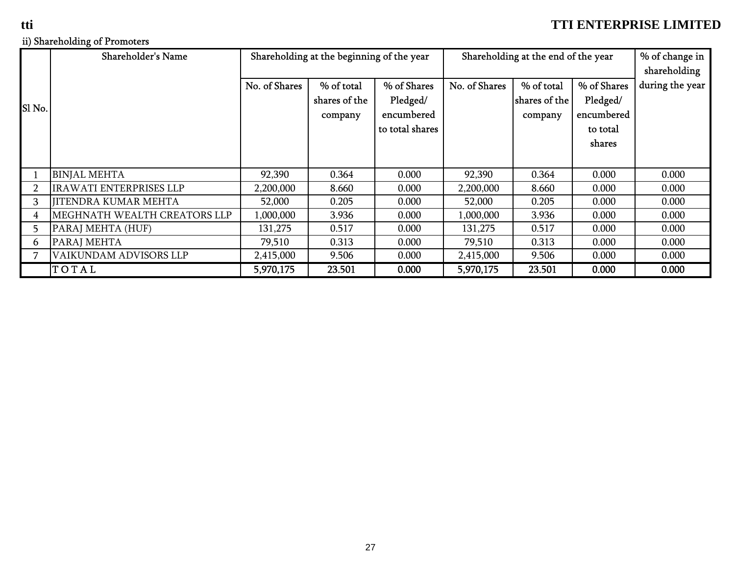ii) Shareholding of Promoters

| Sl No. | Shareholder's Name | Shareholding at the beginning of the year | | | Shareholding at the end of the year | | | % of change in shareholding during the year |
|---|---|---|---|---|---|---|---|---|
| | | No. of Shares | % of total shares of the company | % of Shares Pledged/ encumbered to total shares | No. of Shares | % of total shares of the company | % of Shares Pledged/ encumbered to total shares | |
| 1 | BINJAL MEHTA | 92,390 | 0.364 | 0.000 | 92,390 | 0.364 | 0.000 | 0.000 |
| 2 | IRAWATI ENTERPRISES LLP | 2,200,000 | 8.660 | 0.000 | 2,200,000 | 8.660 | 0.000 | 0.000 |
| 3 | JITENDRA KUMAR MEHTA | 52,000 | 0.205 | 0.000 | 52,000 | 0.205 | 0.000 | 0.000 |
| 4 | MEGHNATH WEALTH CREATORS LLP | 1,000,000 | 3.936 | 0.000 | 1,000,000 | 3.936 | 0.000 | 0.000 |
| 5 | PARAJ MEHTA (HUF) | 131,275 | 0.517 | 0.000 | 131,275 | 0.517 | 0.000 | 0.000 |
| 6 | PARAJ MEHTA | 79,510 | 0.313 | 0.000 | 79,510 | 0.313 | 0.000 | 0.000 |
| 7 | VAIKUNDAM ADVISORS LLP | 2,415,000 | 9.506 | 0.000 | 2,415,000 | 9.506 | 0.000 | 0.000 |
| | **T O T A L** | **5,970,175** | **23.501** | **0.000** | **5,970,175** | **23.501** | **0.000** | **0.000** |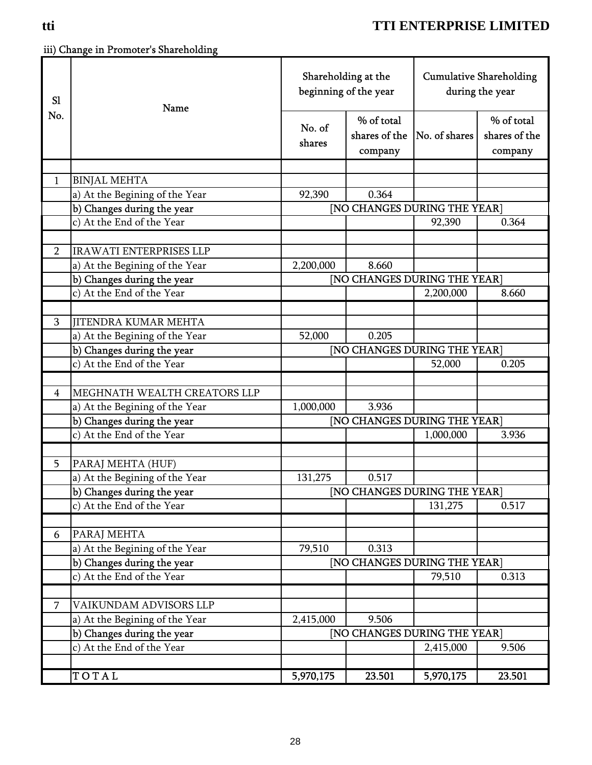iii) Change in Promoter's Shareholding

| Sl No. | Name | Shareholding at the beginning of the year | | Cumulative Shareholding during the year | |
|---|---|---|---|---|---|
| | | No. of shares | % of total shares of the company | No. of shares | % of total shares of the company |
| | | | | | |
| 1 | BINJAL MEHTA | | | | |
| | a) At the Begining of the Year | 92,390 | 0.364 | | |
| | b) Changes during the year | [NO CHANGES DURING THE YEAR] | | | |
| | c) At the End of the Year | | | 92,390 | 0.364 |
| | | | | | |
| 2 | IRAWATI ENTERPRISES LLP | | | | |
| | a) At the Begining of the Year | 2,200,000 | 8.660 | | |
| | b) Changes during the year | [NO CHANGES DURING THE YEAR] | | | |
| | c) At the End of the Year | | | 2,200,000 | 8.660 |
| | | | | | |
| 3 | JITENDRA KUMAR MEHTA | | | | |
| | a) At the Begining of the Year | 52,000 | 0.205 | | |
| | b) Changes during the year | [NO CHANGES DURING THE YEAR] | | | |
| | c) At the End of the Year | | | 52,000 | 0.205 |
| | | | | | |
| 4 | MEGHNATH WEALTH CREATORS LLP | | | | |
| | a) At the Begining of the Year | 1,000,000 | 3.936 | | |
| | b) Changes during the year | [NO CHANGES DURING THE YEAR] | | | |
| | c) At the End of the Year | | | 1,000,000 | 3.936 |
| | | | | | |
| 5 | PARAJ MEHTA (HUF) | | | | |
| | a) At the Begining of the Year | 131,275 | 0.517 | | |
| | b) Changes during the year | [NO CHANGES DURING THE YEAR] | | | |
| | c) At the End of the Year | | | 131,275 | 0.517 |
| | | | | | |
| 6 | PARAJ MEHTA | | | | |
| | a) At the Begining of the Year | 79,510 | 0.313 | | |
| | b) Changes during the year | [NO CHANGES DURING THE YEAR] | | | |
| | c) At the End of the Year | | | 79,510 | 0.313 |
| | | | | | |
| 7 | VAIKUNDAM ADVISORS LLP | | | | |
| | a) At the Begining of the Year | 2,415,000 | 9.506 | | |
| | b) Changes during the year | [NO CHANGES DURING THE YEAR] | | | |
| | c) At the End of the Year | | | 2,415,000 | 9.506 |
| | | | | | |
| | **T O T A L** | **5,970,175** | **23.501** | **5,970,175** | **23.501** |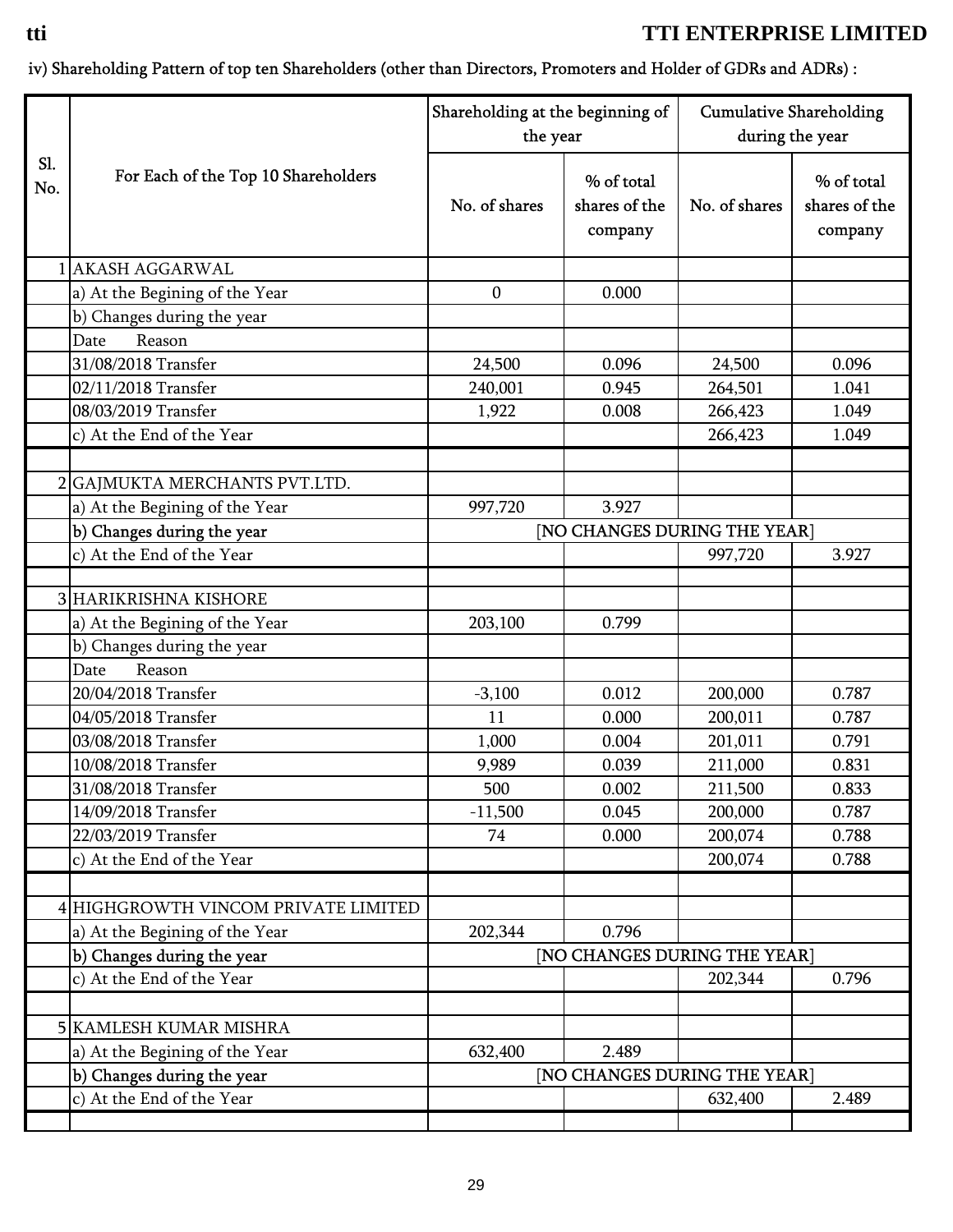iv) Shareholding Pattern of top ten Shareholders (other than Directors, Promoters and Holder of GDRs and ADRs) :

| Sl. No. | For Each of the Top 10 Shareholders | Shareholding at the beginning of the year | | Cumulative Shareholding during the year | |
|---|---|---|---|---|---|
| | | No. of shares | % of total shares of the company | No. of shares | % of total shares of the company |
| 1 | AKASH AGGARWAL | | | | |
| | a) At the Begining of the Year | 0 | 0.000 | | |
| | b) Changes during the year | | | | |
| | Date Reason | | | | |
| | 31/08/2018 Transfer | 24,500 | 0.096 | 24,500 | 0.096 |
| | 02/11/2018 Transfer | 240,001 | 0.945 | 264,501 | 1.041 |
| | 08/03/2019 Transfer | 1,922 | 0.008 | 266,423 | 1.049 |
| | c) At the End of the Year | | | 266,423 | 1.049 |
| | | | | | |
| 2 | GAJMUKTA MERCHANTS PVT.LTD. | | | | |
| | a) At the Begining of the Year | 997,720 | 3.927 | | |
| | **b) Changes during the year** | [NO CHANGES DURING THE YEAR] | | | |
| | c) At the End of the Year | | | 997,720 | 3.927 |
| | | | | | |
| 3 | HARIKRISHNA KISHORE | | | | |
| | a) At the Begining of the Year | 203,100 | 0.799 | | |
| | b) Changes during the year | | | | |
| | Date Reason | | | | |
| | 20/04/2018 Transfer | -3,100 | 0.012 | 200,000 | 0.787 |
| | 04/05/2018 Transfer | 11 | 0.000 | 200,011 | 0.787 |
| | 03/08/2018 Transfer | 1,000 | 0.004 | 201,011 | 0.791 |
| | 10/08/2018 Transfer | 9,989 | 0.039 | 211,000 | 0.831 |
| | 31/08/2018 Transfer | 500 | 0.002 | 211,500 | 0.833 |
| | 14/09/2018 Transfer | -11,500 | 0.045 | 200,000 | 0.787 |
| | 22/03/2019 Transfer | 74 | 0.000 | 200,074 | 0.788 |
| | c) At the End of the Year | | | 200,074 | 0.788 |
| | | | | | |
| 4 | HIGHGROWTH VINCOM PRIVATE LIMITED | | | | |
| | a) At the Begining of the Year | 202,344 | 0.796 | | |
| | **b) Changes during the year** | [NO CHANGES DURING THE YEAR] | | | |
| | c) At the End of the Year | | | 202,344 | 0.796 |
| | | | | | |
| 5 | KAMLESH KUMAR MISHRA | | | | |
| | a) At the Begining of the Year | 632,400 | 2.489 | | |
| | **b) Changes during the year** | [NO CHANGES DURING THE YEAR] | | | |
| | c) At the End of the Year | | | 632,400 | 2.489 |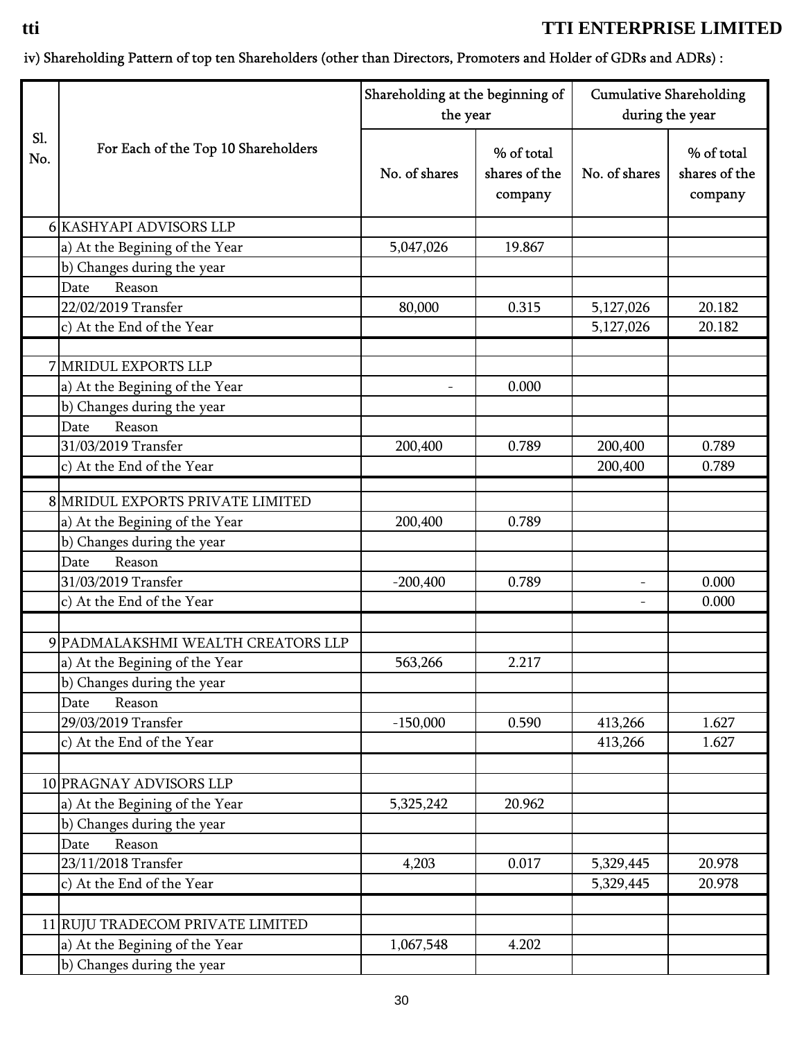iv) Shareholding Pattern of top ten Shareholders (other than Directors, Promoters and Holder of GDRs and ADRs) :

| Sl. No. | For Each of the Top 10 Shareholders | Shareholding at the beginning of the year | | Cumulative Shareholding during the year | |
|---|---|---|---|---|---|
| | | No. of shares | % of total shares of the company | No. of shares | % of total shares of the company |
| 6 | KASHYAPI ADVISORS LLP | | | | |
| | a) At the Begining of the Year | 5,047,026 | 19.867 | | |
| | b) Changes during the year | | | | |
| | Date Reason | | | | |
| | 22/02/2019 Transfer | 80,000 | 0.315 | 5,127,026 | 20.182 |
| | c) At the End of the Year | | | 5,127,026 | 20.182 |
| | | | | | |
| 7 | MRIDUL EXPORTS LLP | | | | |
| | a) At the Begining of the Year | - | 0.000 | | |
| | b) Changes during the year | | | | |
| | Date Reason | | | | |
| | 31/03/2019 Transfer | 200,400 | 0.789 | 200,400 | 0.789 |
| | c) At the End of the Year | | | 200,400 | 0.789 |
| | | | | | |
| 8 | MRIDUL EXPORTS PRIVATE LIMITED | | | | |
| | a) At the Begining of the Year | 200,400 | 0.789 | | |
| | b) Changes during the year | | | | |
| | Date Reason | | | | |
| | 31/03/2019 Transfer | -200,400 | 0.789 | - | 0.000 |
| | c) At the End of the Year | | | - | 0.000 |
| | | | | | |
| 9 | PADMALAKSHMI WEALTH CREATORS LLP | | | | |
| | a) At the Begining of the Year | 563,266 | 2.217 | | |
| | b) Changes during the year | | | | |
| | Date Reason | | | | |
| | 29/03/2019 Transfer | -150,000 | 0.590 | 413,266 | 1.627 |
| | c) At the End of the Year | | | 413,266 | 1.627 |
| | | | | | |
| 10 | PRAGNAY ADVISORS LLP | | | | |
| | a) At the Begining of the Year | 5,325,242 | 20.962 | | |
| | b) Changes during the year | | | | |
| | Date Reason | | | | |
| | 23/11/2018 Transfer | 4,203 | 0.017 | 5,329,445 | 20.978 |
| | c) At the End of the Year | | | 5,329,445 | 20.978 |
| | | | | | |
| 11 | RUJU TRADECOM PRIVATE LIMITED | | | | |
| | a) At the Begining of the Year | 1,067,548 | 4.202 | | |
| | b) Changes during the year | | | | |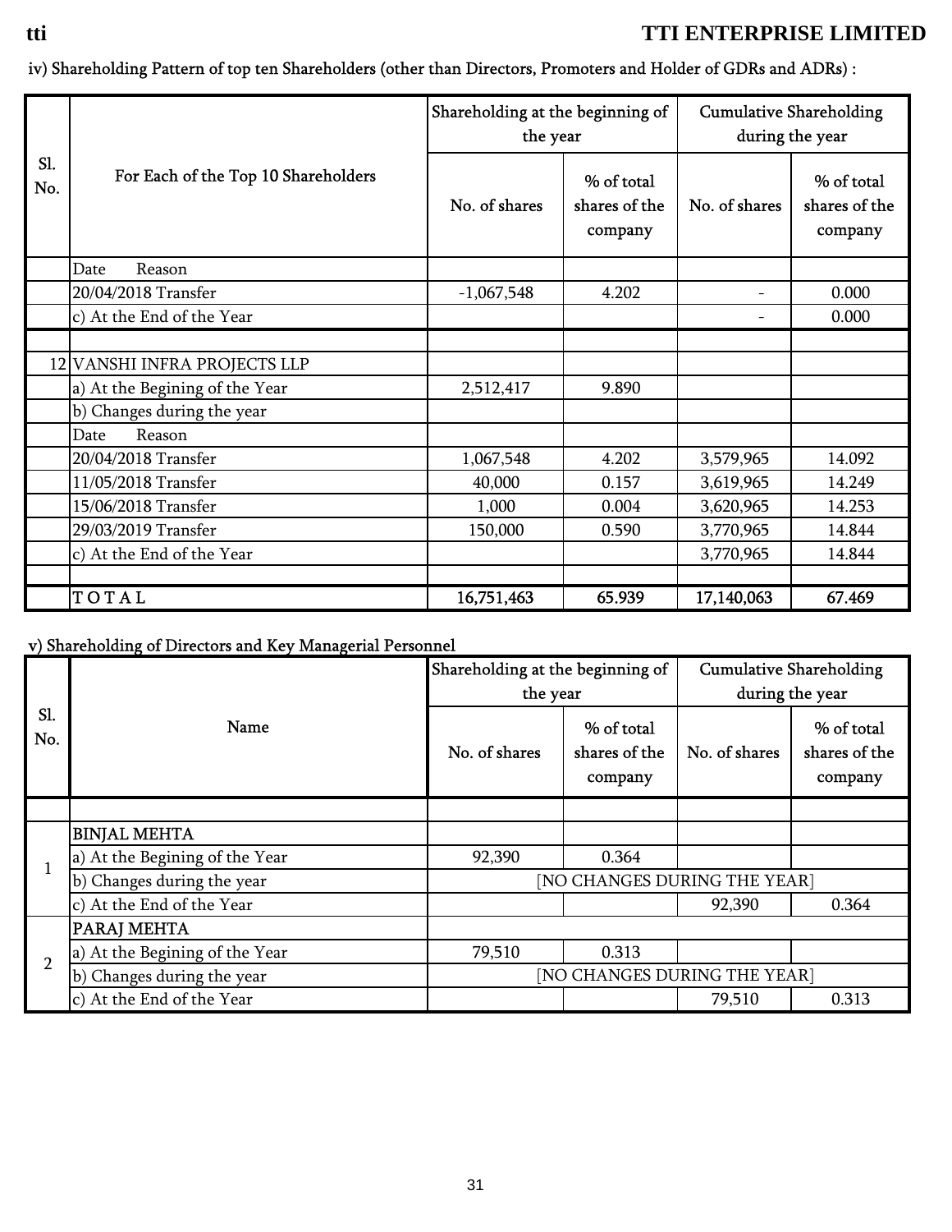iv) Shareholding Pattern of top ten Shareholders (other than Directors, Promoters and Holder of GDRs and ADRs) :

| Sl. No. | For Each of the Top 10 Shareholders | Shareholding at the beginning of the year | | Cumulative Shareholding during the year | |
|---|---|---|---|---|---|
| | | No. of shares | % of total shares of the company | No. of shares | % of total shares of the company |
| | Date Reason | | | | |
| | 20/04/2018 Transfer | -1,067,548 | 4.202 | - | 0.000 |
| | c) At the End of the Year | | | - | 0.000 |
| | | | | | |
| 12 | VANSHI INFRA PROJECTS LLP | | | | |
| | a) At the Begining of the Year | 2,512,417 | 9.890 | | |
| | b) Changes during the year | | | | |
| | Date Reason | | | | |
| | 20/04/2018 Transfer | 1,067,548 | 4.202 | 3,579,965 | 14.092 |
| | 11/05/2018 Transfer | 40,000 | 0.157 | 3,619,965 | 14.249 |
| | 15/06/2018 Transfer | 1,000 | 0.004 | 3,620,965 | 14.253 |
| | 29/03/2019 Transfer | 150,000 | 0.590 | 3,770,965 | 14.844 |
| | c) At the End of the Year | | | 3,770,965 | 14.844 |
| | | | | | |
| | **T O T A L** | **16,751,463** | **65.939** | **17,140,063** | **67.469** |

v) Shareholding of Directors and Key Managerial Personnel

| Sl. No. | Name | Shareholding at the beginning of the year | | Cumulative Shareholding during the year | |
|---|---|---|---|---|---|
| | | No. of shares | % of total shares of the company | No. of shares | % of total shares of the company |
| | | | | | |
| 1 | BINJAL MEHTA | | | | |
| | a) At the Begining of the Year | 92,390 | 0.364 | | |
| | b) Changes during the year | [NO CHANGES DURING THE YEAR] | | | |
| | c) At the End of the Year | | | 92,390 | 0.364 |
| 2 | PARAJ MEHTA | | | | |
| | a) At the Begining of the Year | 79,510 | 0.313 | | |
| | b) Changes during the year | [NO CHANGES DURING THE YEAR] | | | |
| | c) At the End of the Year | | | 79,510 | 0.313 |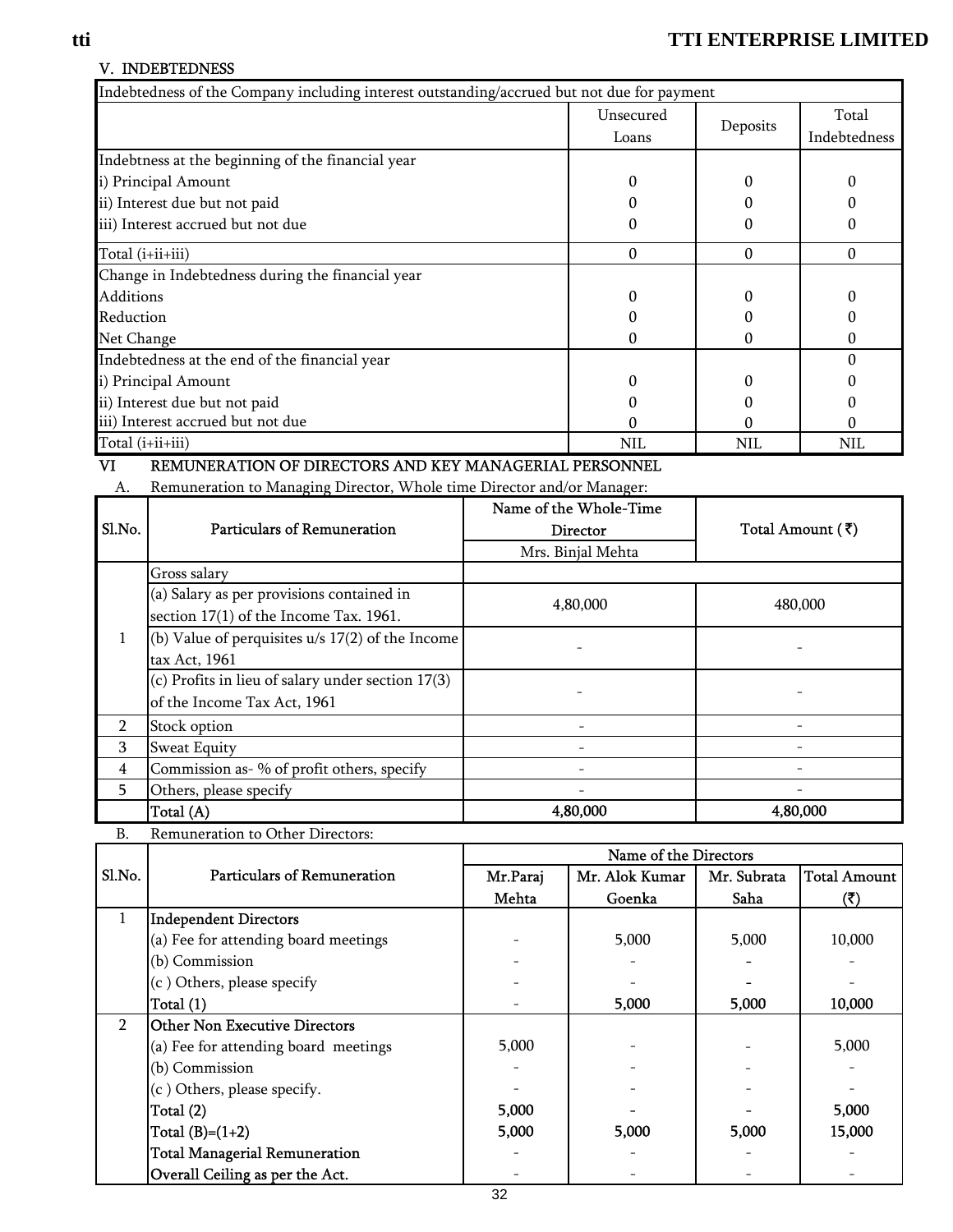## V. INDEBTEDNESS

| Indebtedness of the Company including interest outstanding/accrued but not due for payment | | | |
|---|---|---|---|
| | Unsecured Loans | Deposits | Total Indebtedness |
| Indebtness at the beginning of the financial year | | | |
| i) Principal Amount | 0 | 0 | 0 |
| ii) Interest due but not paid | 0 | 0 | 0 |
| iii) Interest accrued but not due | 0 | 0 | 0 |
| Total (i+ii+iii) | 0 | 0 | 0 |
| Change in Indebtedness during the financial year | | | |
| Additions | 0 | 0 | 0 |
| Reduction | 0 | 0 | 0 |
| Net Change | 0 | 0 | 0 |
| Indebtedness at the end of the financial year | | | 0 |
| i) Principal Amount | 0 | 0 | 0 |
| ii) Interest due but not paid | 0 | 0 | 0 |
| iii) Interest accrued but not due | 0 | 0 | 0 |
| Total (i+ii+iii) | NIL | NIL | NIL |

## VI REMUNERATION OF DIRECTORS AND KEY MANAGERIAL PERSONNEL

A. Remuneration to Managing Director, Whole time Director and/or Manager:

| Sl.No. | Particulars of Remuneration | Name of the Whole-Time Director | Total Amount (₹) |
|---|---|---|---|
| | | Mrs. Binjal Mehta | |
| 1 | Gross salary | | |
| | (a) Salary as per provisions contained in section 17(1) of the Income Tax. 1961. | 4,80,000 | 480,000 |
| | (b) Value of perquisites u/s 17(2) of the Income tax Act, 1961 | - | - |
| | (c) Profits in lieu of salary under section 17(3) of the Income Tax Act, 1961 | - | - |
| 2 | Stock option | - | - |
| 3 | Sweat Equity | - | - |
| 4 | Commission as- % of profit others, specify | - | - |
| 5 | Others, please specify | - | - |
| | **Total (A)** | **4,80,000** | **4,80,000** |

B. Remuneration to Other Directors:

| Sl.No. | Particulars of Remuneration | Name of the Directors | | | |
|---|---|---|---|---|---|
| | | Mr.Paraj Mehta | Mr. Alok Kumar Goenka | Mr. Subrata Saha | Total Amount (₹) |
| 1 | **Independent Directors** | | | | |
| | (a) Fee for attending board meetings | - | 5,000 | 5,000 | 10,000 |
| | (b) Commission | - | - | - | - |
| | (c ) Others, please specify | - | - | - | - |
| | Total (1) | - | **5,000** | **5,000** | **10,000** |
| 2 | **Other Non Executive Directors** | | | | |
| | (a) Fee for attending board meetings | 5,000 | - | - | 5,000 |
| | (b) Commission | - | - | - | - |
| | (c ) Others, please specify. | - | - | - | - |
| | **Total (2)** | **5,000** | - | - | **5,000** |
| | **Total (B)=(1+2)** | **5,000** | **5,000** | **5,000** | **15,000** |
| | **Total Managerial Remuneration** | - | - | - | - |
| | **Overall Ceiling as per the Act.** | - | - | - | - |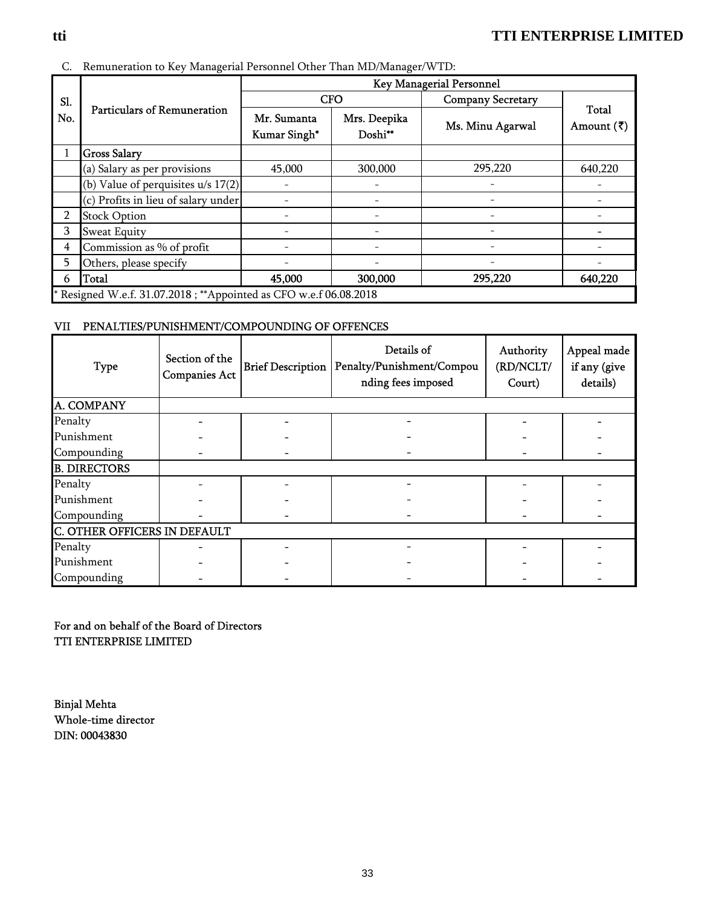C. Remuneration to Key Managerial Personnel Other Than MD/Manager/WTD:

| Sl. No. | Particulars of Remuneration | Key Managerial Personnel | | | |
|---|---|---|---|---|---|
| | | CFO | | Company Secretary | Total Amount (₹) |
| | | Mr. Sumanta Kumar Singh* | Mrs. Deepika Doshi** | Ms. Minu Agarwal | |
| 1 | **Gross Salary** | | | | |
| | (a) Salary as per provisions | 45,000 | 300,000 | 295,220 | 640,220 |
| | (b) Value of perquisites u/s 17(2) | - | - | - | - |
| | (c) Profits in lieu of salary under | - | - | - | - |
| 2 | Stock Option | - | - | - | - |
| 3 | Sweat Equity | - | - | - | - |
| 4 | Commission as % of profit | - | - | - | - |
| 5 | Others, please specify | - | - | - | - |
| 6 | **Total** | **45,000** | **300,000** | **295,220** | **640,220** |

* Resigned W.e.f. 31.07.2018 ; **Appointed as CFO w.e.f 06.08.2018

## VII PENALTIES/PUNISHMENT/COMPOUNDING OF OFFENCES

| Type | Section of the Companies Act | Brief Description | Details of Penalty/Punishment/Compounding fees imposed | Authority (RD/NCLT/Court) | Appeal made if any (give details) |
|---|---|---|---|---|---|
| **A. COMPANY** | | | | | |
| Penalty | - | - | - | - | - |
| Punishment | - | - | - | - | - |
| Compounding | - | - | - | - | - |
| **B. DIRECTORS** | | | | | |
| Penalty | - | - | - | - | - |
| Punishment | - | - | - | - | - |
| Compounding | - | - | - | - | - |
| **C. OTHER OFFICERS IN DEFAULT** | | | | | |
| Penalty | - | - | - | - | - |
| Punishment | - | - | - | - | - |
| Compounding | - | - | - | - | - |

For and on behalf of the Board of Directors
TTI ENTERPRISE LIMITED

Binjal Mehta
Whole-time director
DIN: 00043830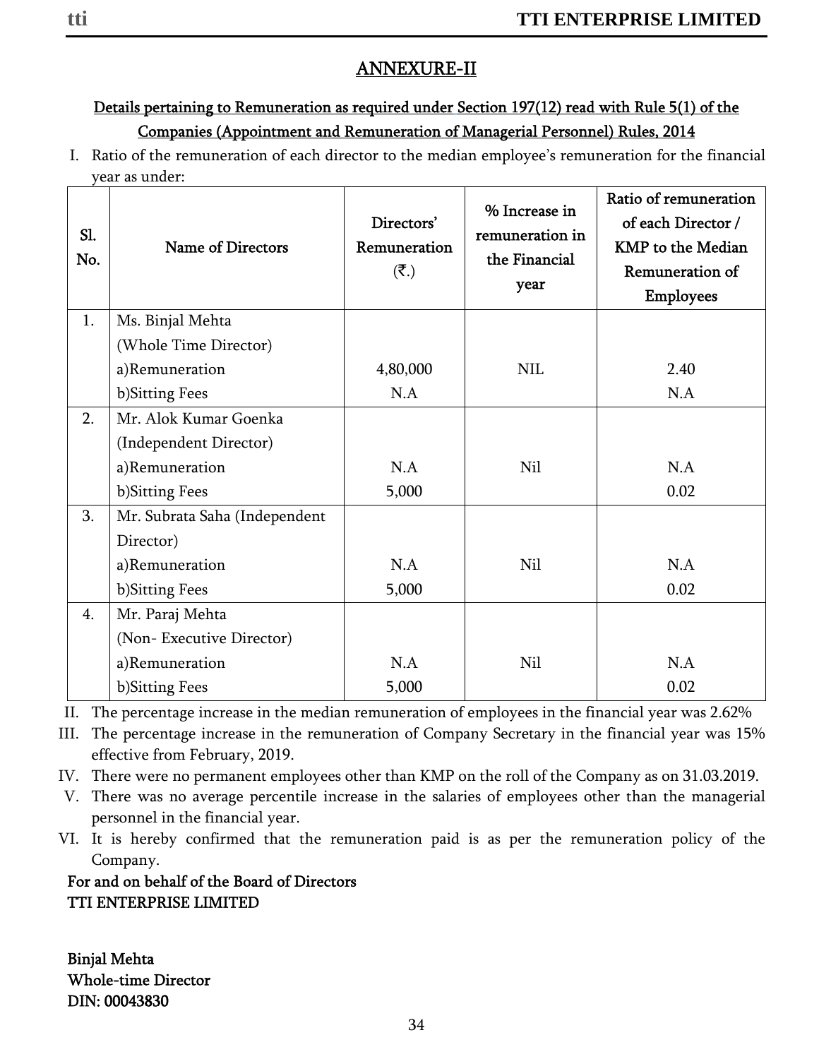## ANNEXURE-II

**Details pertaining to Remuneration as required under Section 197(12) read with Rule 5(1) of the Companies (Appointment and Remuneration of Managerial Personnel) Rules, 2014**

I. Ratio of the remuneration of each director to the median employee's remuneration for the financial year as under:

| Sl. No. | Name of Directors | Directors' Remuneration (₹.) | % Increase in remuneration in the Financial year | Ratio of remuneration of each Director / KMP to the Median Remuneration of Employees |
|---|---|---|---|---|
| 1. | Ms. Binjal Mehta (Whole Time Director) | | | |
| | a)Remuneration | 4,80,000 | NIL | 2.40 |
| | b)Sitting Fees | N.A | | N.A |
| 2. | Mr. Alok Kumar Goenka (Independent Director) | | | |
| | a)Remuneration | N.A | Nil | N.A |
| | b)Sitting Fees | 5,000 | | 0.02 |
| 3. | Mr. Subrata Saha (Independent Director) | | | |
| | a)Remuneration | N.A | Nil | N.A |
| | b)Sitting Fees | 5,000 | | 0.02 |
| 4. | Mr. Paraj Mehta (Non- Executive Director) | | | |
| | a)Remuneration | N.A | Nil | N.A |
| | b)Sitting Fees | 5,000 | | 0.02 |

II. The percentage increase in the median remuneration of employees in the financial year was 2.62%

III. The percentage increase in the remuneration of Company Secretary in the financial year was 15% effective from February, 2019.

IV. There were no permanent employees other than KMP on the roll of the Company as on 31.03.2019.

V. There was no average percentile increase in the salaries of employees other than the managerial personnel in the financial year.

VI. It is hereby confirmed that the remuneration paid is as per the remuneration policy of the Company.

**For and on behalf of the Board of Directors**
**TTI ENTERPRISE LIMITED**

**Binjal Mehta**
**Whole-time Director**
**DIN: 00043830**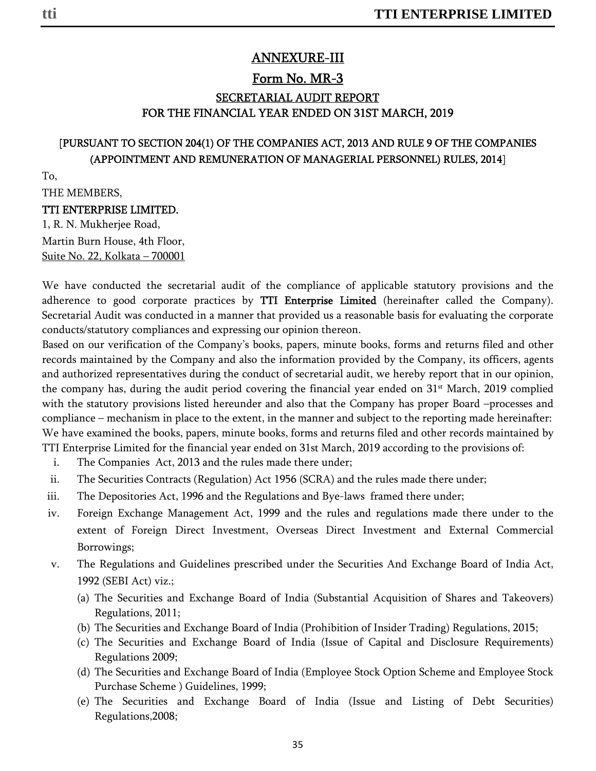## ANNEXURE-III

## Form No. MR-3

### SECRETARIAL AUDIT REPORT
### FOR THE FINANCIAL YEAR ENDED ON 31ST MARCH, 2019

[PURSUANT TO SECTION 204(1) OF THE COMPANIES ACT, 2013 AND RULE 9 OF THE COMPANIES (APPOINTMENT AND REMUNERATION OF MANAGERIAL PERSONNEL) RULES, 2014]

To,

THE MEMBERS,

**TTI ENTERPRISE LIMITED.**

1, R. N. Mukherjee Road,

Martin Burn House, 4th Floor,

Suite No. 22, Kolkata – 700001

We have conducted the secretarial audit of the compliance of applicable statutory provisions and the adherence to good corporate practices by **TTI Enterprise Limited** (hereinafter called the Company). Secretarial Audit was conducted in a manner that provided us a reasonable basis for evaluating the corporate conducts/statutory compliances and expressing our opinion thereon.

Based on our verification of the Company's books, papers, minute books, forms and returns filed and other records maintained by the Company and also the information provided by the Company, its officers, agents and authorized representatives during the conduct of secretarial audit, we hereby report that in our opinion, the company has, during the audit period covering the financial year ended on 31st March, 2019 complied with the statutory provisions listed hereunder and also that the Company has proper Board –processes and compliance – mechanism in place to the extent, in the manner and subject to the reporting made hereinafter:

We have examined the books, papers, minute books, forms and returns filed and other records maintained by TTI Enterprise Limited for the financial year ended on 31st March, 2019 according to the provisions of:

i. The Companies Act, 2013 and the rules made there under;

ii. The Securities Contracts (Regulation) Act 1956 (SCRA) and the rules made there under;

iii. The Depositories Act, 1996 and the Regulations and Bye-laws framed there under;

iv. Foreign Exchange Management Act, 1999 and the rules and regulations made there under to the extent of Foreign Direct Investment, Overseas Direct Investment and External Commercial Borrowings;

v. The Regulations and Guidelines prescribed under the Securities And Exchange Board of India Act, 1992 (SEBI Act) viz.;

   (a) The Securities and Exchange Board of India (Substantial Acquisition of Shares and Takeovers) Regulations, 2011;

   (b) The Securities and Exchange Board of India (Prohibition of Insider Trading) Regulations, 2015;

   (c) The Securities and Exchange Board of India (Issue of Capital and Disclosure Requirements) Regulations 2009;

   (d) The Securities and Exchange Board of India (Employee Stock Option Scheme and Employee Stock Purchase Scheme ) Guidelines, 1999;

   (e) The Securities and Exchange Board of India (Issue and Listing of Debt Securities) Regulations,2008;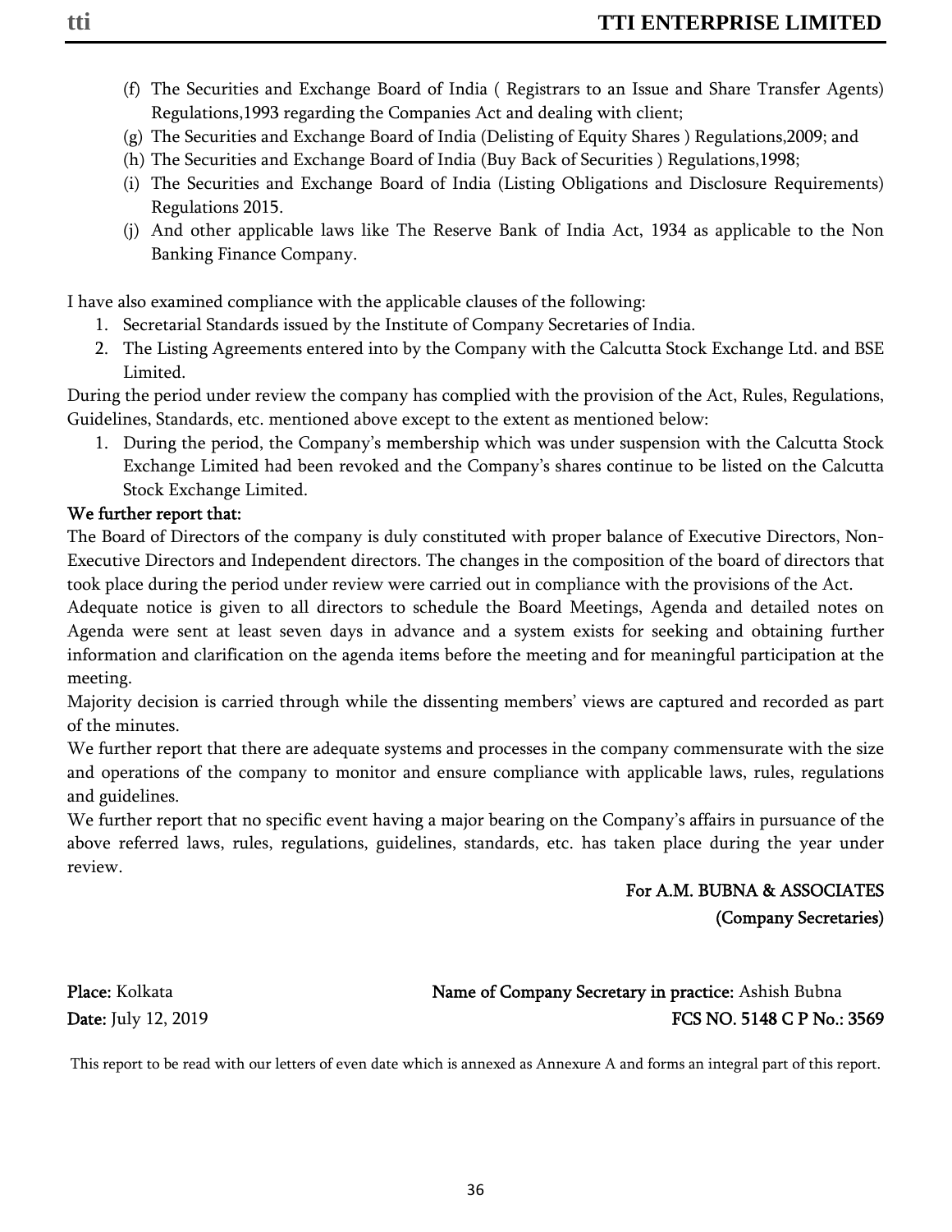(f) The Securities and Exchange Board of India ( Registrars to an Issue and Share Transfer Agents) Regulations,1993 regarding the Companies Act and dealing with client;

(g) The Securities and Exchange Board of India (Delisting of Equity Shares ) Regulations,2009; and

(h) The Securities and Exchange Board of India (Buy Back of Securities ) Regulations,1998;

(i) The Securities and Exchange Board of India (Listing Obligations and Disclosure Requirements) Regulations 2015.

(j) And other applicable laws like The Reserve Bank of India Act, 1934 as applicable to the Non Banking Finance Company.

I have also examined compliance with the applicable clauses of the following:

1. Secretarial Standards issued by the Institute of Company Secretaries of India.
2. The Listing Agreements entered into by the Company with the Calcutta Stock Exchange Ltd. and BSE Limited.

During the period under review the company has complied with the provision of the Act, Rules, Regulations, Guidelines, Standards, etc. mentioned above except to the extent as mentioned below:

1. During the period, the Company's membership which was under suspension with the Calcutta Stock Exchange Limited had been revoked and the Company's shares continue to be listed on the Calcutta Stock Exchange Limited.

**We further report that:**

The Board of Directors of the company is duly constituted with proper balance of Executive Directors, Non-Executive Directors and Independent directors. The changes in the composition of the board of directors that took place during the period under review were carried out in compliance with the provisions of the Act.

Adequate notice is given to all directors to schedule the Board Meetings, Agenda and detailed notes on Agenda were sent at least seven days in advance and a system exists for seeking and obtaining further information and clarification on the agenda items before the meeting and for meaningful participation at the meeting.

Majority decision is carried through while the dissenting members' views are captured and recorded as part of the minutes.

We further report that there are adequate systems and processes in the company commensurate with the size and operations of the company to monitor and ensure compliance with applicable laws, rules, regulations and guidelines.

We further report that no specific event having a major bearing on the Company's affairs in pursuance of the above referred laws, rules, regulations, guidelines, standards, etc. has taken place during the year under review.

**For A.M. BUBNA & ASSOCIATES**
**(Company Secretaries)**

**Place:** Kolkata
**Date:** July 12, 2019

**Name of Company Secretary in practice:** Ashish Bubna
**FCS NO. 5148 C P No.: 3569**

This report to be read with our letters of even date which is annexed as Annexure A and forms an integral part of this report.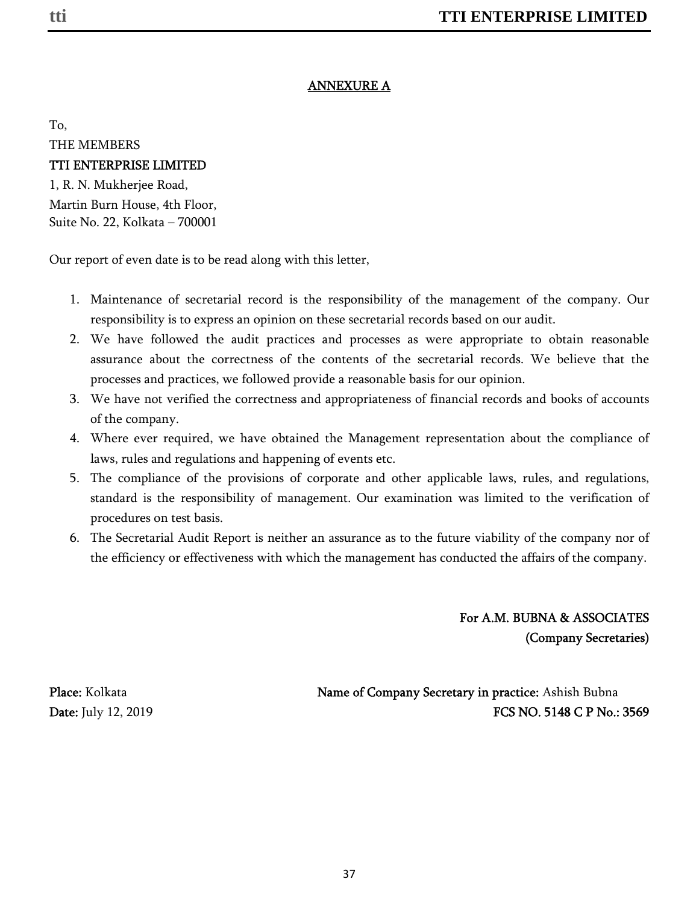## ANNEXURE A

To,
THE MEMBERS
**TTI ENTERPRISE LIMITED**
1, R. N. Mukherjee Road,
Martin Burn House, 4th Floor,
Suite No. 22, Kolkata – 700001

Our report of even date is to be read along with this letter,

1. Maintenance of secretarial record is the responsibility of the management of the company. Our responsibility is to express an opinion on these secretarial records based on our audit.
2. We have followed the audit practices and processes as were appropriate to obtain reasonable assurance about the correctness of the contents of the secretarial records. We believe that the processes and practices, we followed provide a reasonable basis for our opinion.
3. We have not verified the correctness and appropriateness of financial records and books of accounts of the company.
4. Where ever required, we have obtained the Management representation about the compliance of laws, rules and regulations and happening of events etc.
5. The compliance of the provisions of corporate and other applicable laws, rules, and regulations, standard is the responsibility of management. Our examination was limited to the verification of procedures on test basis.
6. The Secretarial Audit Report is neither an assurance as to the future viability of the company nor of the efficiency or effectiveness with which the management has conducted the affairs of the company.

**For A.M. BUBNA & ASSOCIATES**
**(Company Secretaries)**

**Place:** Kolkata
**Date:** July 12, 2019

**Name of Company Secretary in practice:** Ashish Bubna
**FCS NO. 5148 C P No.: 3569**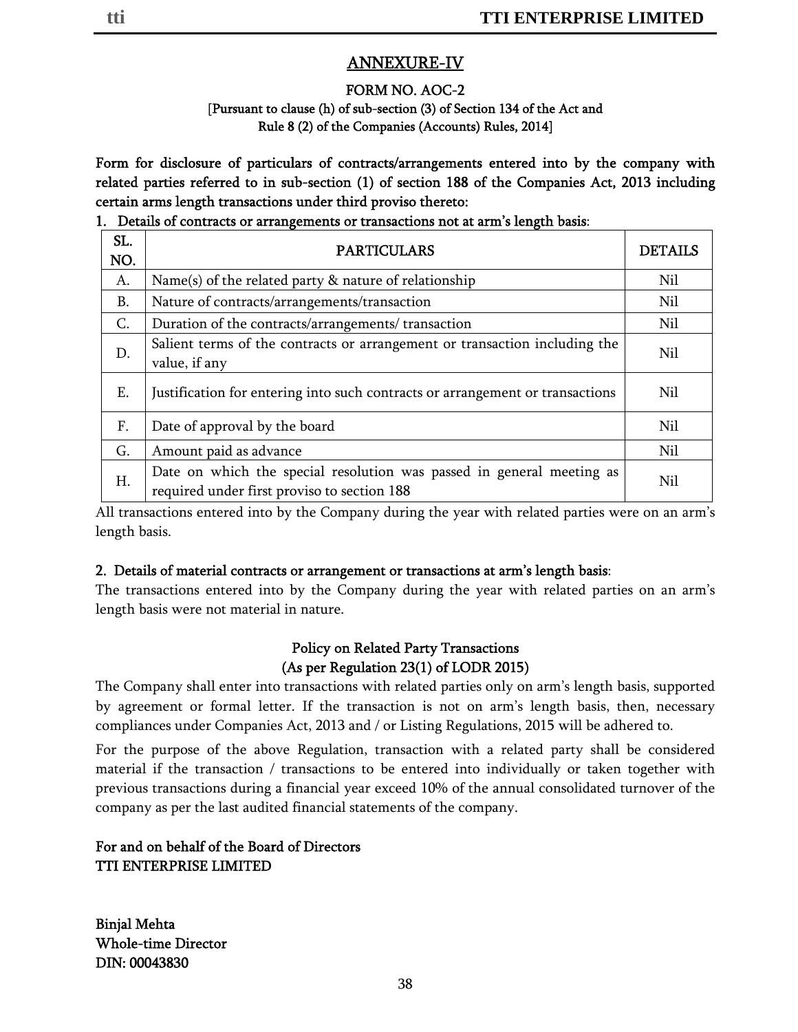# ANNEXURE-IV

## FORM NO. AOC-2

[Pursuant to clause (h) of sub-section (3) of Section 134 of the Act and Rule 8 (2) of the Companies (Accounts) Rules, 2014]

**Form for disclosure of particulars of contracts/arrangements entered into by the company with related parties referred to in sub-section (1) of section 188 of the Companies Act, 2013 including certain arms length transactions under third proviso thereto:**

**1. Details of contracts or arrangements or transactions not at arm's length basis**:

| SL. NO. | PARTICULARS | DETAILS |
|---|---|---|
| A. | Name(s) of the related party & nature of relationship | Nil |
| B. | Nature of contracts/arrangements/transaction | Nil |
| C. | Duration of the contracts/arrangements/ transaction | Nil |
| D. | Salient terms of the contracts or arrangement or transaction including the value, if any | Nil |
| E. | Justification for entering into such contracts or arrangement or transactions | Nil |
| F. | Date of approval by the board | Nil |
| G. | Amount paid as advance | Nil |
| H. | Date on which the special resolution was passed in general meeting as required under first proviso to section 188 | Nil |

All transactions entered into by the Company during the year with related parties were on an arm's length basis.

**2. Details of material contracts or arrangement or transactions at arm's length basis**:

The transactions entered into by the Company during the year with related parties on an arm's length basis were not material in nature.

### Policy on Related Party Transactions (As per Regulation 23(1) of LODR 2015)

The Company shall enter into transactions with related parties only on arm's length basis, supported by agreement or formal letter. If the transaction is not on arm's length basis, then, necessary compliances under Companies Act, 2013 and / or Listing Regulations, 2015 will be adhered to.

For the purpose of the above Regulation, transaction with a related party shall be considered material if the transaction / transactions to be entered into individually or taken together with previous transactions during a financial year exceed 10% of the annual consolidated turnover of the company as per the last audited financial statements of the company.

**For and on behalf of the Board of Directors**
**TTI ENTERPRISE LIMITED**

**Binjal Mehta**
**Whole-time Director**
**DIN: 00043830**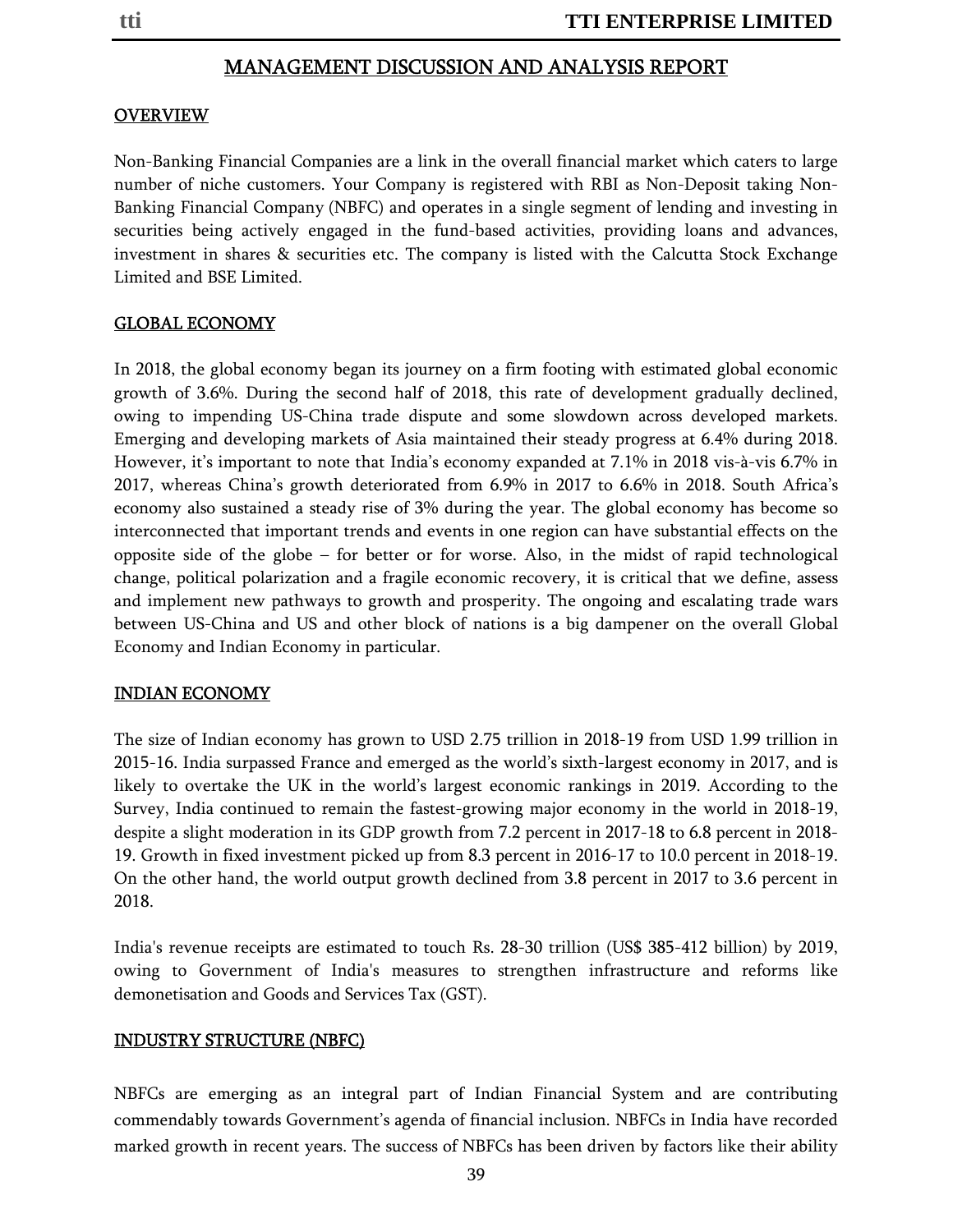# MANAGEMENT DISCUSSION AND ANALYSIS REPORT

## OVERVIEW

Non-Banking Financial Companies are a link in the overall financial market which caters to large number of niche customers. Your Company is registered with RBI as Non-Deposit taking Non-Banking Financial Company (NBFC) and operates in a single segment of lending and investing in securities being actively engaged in the fund-based activities, providing loans and advances, investment in shares & securities etc. The company is listed with the Calcutta Stock Exchange Limited and BSE Limited.

## GLOBAL ECONOMY

In 2018, the global economy began its journey on a firm footing with estimated global economic growth of 3.6%. During the second half of 2018, this rate of development gradually declined, owing to impending US-China trade dispute and some slowdown across developed markets. Emerging and developing markets of Asia maintained their steady progress at 6.4% during 2018. However, it's important to note that India's economy expanded at 7.1% in 2018 vis-à-vis 6.7% in 2017, whereas China's growth deteriorated from 6.9% in 2017 to 6.6% in 2018. South Africa's economy also sustained a steady rise of 3% during the year. The global economy has become so interconnected that important trends and events in one region can have substantial effects on the opposite side of the globe – for better or for worse. Also, in the midst of rapid technological change, political polarization and a fragile economic recovery, it is critical that we define, assess and implement new pathways to growth and prosperity. The ongoing and escalating trade wars between US-China and US and other block of nations is a big dampener on the overall Global Economy and Indian Economy in particular.

## INDIAN ECONOMY

The size of Indian economy has grown to USD 2.75 trillion in 2018-19 from USD 1.99 trillion in 2015-16. India surpassed France and emerged as the world's sixth-largest economy in 2017, and is likely to overtake the UK in the world's largest economic rankings in 2019. According to the Survey, India continued to remain the fastest-growing major economy in the world in 2018-19, despite a slight moderation in its GDP growth from 7.2 percent in 2017-18 to 6.8 percent in 2018-19. Growth in fixed investment picked up from 8.3 percent in 2016-17 to 10.0 percent in 2018-19. On the other hand, the world output growth declined from 3.8 percent in 2017 to 3.6 percent in 2018.

India's revenue receipts are estimated to touch Rs. 28-30 trillion (US$ 385-412 billion) by 2019, owing to Government of India's measures to strengthen infrastructure and reforms like demonetisation and Goods and Services Tax (GST).

## INDUSTRY STRUCTURE (NBFC)

NBFCs are emerging as an integral part of Indian Financial System and are contributing commendably towards Government's agenda of financial inclusion. NBFCs in India have recorded marked growth in recent years. The success of NBFCs has been driven by factors like their ability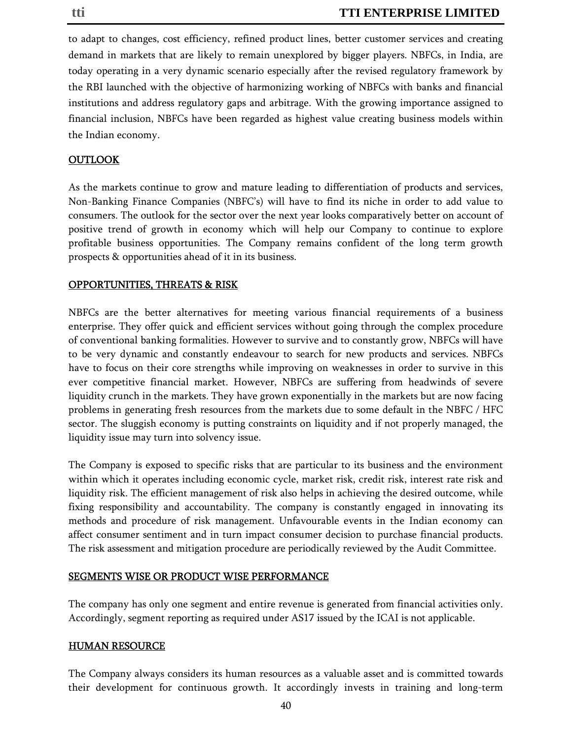to adapt to changes, cost efficiency, refined product lines, better customer services and creating demand in markets that are likely to remain unexplored by bigger players. NBFCs, in India, are today operating in a very dynamic scenario especially after the revised regulatory framework by the RBI launched with the objective of harmonizing working of NBFCs with banks and financial institutions and address regulatory gaps and arbitrage. With the growing importance assigned to financial inclusion, NBFCs have been regarded as highest value creating business models within the Indian economy.

## OUTLOOK

As the markets continue to grow and mature leading to differentiation of products and services, Non-Banking Finance Companies (NBFC's) will have to find its niche in order to add value to consumers. The outlook for the sector over the next year looks comparatively better on account of positive trend of growth in economy which will help our Company to continue to explore profitable business opportunities. The Company remains confident of the long term growth prospects & opportunities ahead of it in its business.

## OPPORTUNITIES, THREATS & RISK

NBFCs are the better alternatives for meeting various financial requirements of a business enterprise. They offer quick and efficient services without going through the complex procedure of conventional banking formalities. However to survive and to constantly grow, NBFCs will have to be very dynamic and constantly endeavour to search for new products and services. NBFCs have to focus on their core strengths while improving on weaknesses in order to survive in this ever competitive financial market. However, NBFCs are suffering from headwinds of severe liquidity crunch in the markets. They have grown exponentially in the markets but are now facing problems in generating fresh resources from the markets due to some default in the NBFC / HFC sector. The sluggish economy is putting constraints on liquidity and if not properly managed, the liquidity issue may turn into solvency issue.

The Company is exposed to specific risks that are particular to its business and the environment within which it operates including economic cycle, market risk, credit risk, interest rate risk and liquidity risk. The efficient management of risk also helps in achieving the desired outcome, while fixing responsibility and accountability. The company is constantly engaged in innovating its methods and procedure of risk management. Unfavourable events in the Indian economy can affect consumer sentiment and in turn impact consumer decision to purchase financial products. The risk assessment and mitigation procedure are periodically reviewed by the Audit Committee.

## SEGMENTS WISE OR PRODUCT WISE PERFORMANCE

The company has only one segment and entire revenue is generated from financial activities only. Accordingly, segment reporting as required under AS17 issued by the ICAI is not applicable.

## HUMAN RESOURCE

The Company always considers its human resources as a valuable asset and is committed towards their development for continuous growth. It accordingly invests in training and long-term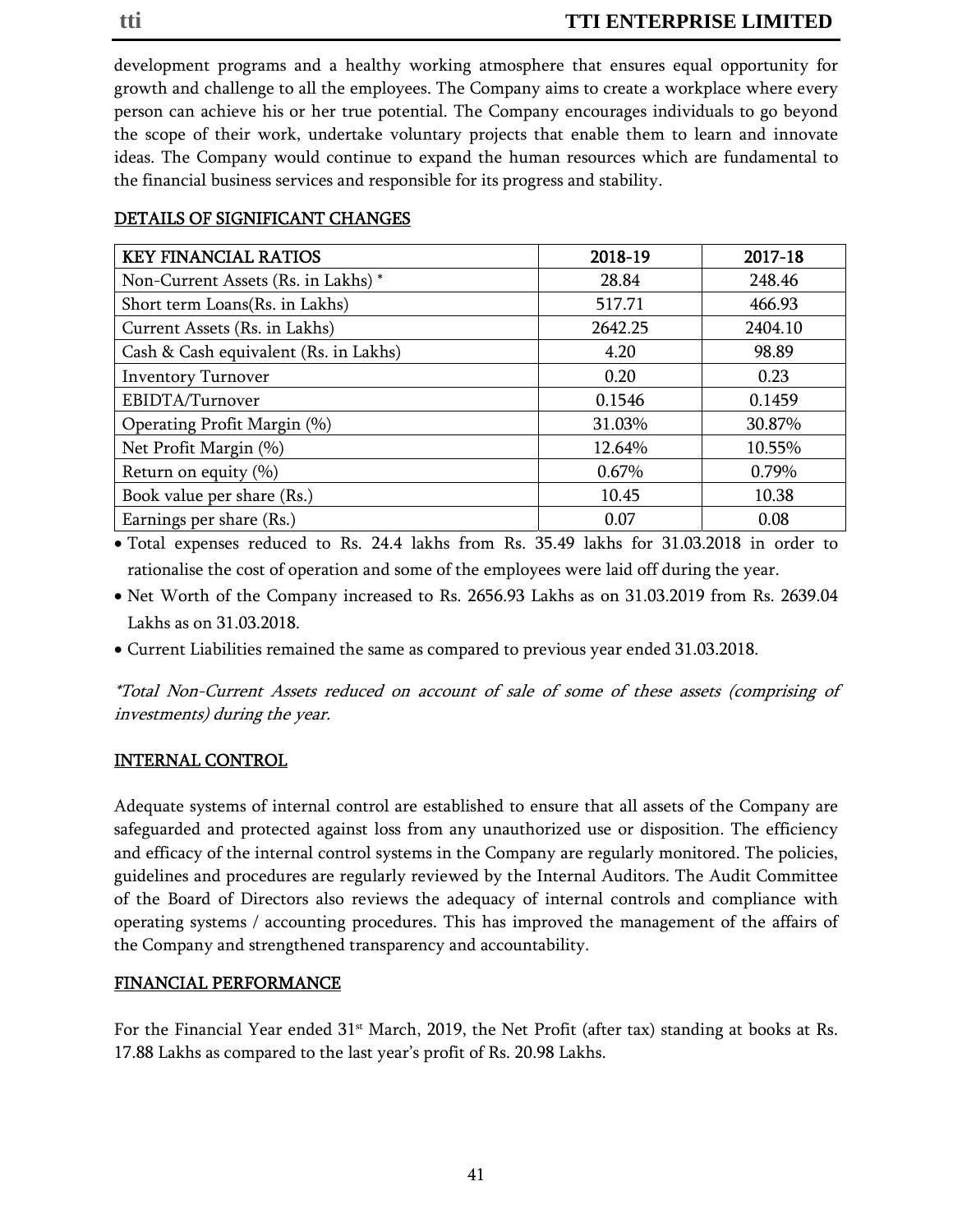development programs and a healthy working atmosphere that ensures equal opportunity for growth and challenge to all the employees. The Company aims to create a workplace where every person can achieve his or her true potential. The Company encourages individuals to go beyond the scope of their work, undertake voluntary projects that enable them to learn and innovate ideas. The Company would continue to expand the human resources which are fundamental to the financial business services and responsible for its progress and stability.

## DETAILS OF SIGNIFICANT CHANGES

| KEY FINANCIAL RATIOS | 2018-19 | 2017-18 |
|---|---|---|
| Non-Current Assets (Rs. in Lakhs) * | 28.84 | 248.46 |
| Short term Loans(Rs. in Lakhs) | 517.71 | 466.93 |
| Current Assets (Rs. in Lakhs) | 2642.25 | 2404.10 |
| Cash & Cash equivalent (Rs. in Lakhs) | 4.20 | 98.89 |
| Inventory Turnover | 0.20 | 0.23 |
| EBIDTA/Turnover | 0.1546 | 0.1459 |
| Operating Profit Margin (%) | 31.03% | 30.87% |
| Net Profit Margin (%) | 12.64% | 10.55% |
| Return on equity (%) | 0.67% | 0.79% |
| Book value per share (Rs.) | 10.45 | 10.38 |
| Earnings per share (Rs.) | 0.07 | 0.08 |

- Total expenses reduced to Rs. 24.4 lakhs from Rs. 35.49 lakhs for 31.03.2018 in order to rationalise the cost of operation and some of the employees were laid off during the year.
- Net Worth of the Company increased to Rs. 2656.93 Lakhs as on 31.03.2019 from Rs. 2639.04 Lakhs as on 31.03.2018.
- Current Liabilities remained the same as compared to previous year ended 31.03.2018.

*\*Total Non-Current Assets reduced on account of sale of some of these assets (comprising of investments) during the year.*

## INTERNAL CONTROL

Adequate systems of internal control are established to ensure that all assets of the Company are safeguarded and protected against loss from any unauthorized use or disposition. The efficiency and efficacy of the internal control systems in the Company are regularly monitored. The policies, guidelines and procedures are regularly reviewed by the Internal Auditors. The Audit Committee of the Board of Directors also reviews the adequacy of internal controls and compliance with operating systems / accounting procedures. This has improved the management of the affairs of the Company and strengthened transparency and accountability.

## FINANCIAL PERFORMANCE

For the Financial Year ended 31st March, 2019, the Net Profit (after tax) standing at books at Rs. 17.88 Lakhs as compared to the last year's profit of Rs. 20.98 Lakhs.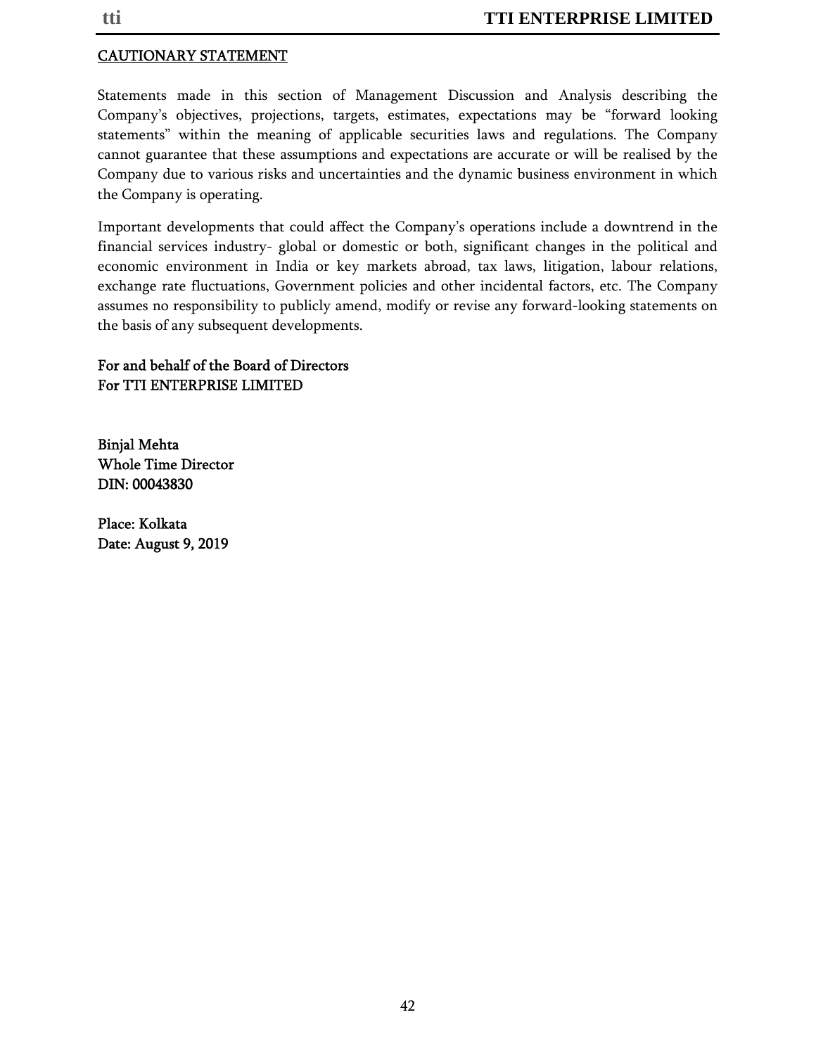## CAUTIONARY STATEMENT

Statements made in this section of Management Discussion and Analysis describing the Company's objectives, projections, targets, estimates, expectations may be "forward looking statements" within the meaning of applicable securities laws and regulations. The Company cannot guarantee that these assumptions and expectations are accurate or will be realised by the Company due to various risks and uncertainties and the dynamic business environment in which the Company is operating.

Important developments that could affect the Company's operations include a downtrend in the financial services industry- global or domestic or both, significant changes in the political and economic environment in India or key markets abroad, tax laws, litigation, labour relations, exchange rate fluctuations, Government policies and other incidental factors, etc. The Company assumes no responsibility to publicly amend, modify or revise any forward-looking statements on the basis of any subsequent developments.

For and behalf of the Board of Directors
For TTI ENTERPRISE LIMITED

Binjal Mehta
Whole Time Director
DIN: 00043830

Place: Kolkata
Date: August 9, 2019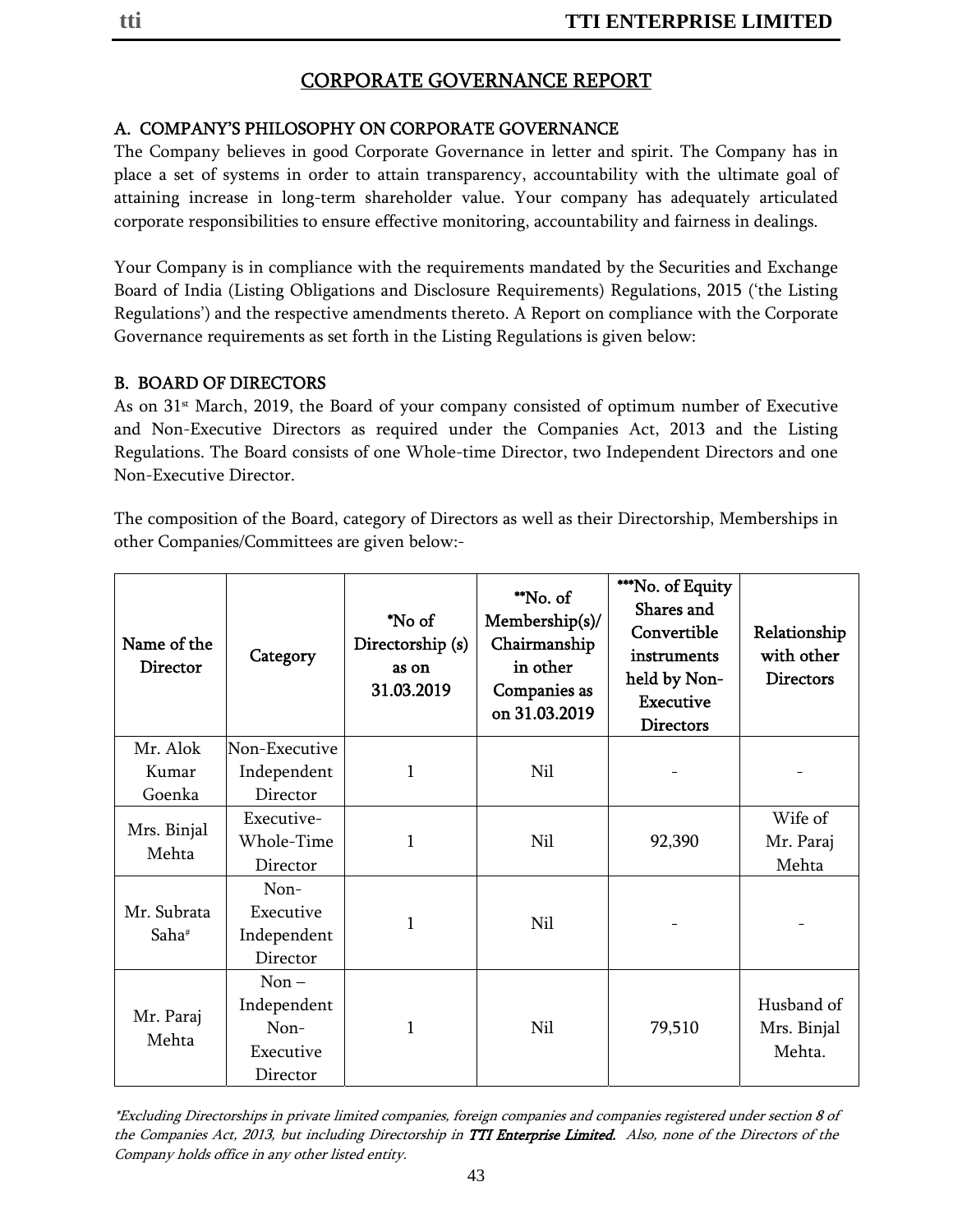# CORPORATE GOVERNANCE REPORT

## A. COMPANY'S PHILOSOPHY ON CORPORATE GOVERNANCE

The Company believes in good Corporate Governance in letter and spirit. The Company has in place a set of systems in order to attain transparency, accountability with the ultimate goal of attaining increase in long-term shareholder value. Your company has adequately articulated corporate responsibilities to ensure effective monitoring, accountability and fairness in dealings.

Your Company is in compliance with the requirements mandated by the Securities and Exchange Board of India (Listing Obligations and Disclosure Requirements) Regulations, 2015 ('the Listing Regulations') and the respective amendments thereto. A Report on compliance with the Corporate Governance requirements as set forth in the Listing Regulations is given below:

## B. BOARD OF DIRECTORS

As on 31st March, 2019, the Board of your company consisted of optimum number of Executive and Non-Executive Directors as required under the Companies Act, 2013 and the Listing Regulations. The Board consists of one Whole-time Director, two Independent Directors and one Non-Executive Director.

The composition of the Board, category of Directors as well as their Directorship, Memberships in other Companies/Committees are given below:-

| Name of the Director | Category | *No of Directorship (s) as on 31.03.2019 | **No. of Membership(s)/ Chairmanship in other Companies as on 31.03.2019 | ***No. of Equity Shares and Convertible instruments held by Non-Executive Directors | Relationship with other Directors |
|---|---|---|---|---|---|
| Mr. Alok Kumar Goenka | Non-Executive Independent Director | 1 | Nil | - | - |
| Mrs. Binjal Mehta | Executive-Whole-Time Director | 1 | Nil | 92,390 | Wife of Mr. Paraj Mehta |
| Mr. Subrata Saha# | Non-Executive Independent Director | 1 | Nil | - | - |
| Mr. Paraj Mehta | Non – Independent Non-Executive Director | 1 | Nil | 79,510 | Husband of Mrs. Binjal Mehta. |

*\*Excluding Directorships in private limited companies, foreign companies and companies registered under section 8 of the Companies Act, 2013, but including Directorship in **TTI Enterprise Limited**. Also, none of the Directors of the Company holds office in any other listed entity.*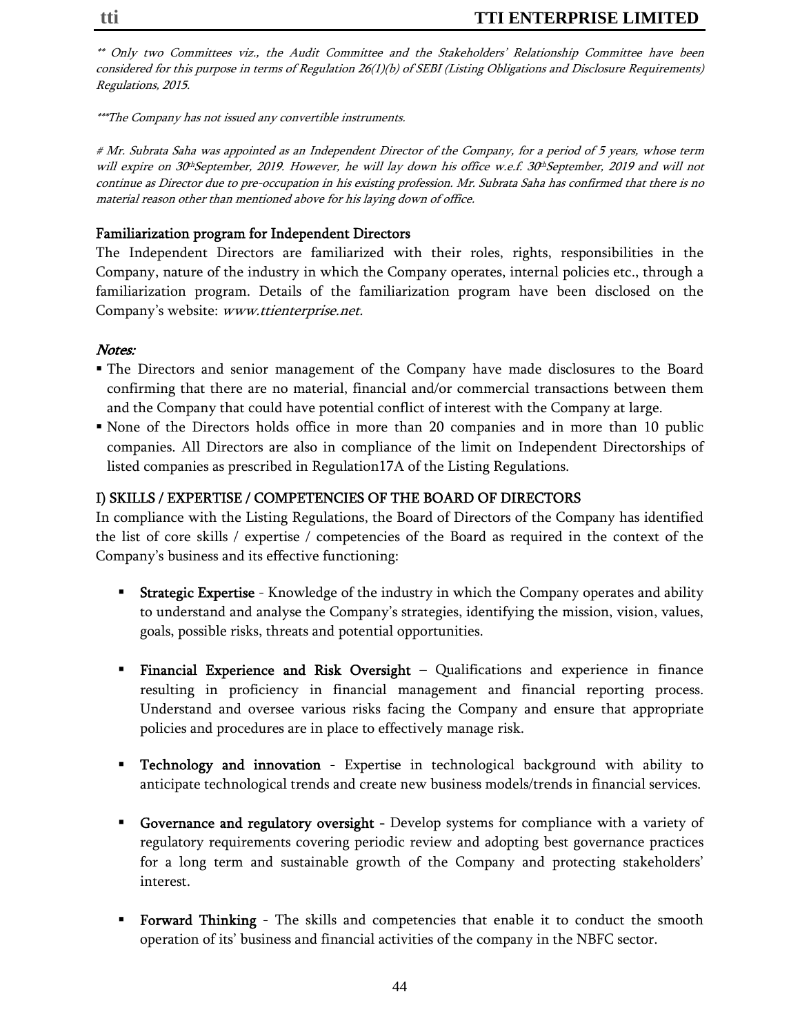*\*\* Only two Committees viz., the Audit Committee and the Stakeholders' Relationship Committee have been considered for this purpose in terms of Regulation 26(1)(b) of SEBI (Listing Obligations and Disclosure Requirements) Regulations, 2015.*

*\*\*\*The Company has not issued any convertible instruments.*

*# Mr. Subrata Saha was appointed as an Independent Director of the Company, for a period of 5 years, whose term will expire on 30th September, 2019. However, he will lay down his office w.e.f. 30th September, 2019 and will not continue as Director due to pre-occupation in his existing profession. Mr. Subrata Saha has confirmed that there is no material reason other than mentioned above for his laying down of office.*

## Familiarization program for Independent Directors

The Independent Directors are familiarized with their roles, rights, responsibilities in the Company, nature of the industry in which the Company operates, internal policies etc., through a familiarization program. Details of the familiarization program have been disclosed on the Company's website: *www.ttienterprise.net.*

*Notes:*

- The Directors and senior management of the Company have made disclosures to the Board confirming that there are no material, financial and/or commercial transactions between them and the Company that could have potential conflict of interest with the Company at large.
- None of the Directors holds office in more than 20 companies and in more than 10 public companies. All Directors are also in compliance of the limit on Independent Directorships of listed companies as prescribed in Regulation17A of the Listing Regulations.

## I) SKILLS / EXPERTISE / COMPETENCIES OF THE BOARD OF DIRECTORS

In compliance with the Listing Regulations, the Board of Directors of the Company has identified the list of core skills / expertise / competencies of the Board as required in the context of the Company's business and its effective functioning:

- **Strategic Expertise** - Knowledge of the industry in which the Company operates and ability to understand and analyse the Company's strategies, identifying the mission, vision, values, goals, possible risks, threats and potential opportunities.

- **Financial Experience and Risk Oversight** – Qualifications and experience in finance resulting in proficiency in financial management and financial reporting process. Understand and oversee various risks facing the Company and ensure that appropriate policies and procedures are in place to effectively manage risk.

- **Technology and innovation** - Expertise in technological background with ability to anticipate technological trends and create new business models/trends in financial services.

- **Governance and regulatory oversight -** Develop systems for compliance with a variety of regulatory requirements covering periodic review and adopting best governance practices for a long term and sustainable growth of the Company and protecting stakeholders' interest.

- **Forward Thinking** - The skills and competencies that enable it to conduct the smooth operation of its' business and financial activities of the company in the NBFC sector.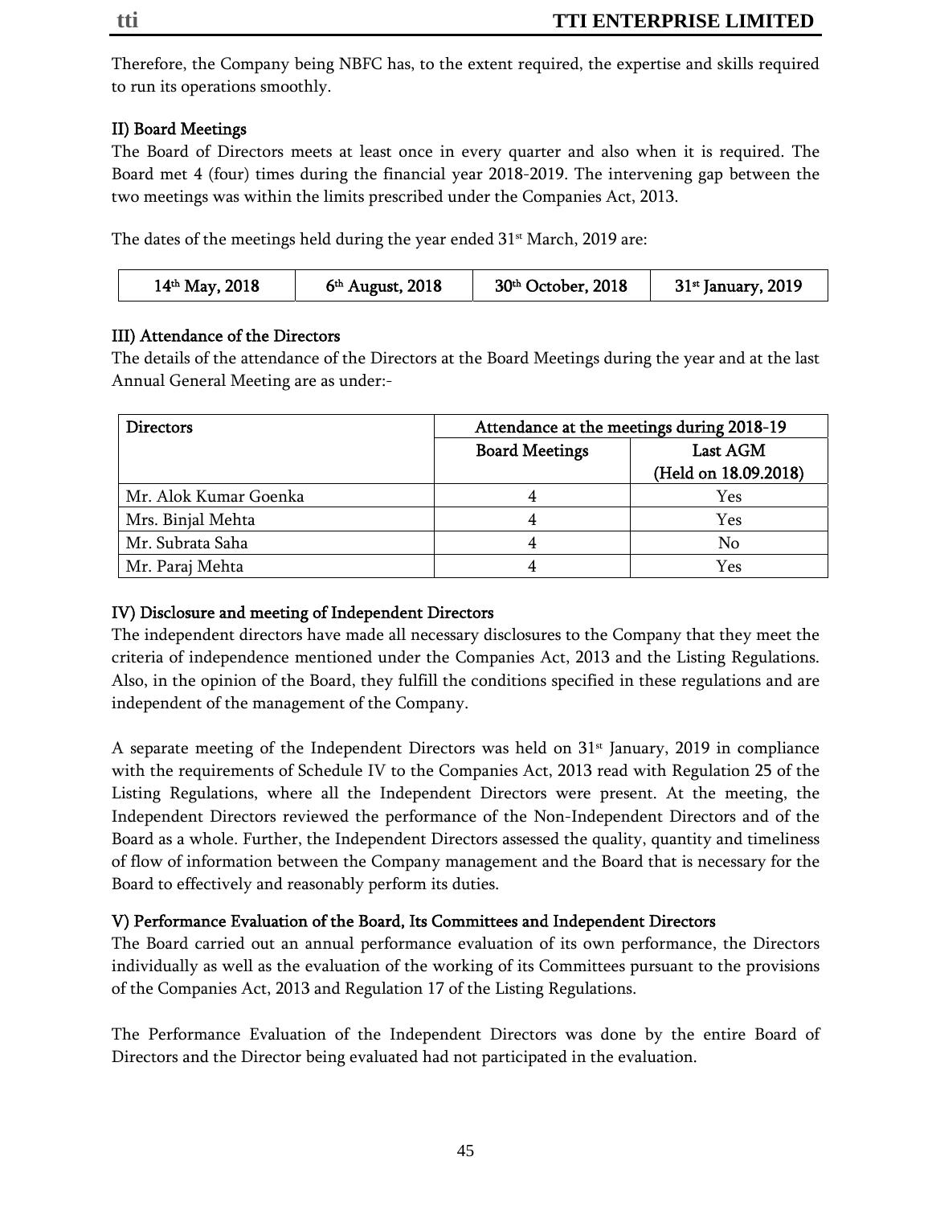Therefore, the Company being NBFC has, to the extent required, the expertise and skills required to run its operations smoothly.

### II) Board Meetings

The Board of Directors meets at least once in every quarter and also when it is required. The Board met 4 (four) times during the financial year 2018-2019. The intervening gap between the two meetings was within the limits prescribed under the Companies Act, 2013.

The dates of the meetings held during the year ended 31st March, 2019 are:

| 14th May, 2018 | 6th August, 2018 | 30th October, 2018 | 31st January, 2019 |
|---|---|---|---|

### III) Attendance of the Directors

The details of the attendance of the Directors at the Board Meetings during the year and at the last Annual General Meeting are as under:-

| Directors | Attendance at the meetings during 2018-19 | |
|---|---|---|
| | Board Meetings | Last AGM (Held on 18.09.2018) |
| Mr. Alok Kumar Goenka | 4 | Yes |
| Mrs. Binjal Mehta | 4 | Yes |
| Mr. Subrata Saha | 4 | No |
| Mr. Paraj Mehta | 4 | Yes |

### IV) Disclosure and meeting of Independent Directors

The independent directors have made all necessary disclosures to the Company that they meet the criteria of independence mentioned under the Companies Act, 2013 and the Listing Regulations. Also, in the opinion of the Board, they fulfill the conditions specified in these regulations and are independent of the management of the Company.

A separate meeting of the Independent Directors was held on 31st January, 2019 in compliance with the requirements of Schedule IV to the Companies Act, 2013 read with Regulation 25 of the Listing Regulations, where all the Independent Directors were present. At the meeting, the Independent Directors reviewed the performance of the Non-Independent Directors and of the Board as a whole. Further, the Independent Directors assessed the quality, quantity and timeliness of flow of information between the Company management and the Board that is necessary for the Board to effectively and reasonably perform its duties.

### V) Performance Evaluation of the Board, Its Committees and Independent Directors

The Board carried out an annual performance evaluation of its own performance, the Directors individually as well as the evaluation of the working of its Committees pursuant to the provisions of the Companies Act, 2013 and Regulation 17 of the Listing Regulations.

The Performance Evaluation of the Independent Directors was done by the entire Board of Directors and the Director being evaluated had not participated in the evaluation.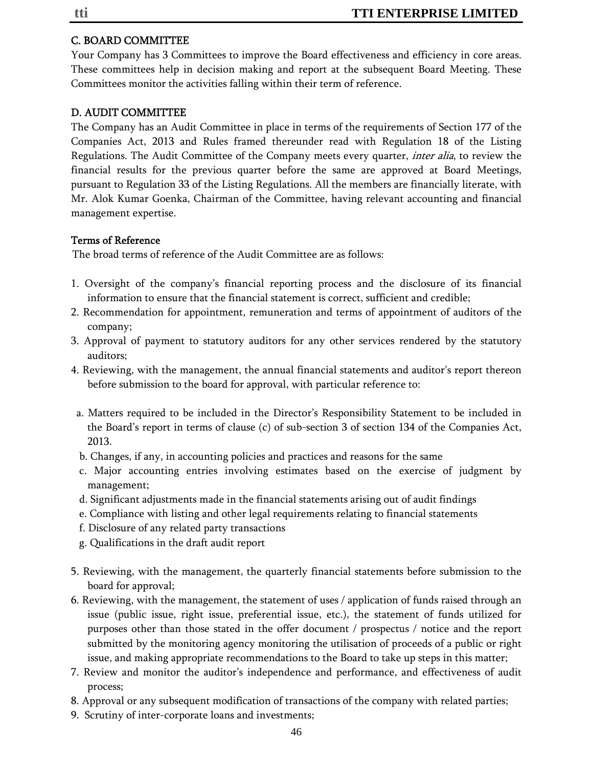## C. BOARD COMMITTEE

Your Company has 3 Committees to improve the Board effectiveness and efficiency in core areas. These committees help in decision making and report at the subsequent Board Meeting. These Committees monitor the activities falling within their term of reference.

## D. AUDIT COMMITTEE

The Company has an Audit Committee in place in terms of the requirements of Section 177 of the Companies Act, 2013 and Rules framed thereunder read with Regulation 18 of the Listing Regulations. The Audit Committee of the Company meets every quarter, *inter alia*, to review the financial results for the previous quarter before the same are approved at Board Meetings, pursuant to Regulation 33 of the Listing Regulations. All the members are financially literate, with Mr. Alok Kumar Goenka, Chairman of the Committee, having relevant accounting and financial management expertise.

### Terms of Reference

The broad terms of reference of the Audit Committee are as follows:

1. Oversight of the company's financial reporting process and the disclosure of its financial information to ensure that the financial statement is correct, sufficient and credible;
2. Recommendation for appointment, remuneration and terms of appointment of auditors of the company;
3. Approval of payment to statutory auditors for any other services rendered by the statutory auditors;
4. Reviewing, with the management, the annual financial statements and auditor's report thereon before submission to the board for approval, with particular reference to:

   a. Matters required to be included in the Director's Responsibility Statement to be included in the Board's report in terms of clause (c) of sub-section 3 of section 134 of the Companies Act, 2013.
   b. Changes, if any, in accounting policies and practices and reasons for the same
   c. Major accounting entries involving estimates based on the exercise of judgment by management;
   d. Significant adjustments made in the financial statements arising out of audit findings
   e. Compliance with listing and other legal requirements relating to financial statements
   f. Disclosure of any related party transactions
   g. Qualifications in the draft audit report

5. Reviewing, with the management, the quarterly financial statements before submission to the board for approval;
6. Reviewing, with the management, the statement of uses / application of funds raised through an issue (public issue, right issue, preferential issue, etc.), the statement of funds utilized for purposes other than those stated in the offer document / prospectus / notice and the report submitted by the monitoring agency monitoring the utilisation of proceeds of a public or right issue, and making appropriate recommendations to the Board to take up steps in this matter;
7. Review and monitor the auditor's independence and performance, and effectiveness of audit process;
8. Approval or any subsequent modification of transactions of the company with related parties;
9. Scrutiny of inter-corporate loans and investments;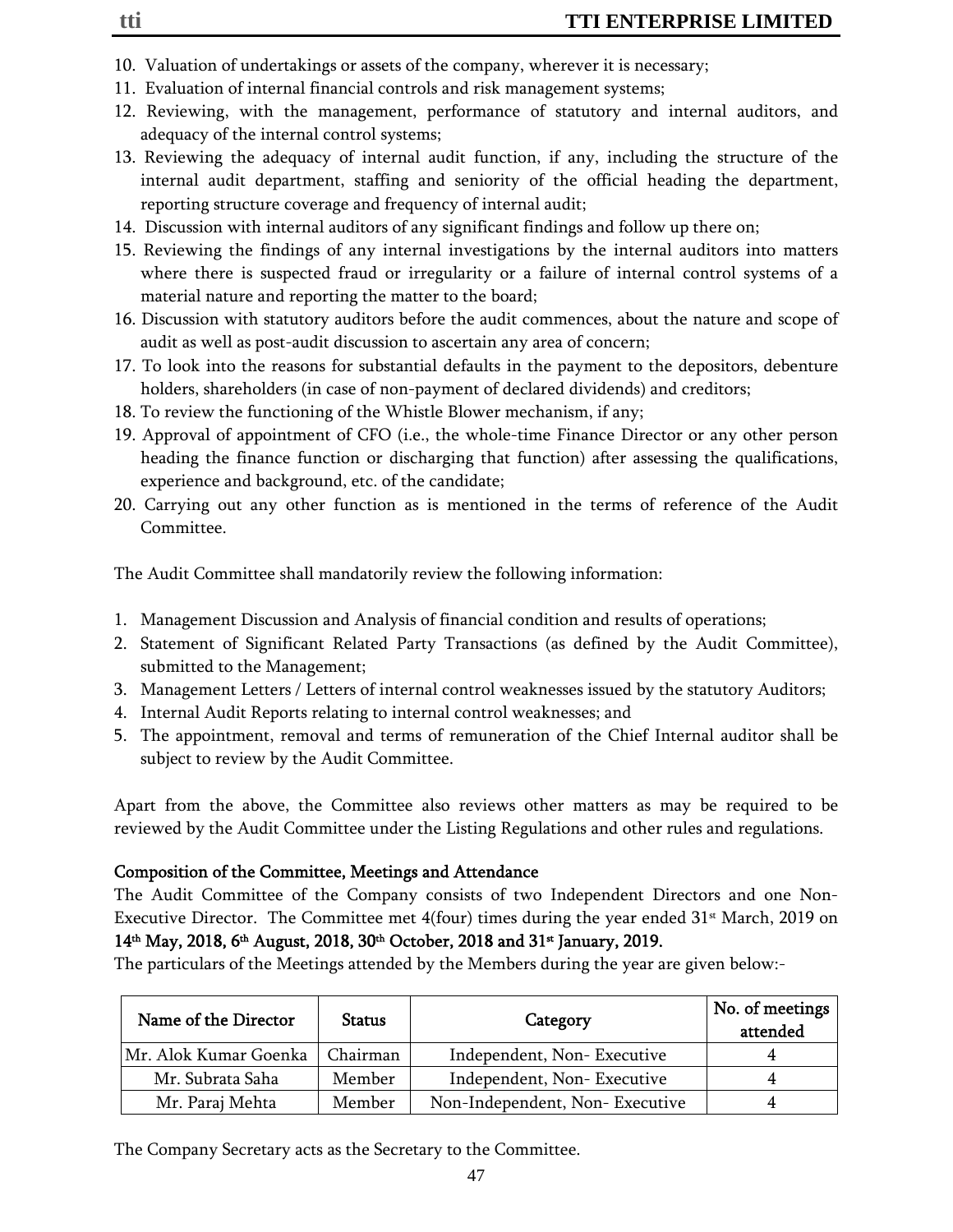10. Valuation of undertakings or assets of the company, wherever it is necessary;
11. Evaluation of internal financial controls and risk management systems;
12. Reviewing, with the management, performance of statutory and internal auditors, and adequacy of the internal control systems;
13. Reviewing the adequacy of internal audit function, if any, including the structure of the internal audit department, staffing and seniority of the official heading the department, reporting structure coverage and frequency of internal audit;
14. Discussion with internal auditors of any significant findings and follow up there on;
15. Reviewing the findings of any internal investigations by the internal auditors into matters where there is suspected fraud or irregularity or a failure of internal control systems of a material nature and reporting the matter to the board;
16. Discussion with statutory auditors before the audit commences, about the nature and scope of audit as well as post-audit discussion to ascertain any area of concern;
17. To look into the reasons for substantial defaults in the payment to the depositors, debenture holders, shareholders (in case of non-payment of declared dividends) and creditors;
18. To review the functioning of the Whistle Blower mechanism, if any;
19. Approval of appointment of CFO (i.e., the whole-time Finance Director or any other person heading the finance function or discharging that function) after assessing the qualifications, experience and background, etc. of the candidate;
20. Carrying out any other function as is mentioned in the terms of reference of the Audit Committee.

The Audit Committee shall mandatorily review the following information:

1. Management Discussion and Analysis of financial condition and results of operations;
2. Statement of Significant Related Party Transactions (as defined by the Audit Committee), submitted to the Management;
3. Management Letters / Letters of internal control weaknesses issued by the statutory Auditors;
4. Internal Audit Reports relating to internal control weaknesses; and
5. The appointment, removal and terms of remuneration of the Chief Internal auditor shall be subject to review by the Audit Committee.

Apart from the above, the Committee also reviews other matters as may be required to be reviewed by the Audit Committee under the Listing Regulations and other rules and regulations.

### Composition of the Committee, Meetings and Attendance

The Audit Committee of the Company consists of two Independent Directors and one Non-Executive Director. The Committee met 4(four) times during the year ended 31st March, 2019 on **14th May, 2018, 6th August, 2018, 30th October, 2018 and 31st January, 2019.**

The particulars of the Meetings attended by the Members during the year are given below:-

| Name of the Director | Status | Category | No. of meetings attended |
|---|---|---|---|
| Mr. Alok Kumar Goenka | Chairman | Independent, Non- Executive | 4 |
| Mr. Subrata Saha | Member | Independent, Non- Executive | 4 |
| Mr. Paraj Mehta | Member | Non-Independent, Non- Executive | 4 |

The Company Secretary acts as the Secretary to the Committee.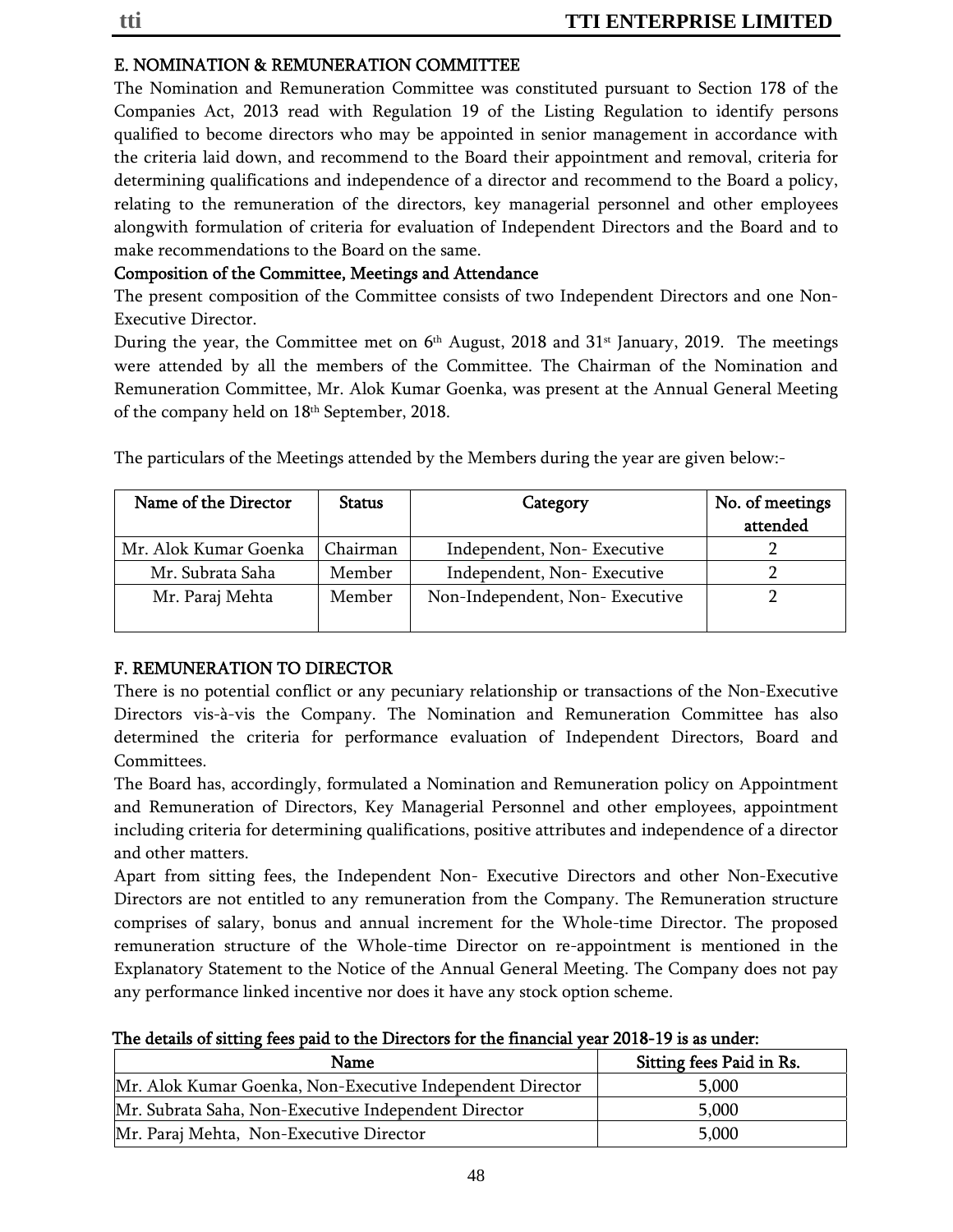### E. NOMINATION & REMUNERATION COMMITTEE

The Nomination and Remuneration Committee was constituted pursuant to Section 178 of the Companies Act, 2013 read with Regulation 19 of the Listing Regulation to identify persons qualified to become directors who may be appointed in senior management in accordance with the criteria laid down, and recommend to the Board their appointment and removal, criteria for determining qualifications and independence of a director and recommend to the Board a policy, relating to the remuneration of the directors, key managerial personnel and other employees alongwith formulation of criteria for evaluation of Independent Directors and the Board and to make recommendations to the Board on the same.

**Composition of the Committee, Meetings and Attendance**

The present composition of the Committee consists of two Independent Directors and one Non-Executive Director.

During the year, the Committee met on 6th August, 2018 and 31st January, 2019. The meetings were attended by all the members of the Committee. The Chairman of the Nomination and Remuneration Committee, Mr. Alok Kumar Goenka, was present at the Annual General Meeting of the company held on 18th September, 2018.

The particulars of the Meetings attended by the Members during the year are given below:-

| Name of the Director | Status | Category | No. of meetings attended |
|---|---|---|---|
| Mr. Alok Kumar Goenka | Chairman | Independent, Non- Executive | 2 |
| Mr. Subrata Saha | Member | Independent, Non- Executive | 2 |
| Mr. Paraj Mehta | Member | Non-Independent, Non- Executive | 2 |

### F. REMUNERATION TO DIRECTOR

There is no potential conflict or any pecuniary relationship or transactions of the Non-Executive Directors vis-à-vis the Company. The Nomination and Remuneration Committee has also determined the criteria for performance evaluation of Independent Directors, Board and Committees.

The Board has, accordingly, formulated a Nomination and Remuneration policy on Appointment and Remuneration of Directors, Key Managerial Personnel and other employees, appointment including criteria for determining qualifications, positive attributes and independence of a director and other matters.

Apart from sitting fees, the Independent Non- Executive Directors and other Non-Executive Directors are not entitled to any remuneration from the Company. The Remuneration structure comprises of salary, bonus and annual increment for the Whole-time Director. The proposed remuneration structure of the Whole-time Director on re-appointment is mentioned in the Explanatory Statement to the Notice of the Annual General Meeting. The Company does not pay any performance linked incentive nor does it have any stock option scheme.

**The details of sitting fees paid to the Directors for the financial year 2018-19 is as under:**

| Name | Sitting fees Paid in Rs. |
|---|---|
| Mr. Alok Kumar Goenka, Non-Executive Independent Director | 5,000 |
| Mr. Subrata Saha, Non-Executive Independent Director | 5,000 |
| Mr. Paraj Mehta, Non-Executive Director | 5,000 |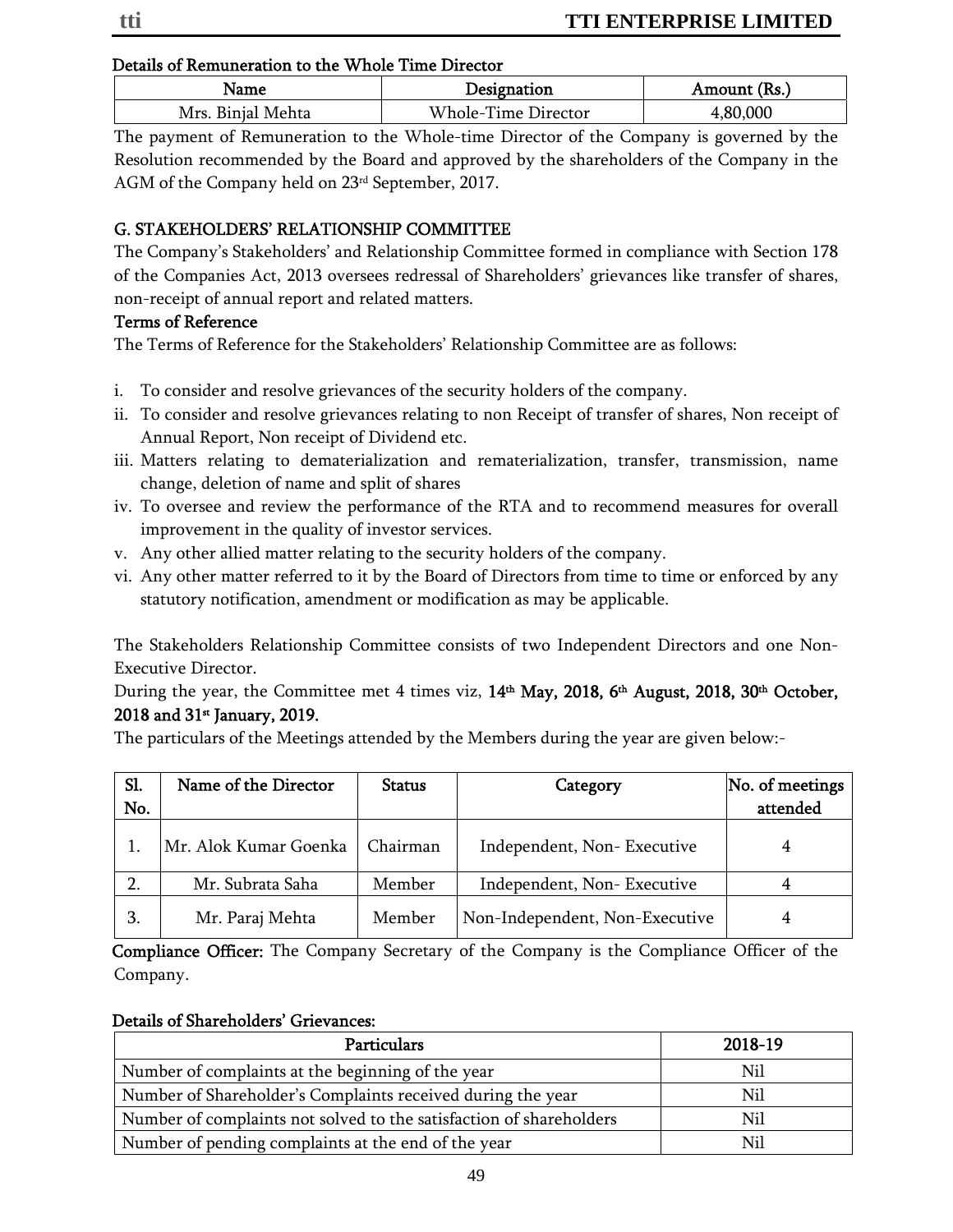**Details of Remuneration to the Whole Time Director**

| Name | Designation | Amount (Rs.) |
|---|---|---|
| Mrs. Binjal Mehta | Whole-Time Director | 4,80,000 |

The payment of Remuneration to the Whole-time Director of the Company is governed by the Resolution recommended by the Board and approved by the shareholders of the Company in the AGM of the Company held on 23rd September, 2017.

## G. STAKEHOLDERS' RELATIONSHIP COMMITTEE

The Company's Stakeholders' and Relationship Committee formed in compliance with Section 178 of the Companies Act, 2013 oversees redressal of Shareholders' grievances like transfer of shares, non-receipt of annual report and related matters.

**Terms of Reference**

The Terms of Reference for the Stakeholders' Relationship Committee are as follows:

i. To consider and resolve grievances of the security holders of the company.
ii. To consider and resolve grievances relating to non Receipt of transfer of shares, Non receipt of Annual Report, Non receipt of Dividend etc.
iii. Matters relating to dematerialization and rematerialization, transfer, transmission, name change, deletion of name and split of shares
iv. To oversee and review the performance of the RTA and to recommend measures for overall improvement in the quality of investor services.
v. Any other allied matter relating to the security holders of the company.
vi. Any other matter referred to it by the Board of Directors from time to time or enforced by any statutory notification, amendment or modification as may be applicable.

The Stakeholders Relationship Committee consists of two Independent Directors and one Non-Executive Director.

During the year, the Committee met 4 times viz, **14th May, 2018, 6th August, 2018, 30th October, 2018 and 31st January, 2019.**

The particulars of the Meetings attended by the Members during the year are given below:-

| Sl. No. | Name of the Director | Status | Category | No. of meetings attended |
|---|---|---|---|---|
| 1. | Mr. Alok Kumar Goenka | Chairman | Independent, Non- Executive | 4 |
| 2. | Mr. Subrata Saha | Member | Independent, Non- Executive | 4 |
| 3. | Mr. Paraj Mehta | Member | Non-Independent, Non-Executive | 4 |

**Compliance Officer:** The Company Secretary of the Company is the Compliance Officer of the Company.

**Details of Shareholders' Grievances:**

| Particulars | 2018-19 |
|---|---|
| Number of complaints at the beginning of the year | Nil |
| Number of Shareholder's Complaints received during the year | Nil |
| Number of complaints not solved to the satisfaction of shareholders | Nil |
| Number of pending complaints at the end of the year | Nil |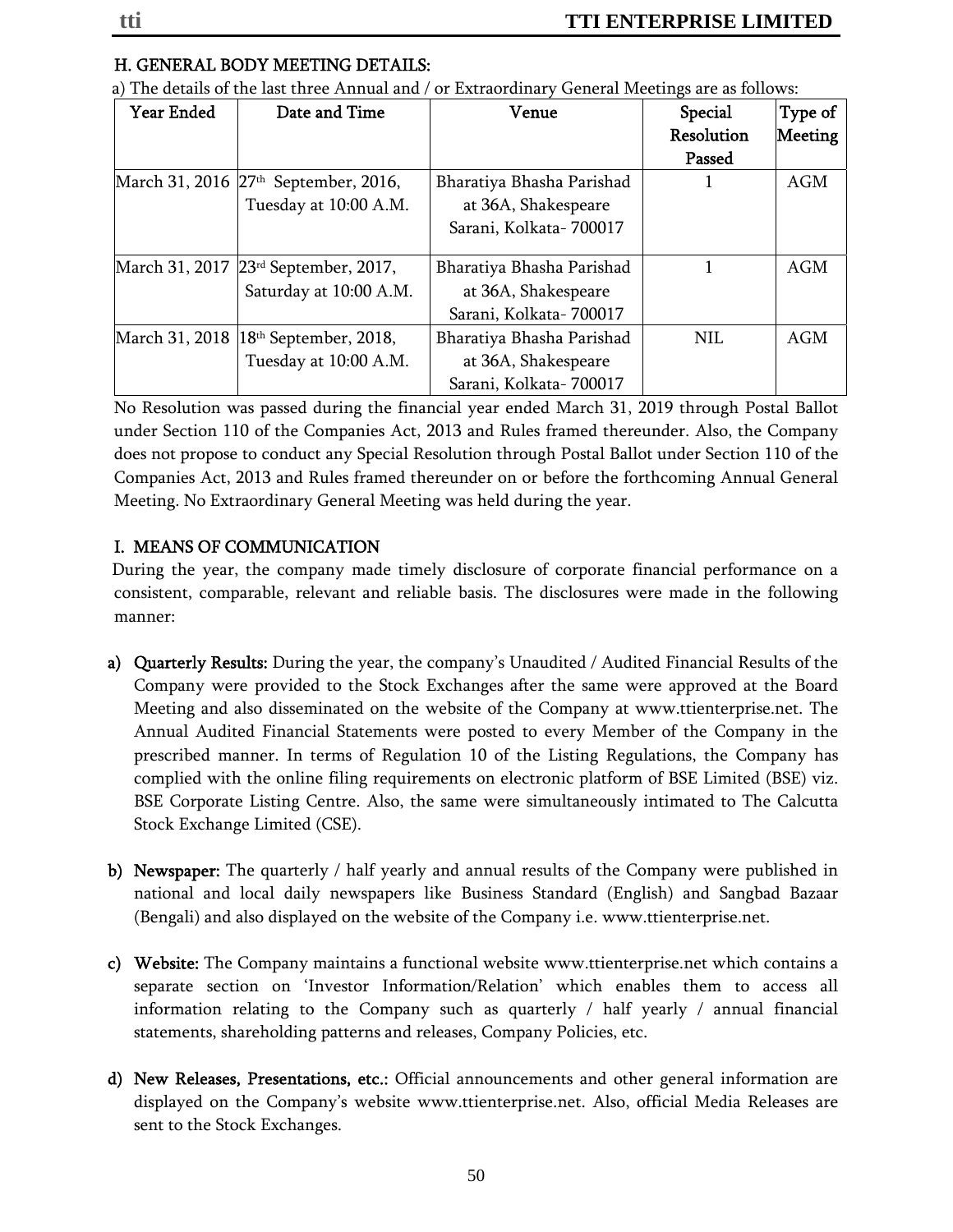## H. GENERAL BODY MEETING DETAILS:

a) The details of the last three Annual and / or Extraordinary General Meetings are as follows:

| Year Ended | Date and Time | Venue | Special Resolution Passed | Type of Meeting |
|---|---|---|---|---|
| March 31, 2016 | 27th September, 2016, Tuesday at 10:00 A.M. | Bharatiya Bhasha Parishad at 36A, Shakespeare Sarani, Kolkata- 700017 | 1 | AGM |
| March 31, 2017 | 23rd September, 2017, Saturday at 10:00 A.M. | Bharatiya Bhasha Parishad at 36A, Shakespeare Sarani, Kolkata- 700017 | 1 | AGM |
| March 31, 2018 | 18th September, 2018, Tuesday at 10:00 A.M. | Bharatiya Bhasha Parishad at 36A, Shakespeare Sarani, Kolkata- 700017 | NIL | AGM |

No Resolution was passed during the financial year ended March 31, 2019 through Postal Ballot under Section 110 of the Companies Act, 2013 and Rules framed thereunder. Also, the Company does not propose to conduct any Special Resolution through Postal Ballot under Section 110 of the Companies Act, 2013 and Rules framed thereunder on or before the forthcoming Annual General Meeting. No Extraordinary General Meeting was held during the year.

## I. MEANS OF COMMUNICATION

During the year, the company made timely disclosure of corporate financial performance on a consistent, comparable, relevant and reliable basis. The disclosures were made in the following manner:

a) **Quarterly Results:** During the year, the company's Unaudited / Audited Financial Results of the Company were provided to the Stock Exchanges after the same were approved at the Board Meeting and also disseminated on the website of the Company at www.ttienterprise.net. The Annual Audited Financial Statements were posted to every Member of the Company in the prescribed manner. In terms of Regulation 10 of the Listing Regulations, the Company has complied with the online filing requirements on electronic platform of BSE Limited (BSE) viz. BSE Corporate Listing Centre. Also, the same were simultaneously intimated to The Calcutta Stock Exchange Limited (CSE).

b) **Newspaper:** The quarterly / half yearly and annual results of the Company were published in national and local daily newspapers like Business Standard (English) and Sangbad Bazaar (Bengali) and also displayed on the website of the Company i.e. www.ttienterprise.net.

c) **Website:** The Company maintains a functional website www.ttienterprise.net which contains a separate section on 'Investor Information/Relation' which enables them to access all information relating to the Company such as quarterly / half yearly / annual financial statements, shareholding patterns and releases, Company Policies, etc.

d) **New Releases, Presentations, etc.:** Official announcements and other general information are displayed on the Company's website www.ttienterprise.net. Also, official Media Releases are sent to the Stock Exchanges.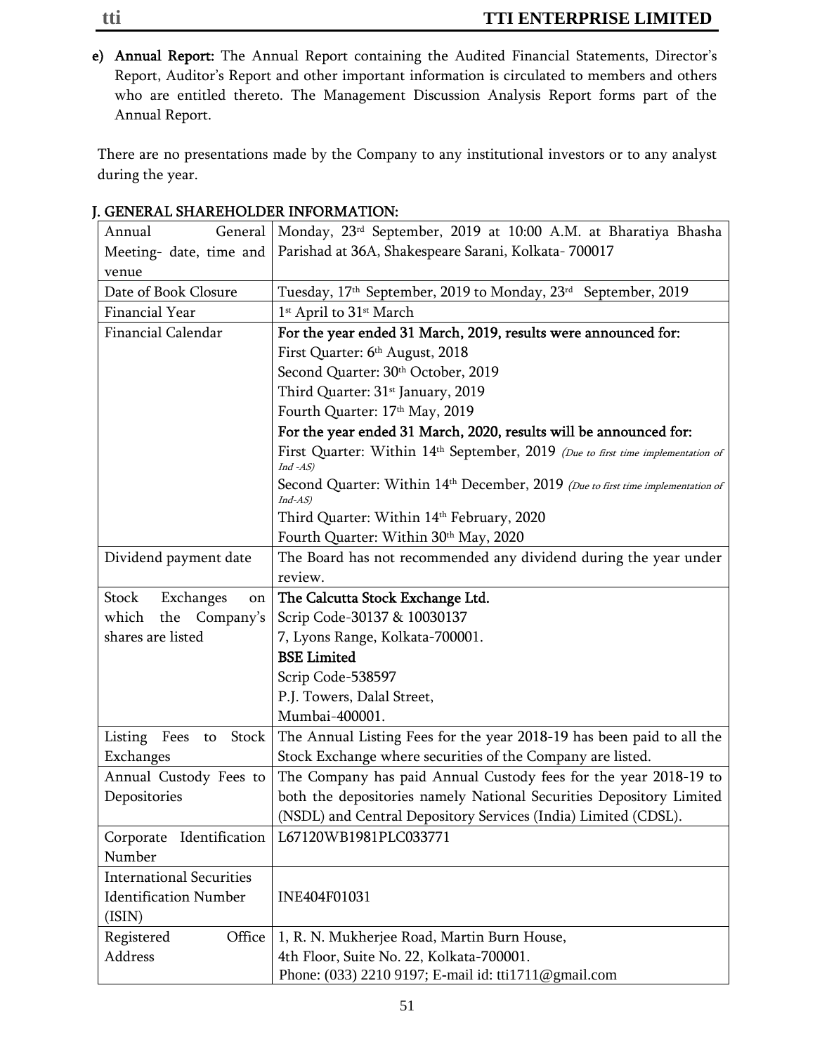e) **Annual Report:** The Annual Report containing the Audited Financial Statements, Director's Report, Auditor's Report and other important information is circulated to members and others who are entitled thereto. The Management Discussion Analysis Report forms part of the Annual Report.

There are no presentations made by the Company to any institutional investors or to any analyst during the year.

## J. GENERAL SHAREHOLDER INFORMATION:

| | |
|---|---|
| Annual General Meeting- date, time and venue | Monday, 23rd September, 2019 at 10:00 A.M. at Bharatiya Bhasha Parishad at 36A, Shakespeare Sarani, Kolkata- 700017 |
| Date of Book Closure | Tuesday, 17th September, 2019 to Monday, 23rd September, 2019 |
| Financial Year | 1st April to 31st March |
| Financial Calendar | **For the year ended 31 March, 2019, results were announced for:**<br>First Quarter: 6th August, 2018<br>Second Quarter: 30th October, 2019<br>Third Quarter: 31st January, 2019<br>Fourth Quarter: 17th May, 2019<br>**For the year ended 31 March, 2020, results will be announced for:**<br>First Quarter: Within 14th September, 2019 *(Due to first time implementation of Ind -AS)*<br>Second Quarter: Within 14th December, 2019 *(Due to first time implementation of Ind-AS)*<br>Third Quarter: Within 14th February, 2020<br>Fourth Quarter: Within 30th May, 2020 |
| Dividend payment date | The Board has not recommended any dividend during the year under review. |
| Stock Exchanges on which the Company's shares are listed | **The Calcutta Stock Exchange Ltd.**<br>Scrip Code-30137 & 10030137<br>7, Lyons Range, Kolkata-700001.<br>**BSE Limited**<br>Scrip Code-538597<br>P.J. Towers, Dalal Street,<br>Mumbai-400001. |
| Listing Fees to Stock Exchanges | The Annual Listing Fees for the year 2018-19 has been paid to all the Stock Exchange where securities of the Company are listed. |
| Annual Custody Fees to Depositories | The Company has paid Annual Custody fees for the year 2018-19 to both the depositories namely National Securities Depository Limited (NSDL) and Central Depository Services (India) Limited (CDSL). |
| Corporate Identification Number | L67120WB1981PLC033771 |
| International Securities Identification Number (ISIN) | INE404F01031 |
| Registered Office Address | 1, R. N. Mukherjee Road, Martin Burn House,<br>4th Floor, Suite No. 22, Kolkata-700001.<br>Phone: (033) 2210 9197; E-mail id: tti1711@gmail.com |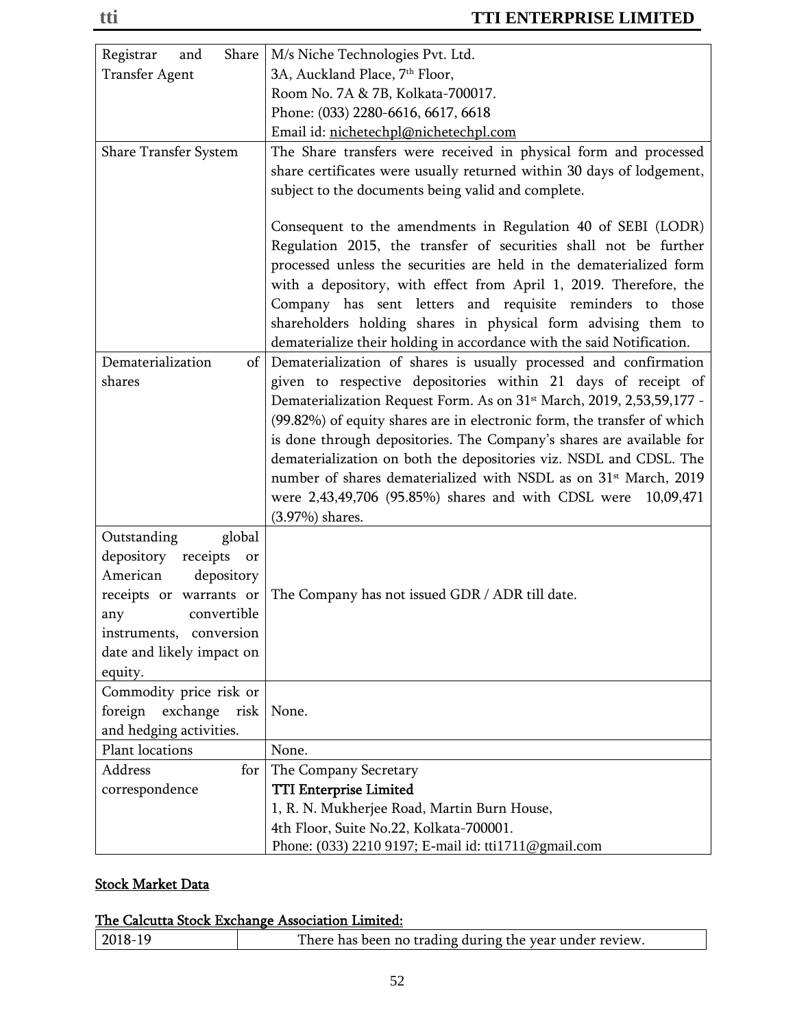| | |
|---|---|
| Registrar and Share Transfer Agent | M/s Niche Technologies Pvt. Ltd.<br>3A, Auckland Place, 7th Floor,<br>Room No. 7A & 7B, Kolkata-700017.<br>Phone: (033) 2280-6616, 6617, 6618<br>Email id: nichetechpl@nichetechpl.com |
| Share Transfer System | The Share transfers were received in physical form and processed share certificates were usually returned within 30 days of lodgement, subject to the documents being valid and complete.<br><br>Consequent to the amendments in Regulation 40 of SEBI (LODR) Regulation 2015, the transfer of securities shall not be further processed unless the securities are held in the dematerialized form with a depository, with effect from April 1, 2019. Therefore, the Company has sent letters and requisite reminders to those shareholders holding shares in physical form advising them to dematerialize their holding in accordance with the said Notification. |
| Dematerialization of shares | Dematerialization of shares is usually processed and confirmation given to respective depositories within 21 days of receipt of Dematerialization Request Form. As on 31st March, 2019, 2,53,59,177 - (99.82%) of equity shares are in electronic form, the transfer of which is done through depositories. The Company's shares are available for dematerialization on both the depositories viz. NSDL and CDSL. The number of shares dematerialized with NSDL as on 31st March, 2019 were 2,43,49,706 (95.85%) shares and with CDSL were 10,09,471 (3.97%) shares. |
| Outstanding global depository receipts or American depository receipts or warrants or any convertible instruments, conversion date and likely impact on equity. | The Company has not issued GDR / ADR till date. |
| Commodity price risk or foreign exchange risk and hedging activities. | None. |
| Plant locations | None. |
| Address for correspondence | The Company Secretary<br>**TTI Enterprise Limited**<br>1, R. N. Mukherjee Road, Martin Burn House,<br>4th Floor, Suite No.22, Kolkata-700001.<br>Phone: (033) 2210 9197; E-mail id: tti1711@gmail.com |

**Stock Market Data**

**The Calcutta Stock Exchange Association Limited:**

| | |
|---|---|
| 2018-19 | There has been no trading during the year under review. |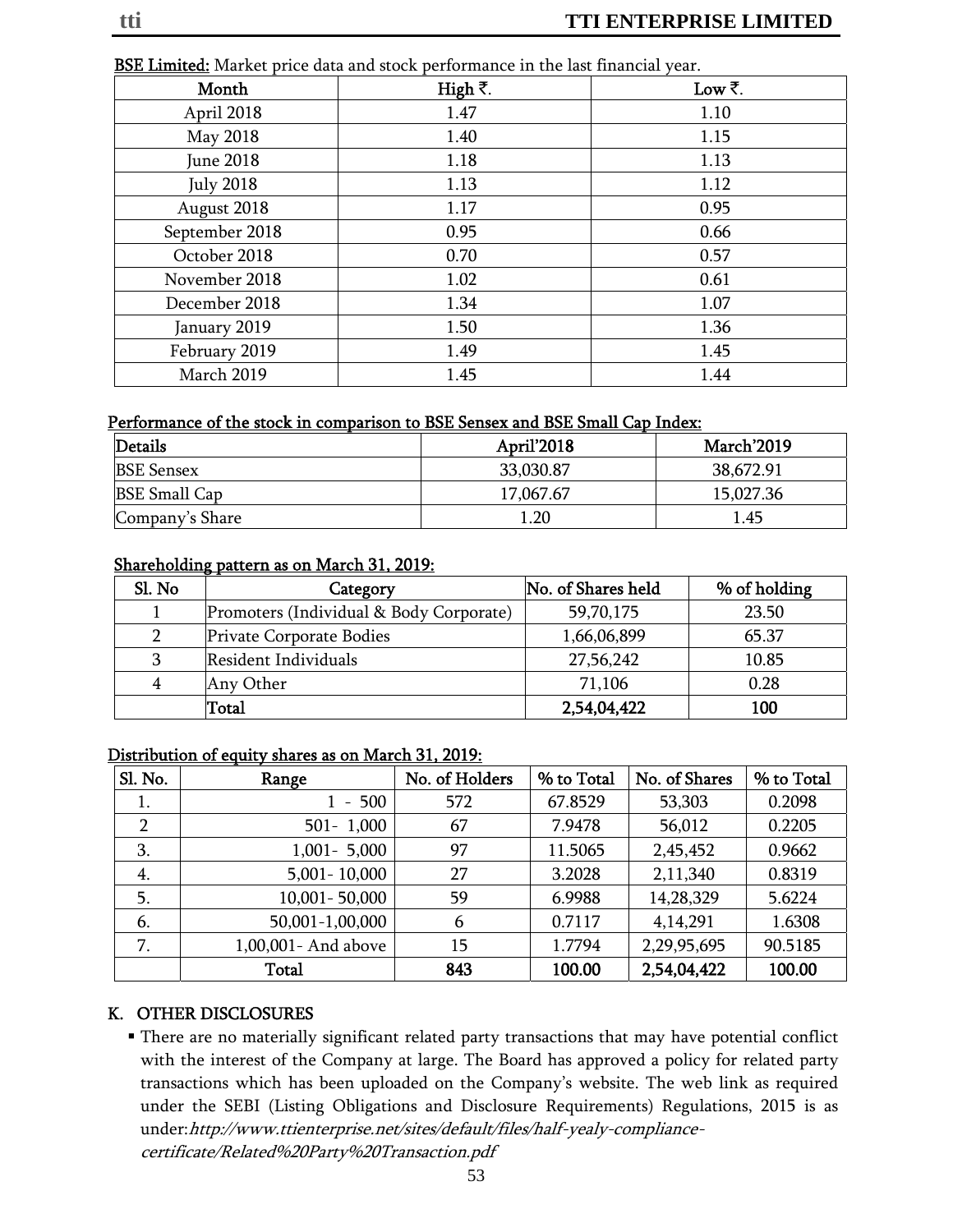**BSE Limited:** Market price data and stock performance in the last financial year.

| Month | High ₹. | Low ₹. |
|---|---|---|
| April 2018 | 1.47 | 1.10 |
| May 2018 | 1.40 | 1.15 |
| June 2018 | 1.18 | 1.13 |
| July 2018 | 1.13 | 1.12 |
| August 2018 | 1.17 | 0.95 |
| September 2018 | 0.95 | 0.66 |
| October 2018 | 0.70 | 0.57 |
| November 2018 | 1.02 | 0.61 |
| December 2018 | 1.34 | 1.07 |
| January 2019 | 1.50 | 1.36 |
| February 2019 | 1.49 | 1.45 |
| March 2019 | 1.45 | 1.44 |

**Performance of the stock in comparison to BSE Sensex and BSE Small Cap Index:**

| Details | April'2018 | March'2019 |
|---|---|---|
| BSE Sensex | 33,030.87 | 38,672.91 |
| BSE Small Cap | 17,067.67 | 15,027.36 |
| Company's Share | 1.20 | 1.45 |

**Shareholding pattern as on March 31, 2019:**

| Sl. No | Category | No. of Shares held | % of holding |
|---|---|---|---|
| 1 | Promoters (Individual & Body Corporate) | 59,70,175 | 23.50 |
| 2 | Private Corporate Bodies | 1,66,06,899 | 65.37 |
| 3 | Resident Individuals | 27,56,242 | 10.85 |
| 4 | Any Other | 71,106 | 0.28 |
| | **Total** | **2,54,04,422** | **100** |

**Distribution of equity shares as on March 31, 2019:**

| Sl. No. | Range | No. of Holders | % to Total | No. of Shares | % to Total |
|---|---|---|---|---|---|
| 1. | 1 - 500 | 572 | 67.8529 | 53,303 | 0.2098 |
| 2 | 501- 1,000 | 67 | 7.9478 | 56,012 | 0.2205 |
| 3. | 1,001- 5,000 | 97 | 11.5065 | 2,45,452 | 0.9662 |
| 4. | 5,001- 10,000 | 27 | 3.2028 | 2,11,340 | 0.8319 |
| 5. | 10,001- 50,000 | 59 | 6.9988 | 14,28,329 | 5.6224 |
| 6. | 50,001-1,00,000 | 6 | 0.7117 | 4,14,291 | 1.6308 |
| 7. | 1,00,001- And above | 15 | 1.7794 | 2,29,95,695 | 90.5185 |
| | Total | **843** | **100.00** | **2,54,04,422** | **100.00** |

## K. OTHER DISCLOSURES

- There are no materially significant related party transactions that may have potential conflict with the interest of the Company at large. The Board has approved a policy for related party transactions which has been uploaded on the Company's website. The web link as required under the SEBI (Listing Obligations and Disclosure Requirements) Regulations, 2015 is as under:*http://www.ttienterprise.net/sites/default/files/half-yealy-compliance-certificate/Related%20Party%20Transaction.pdf*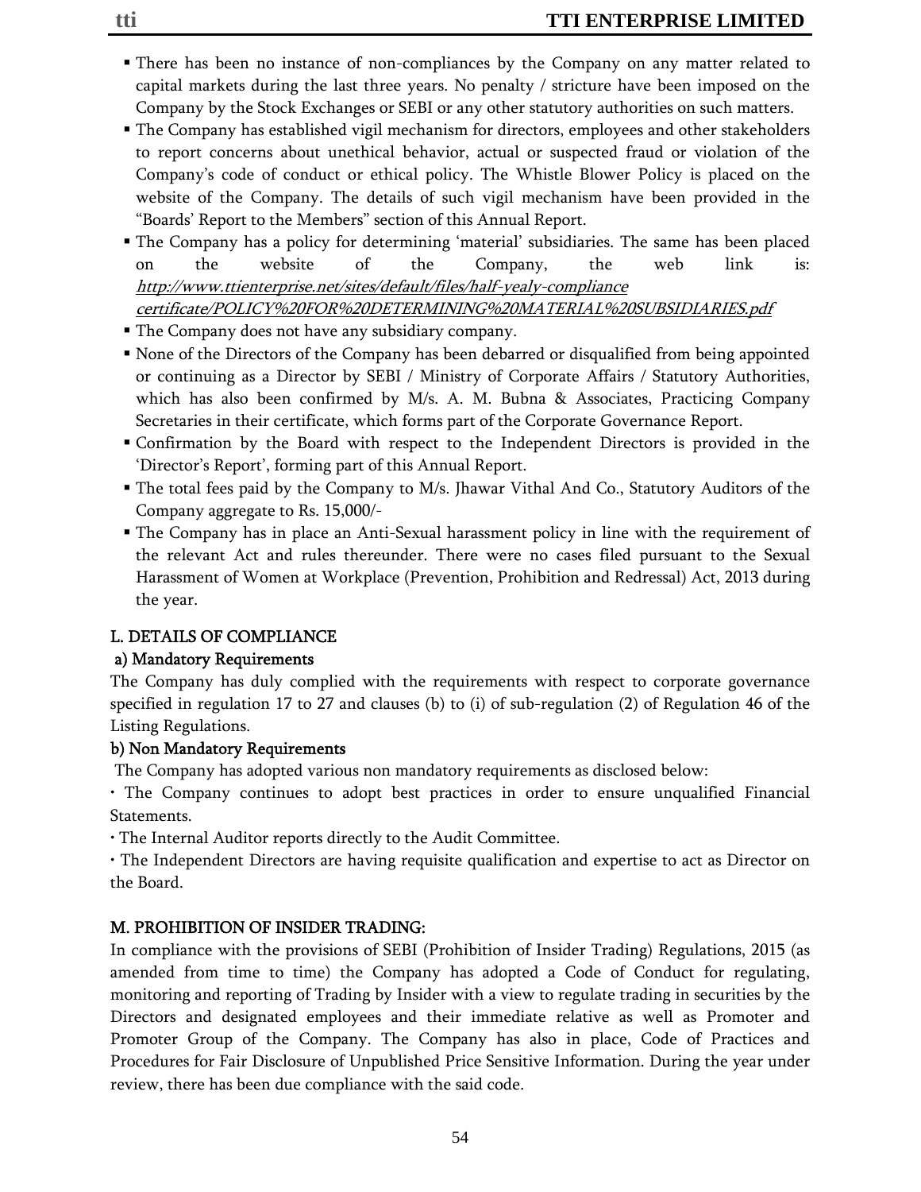- There has been no instance of non-compliances by the Company on any matter related to capital markets during the last three years. No penalty / stricture have been imposed on the Company by the Stock Exchanges or SEBI or any other statutory authorities on such matters.
- The Company has established vigil mechanism for directors, employees and other stakeholders to report concerns about unethical behavior, actual or suspected fraud or violation of the Company's code of conduct or ethical policy. The Whistle Blower Policy is placed on the website of the Company. The details of such vigil mechanism have been provided in the "Boards' Report to the Members" section of this Annual Report.
- The Company has a policy for determining 'material' subsidiaries. The same has been placed on the website of the Company, the web link is: *http://www.ttienterprise.net/sites/default/files/half-yealy-compliance certificate/POLICY%20FOR%20DETERMINING%20MATERIAL%20SUBSIDIARIES.pdf*
- The Company does not have any subsidiary company.
- None of the Directors of the Company has been debarred or disqualified from being appointed or continuing as a Director by SEBI / Ministry of Corporate Affairs / Statutory Authorities, which has also been confirmed by M/s. A. M. Bubna & Associates, Practicing Company Secretaries in their certificate, which forms part of the Corporate Governance Report.
- Confirmation by the Board with respect to the Independent Directors is provided in the 'Director's Report', forming part of this Annual Report.
- The total fees paid by the Company to M/s. Jhawar Vithal And Co., Statutory Auditors of the Company aggregate to Rs. 15,000/-
- The Company has in place an Anti-Sexual harassment policy in line with the requirement of the relevant Act and rules thereunder. There were no cases filed pursuant to the Sexual Harassment of Women at Workplace (Prevention, Prohibition and Redressal) Act, 2013 during the year.

## L. DETAILS OF COMPLIANCE

### a) Mandatory Requirements

The Company has duly complied with the requirements with respect to corporate governance specified in regulation 17 to 27 and clauses (b) to (i) of sub-regulation (2) of Regulation 46 of the Listing Regulations.

### b) Non Mandatory Requirements

The Company has adopted various non mandatory requirements as disclosed below:

- The Company continues to adopt best practices in order to ensure unqualified Financial Statements.
- The Internal Auditor reports directly to the Audit Committee.
- The Independent Directors are having requisite qualification and expertise to act as Director on the Board.

## M. PROHIBITION OF INSIDER TRADING:

In compliance with the provisions of SEBI (Prohibition of Insider Trading) Regulations, 2015 (as amended from time to time) the Company has adopted a Code of Conduct for regulating, monitoring and reporting of Trading by Insider with a view to regulate trading in securities by the Directors and designated employees and their immediate relative as well as Promoter and Promoter Group of the Company. The Company has also in place, Code of Practices and Procedures for Fair Disclosure of Unpublished Price Sensitive Information. During the year under review, there has been due compliance with the said code.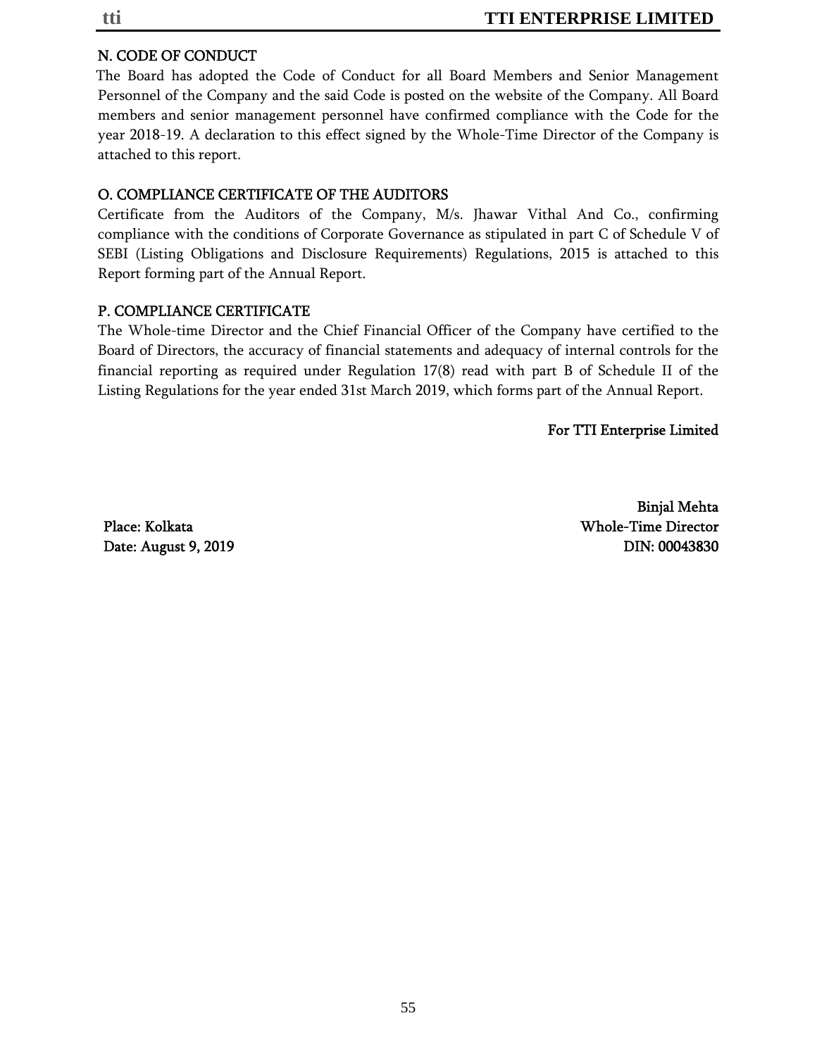## N. CODE OF CONDUCT

The Board has adopted the Code of Conduct for all Board Members and Senior Management Personnel of the Company and the said Code is posted on the website of the Company. All Board members and senior management personnel have confirmed compliance with the Code for the year 2018-19. A declaration to this effect signed by the Whole-Time Director of the Company is attached to this report.

## O. COMPLIANCE CERTIFICATE OF THE AUDITORS

Certificate from the Auditors of the Company, M/s. Jhawar Vithal And Co., confirming compliance with the conditions of Corporate Governance as stipulated in part C of Schedule V of SEBI (Listing Obligations and Disclosure Requirements) Regulations, 2015 is attached to this Report forming part of the Annual Report.

## P. COMPLIANCE CERTIFICATE

The Whole-time Director and the Chief Financial Officer of the Company have certified to the Board of Directors, the accuracy of financial statements and adequacy of internal controls for the financial reporting as required under Regulation 17(8) read with part B of Schedule II of the Listing Regulations for the year ended 31st March 2019, which forms part of the Annual Report.

**For TTI Enterprise Limited**

**Binjal Mehta**
**Whole-Time Director**
**DIN: 00043830**

**Place: Kolkata**
**Date: August 9, 2019**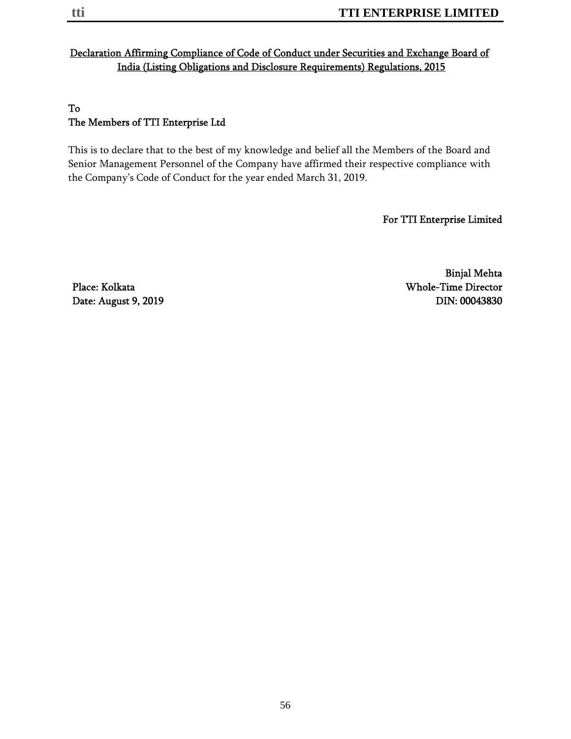## Declaration Affirming Compliance of Code of Conduct under Securities and Exchange Board of India (Listing Obligations and Disclosure Requirements) Regulations, 2015

To
The Members of TTI Enterprise Ltd

This is to declare that to the best of my knowledge and belief all the Members of the Board and Senior Management Personnel of the Company have affirmed their respective compliance with the Company's Code of Conduct for the year ended March 31, 2019.

For TTI Enterprise Limited

Binjal Mehta
Whole-Time Director
DIN: 00043830

Place: Kolkata
Date: August 9, 2019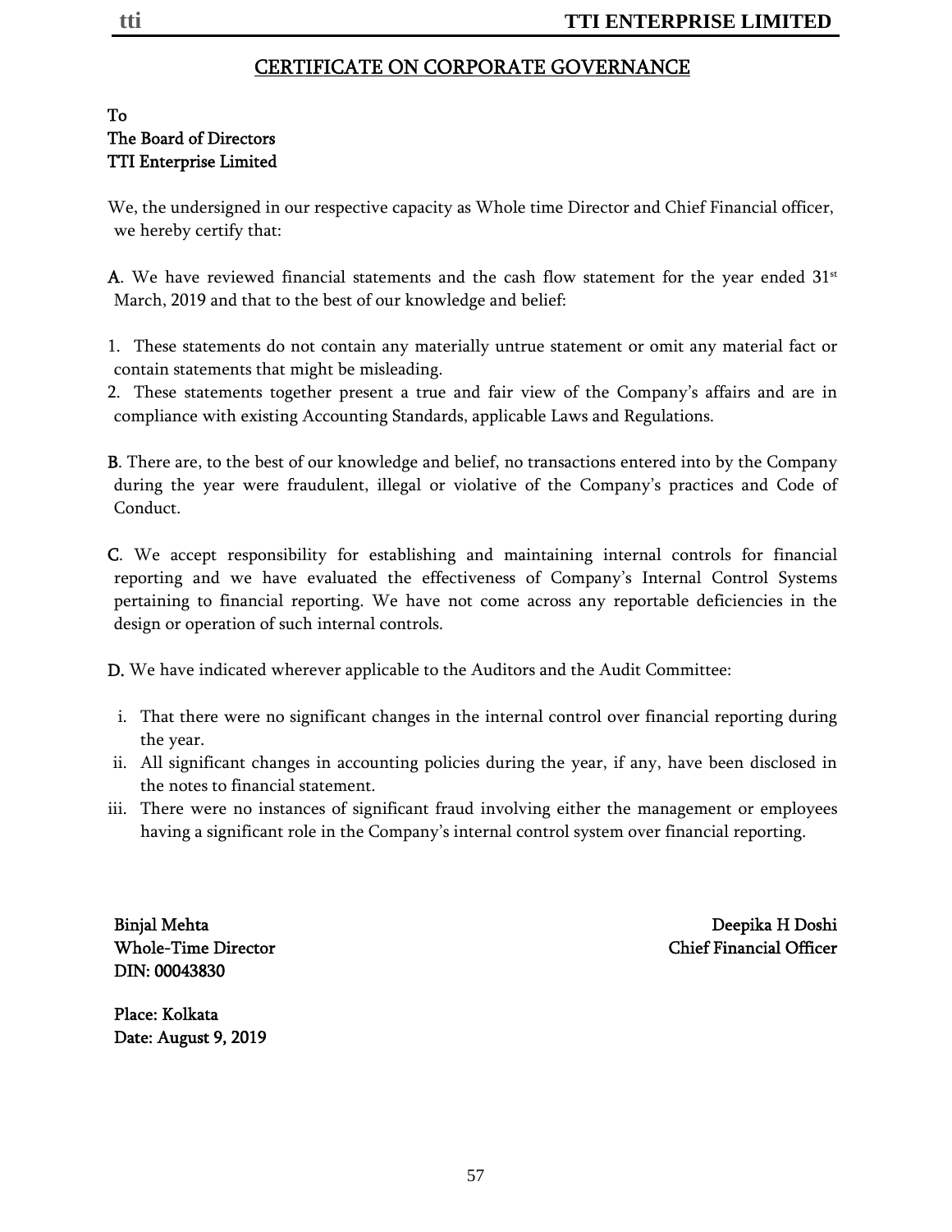## CERTIFICATE ON CORPORATE GOVERNANCE

To
The Board of Directors
TTI Enterprise Limited

We, the undersigned in our respective capacity as Whole time Director and Chief Financial officer, we hereby certify that:

**A**. We have reviewed financial statements and the cash flow statement for the year ended 31st March, 2019 and that to the best of our knowledge and belief:

1. These statements do not contain any materially untrue statement or omit any material fact or contain statements that might be misleading.
2. These statements together present a true and fair view of the Company's affairs and are in compliance with existing Accounting Standards, applicable Laws and Regulations.

**B**. There are, to the best of our knowledge and belief, no transactions entered into by the Company during the year were fraudulent, illegal or violative of the Company's practices and Code of Conduct.

**C**. We accept responsibility for establishing and maintaining internal controls for financial reporting and we have evaluated the effectiveness of Company's Internal Control Systems pertaining to financial reporting. We have not come across any reportable deficiencies in the design or operation of such internal controls.

**D.** We have indicated wherever applicable to the Auditors and the Audit Committee:

i. That there were no significant changes in the internal control over financial reporting during the year.
ii. All significant changes in accounting policies during the year, if any, have been disclosed in the notes to financial statement.
iii. There were no instances of significant fraud involving either the management or employees having a significant role in the Company's internal control system over financial reporting.

Binjal Mehta
Whole-Time Director
DIN: 00043830

Deepika H Doshi
Chief Financial Officer

Place: Kolkata
Date: August 9, 2019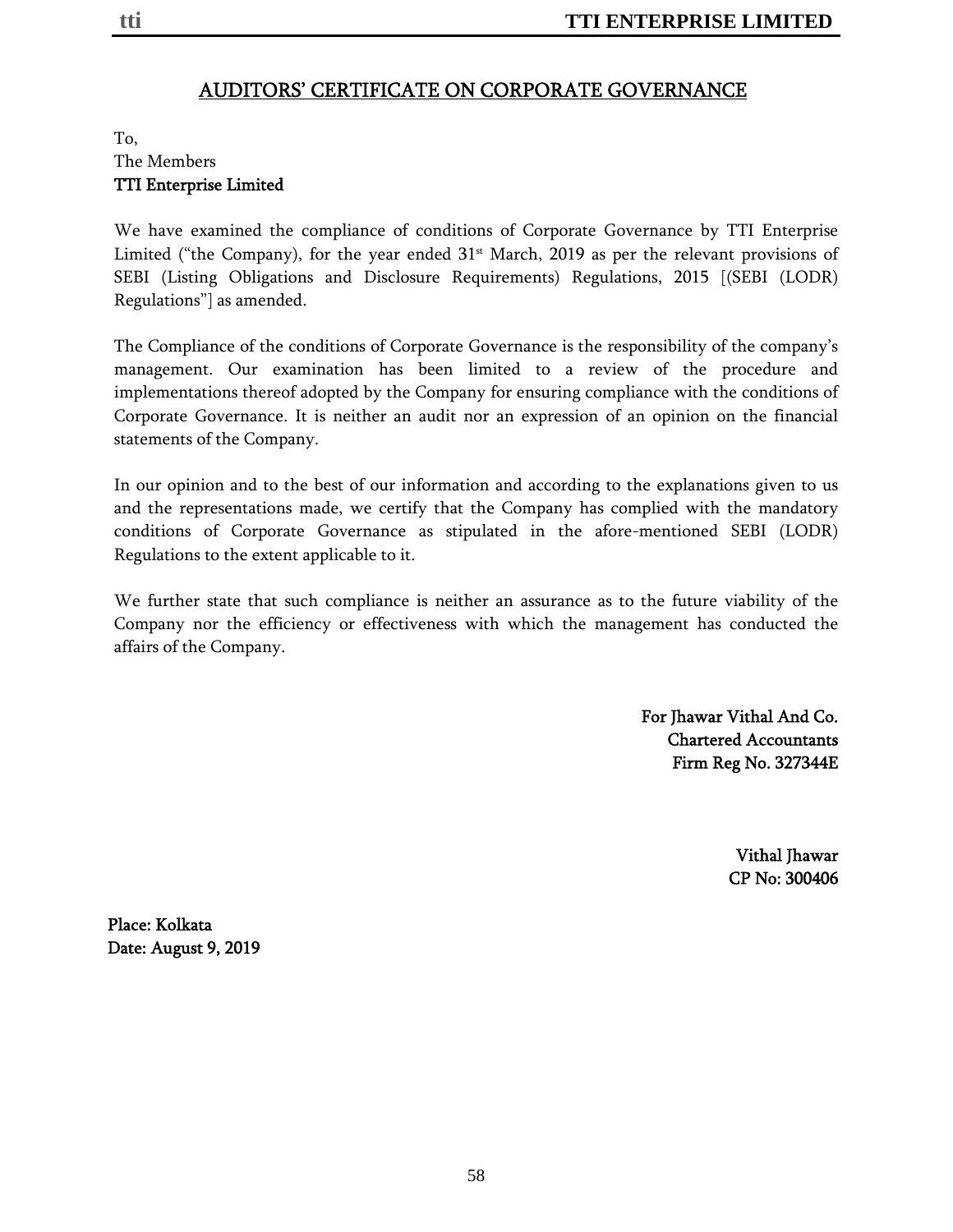# AUDITORS' CERTIFICATE ON CORPORATE GOVERNANCE

To,
The Members
**TTI Enterprise Limited**

We have examined the compliance of conditions of Corporate Governance by TTI Enterprise Limited ("the Company), for the year ended 31st March, 2019 as per the relevant provisions of SEBI (Listing Obligations and Disclosure Requirements) Regulations, 2015 [(SEBI (LODR) Regulations"] as amended.

The Compliance of the conditions of Corporate Governance is the responsibility of the company's management. Our examination has been limited to a review of the procedure and implementations thereof adopted by the Company for ensuring compliance with the conditions of Corporate Governance. It is neither an audit nor an expression of an opinion on the financial statements of the Company.

In our opinion and to the best of our information and according to the explanations given to us and the representations made, we certify that the Company has complied with the mandatory conditions of Corporate Governance as stipulated in the afore-mentioned SEBI (LODR) Regulations to the extent applicable to it.

We further state that such compliance is neither an assurance as to the future viability of the Company nor the efficiency or effectiveness with which the management has conducted the affairs of the Company.

**For Jhawar Vithal And Co.**
**Chartered Accountants**
**Firm Reg No. 327344E**

**Vithal Jhawar**
**CP No: 300406**

**Place: Kolkata**
**Date: August 9, 2019**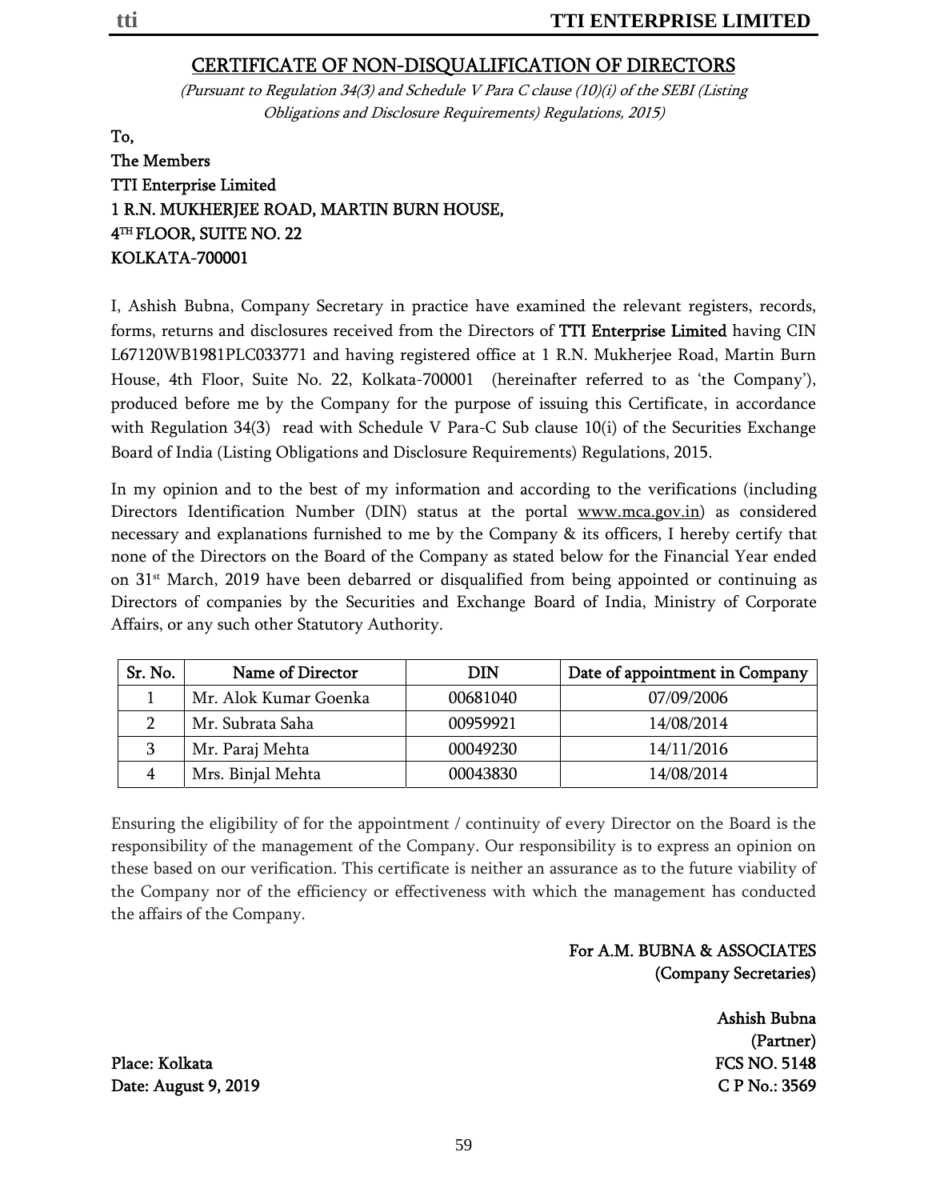# CERTIFICATE OF NON-DISQUALIFICATION OF DIRECTORS

*(Pursuant to Regulation 34(3) and Schedule V Para C clause (10)(i) of the SEBI (Listing Obligations and Disclosure Requirements) Regulations, 2015)*

**To,**
**The Members**
**TTI Enterprise Limited**
**1 R.N. MUKHERJEE ROAD, MARTIN BURN HOUSE,**
**4TH FLOOR, SUITE NO. 22**
**KOLKATA-700001**

I, Ashish Bubna, Company Secretary in practice have examined the relevant registers, records, forms, returns and disclosures received from the Directors of **TTI Enterprise Limited** having CIN L67120WB1981PLC033771 and having registered office at 1 R.N. Mukherjee Road, Martin Burn House, 4th Floor, Suite No. 22, Kolkata-700001 (hereinafter referred to as 'the Company'), produced before me by the Company for the purpose of issuing this Certificate, in accordance with Regulation 34(3) read with Schedule V Para-C Sub clause 10(i) of the Securities Exchange Board of India (Listing Obligations and Disclosure Requirements) Regulations, 2015.

In my opinion and to the best of my information and according to the verifications (including Directors Identification Number (DIN) status at the portal www.mca.gov.in) as considered necessary and explanations furnished to me by the Company & its officers, I hereby certify that none of the Directors on the Board of the Company as stated below for the Financial Year ended on 31st March, 2019 have been debarred or disqualified from being appointed or continuing as Directors of companies by the Securities and Exchange Board of India, Ministry of Corporate Affairs, or any such other Statutory Authority.

| Sr. No. | Name of Director | DIN | Date of appointment in Company |
|---|---|---|---|
| 1 | Mr. Alok Kumar Goenka | 00681040 | 07/09/2006 |
| 2 | Mr. Subrata Saha | 00959921 | 14/08/2014 |
| 3 | Mr. Paraj Mehta | 00049230 | 14/11/2016 |
| 4 | Mrs. Binjal Mehta | 00043830 | 14/08/2014 |

Ensuring the eligibility of for the appointment / continuity of every Director on the Board is the responsibility of the management of the Company. Our responsibility is to express an opinion on these based on our verification. This certificate is neither an assurance as to the future viability of the Company nor of the efficiency or effectiveness with which the management has conducted the affairs of the Company.

**For A.M. BUBNA & ASSOCIATES**
**(Company Secretaries)**

**Ashish Bubna**
**(Partner)**
**FCS NO. 5148**
**C P No.: 3569**

**Place: Kolkata**
**Date: August 9, 2019**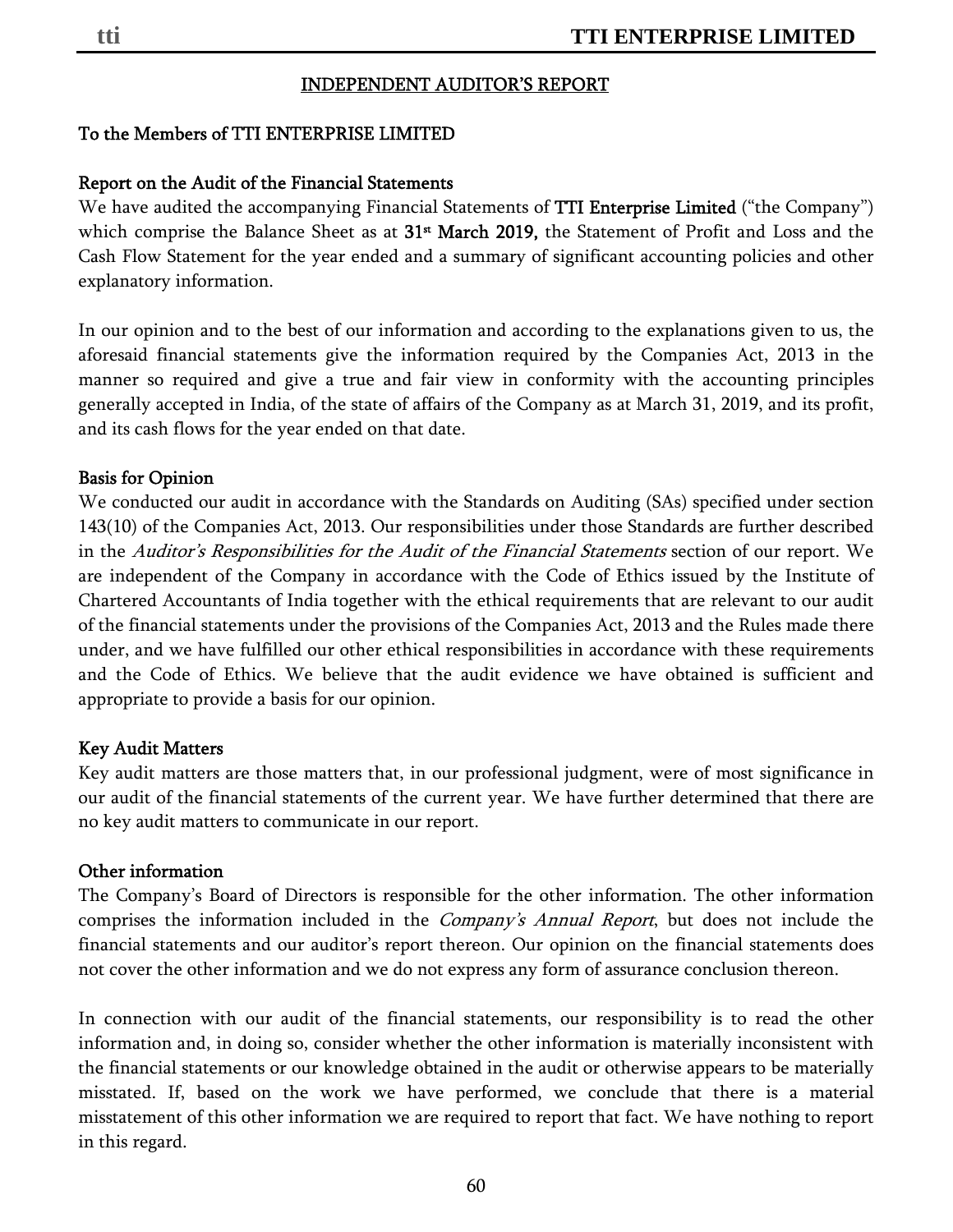## INDEPENDENT AUDITOR'S REPORT

**To the Members of TTI ENTERPRISE LIMITED**

**Report on the Audit of the Financial Statements**

We have audited the accompanying Financial Statements of **TTI Enterprise Limited** ("the Company") which comprise the Balance Sheet as at **31st March 2019,** the Statement of Profit and Loss and the Cash Flow Statement for the year ended and a summary of significant accounting policies and other explanatory information.

In our opinion and to the best of our information and according to the explanations given to us, the aforesaid financial statements give the information required by the Companies Act, 2013 in the manner so required and give a true and fair view in conformity with the accounting principles generally accepted in India, of the state of affairs of the Company as at March 31, 2019, and its profit, and its cash flows for the year ended on that date.

**Basis for Opinion**

We conducted our audit in accordance with the Standards on Auditing (SAs) specified under section 143(10) of the Companies Act, 2013. Our responsibilities under those Standards are further described in the *Auditor's Responsibilities for the Audit of the Financial Statements* section of our report. We are independent of the Company in accordance with the Code of Ethics issued by the Institute of Chartered Accountants of India together with the ethical requirements that are relevant to our audit of the financial statements under the provisions of the Companies Act, 2013 and the Rules made there under, and we have fulfilled our other ethical responsibilities in accordance with these requirements and the Code of Ethics. We believe that the audit evidence we have obtained is sufficient and appropriate to provide a basis for our opinion.

**Key Audit Matters**

Key audit matters are those matters that, in our professional judgment, were of most significance in our audit of the financial statements of the current year. We have further determined that there are no key audit matters to communicate in our report.

**Other information**

The Company's Board of Directors is responsible for the other information. The other information comprises the information included in the *Company's Annual Report*, but does not include the financial statements and our auditor's report thereon. Our opinion on the financial statements does not cover the other information and we do not express any form of assurance conclusion thereon.

In connection with our audit of the financial statements, our responsibility is to read the other information and, in doing so, consider whether the other information is materially inconsistent with the financial statements or our knowledge obtained in the audit or otherwise appears to be materially misstated. If, based on the work we have performed, we conclude that there is a material misstatement of this other information we are required to report that fact. We have nothing to report in this regard.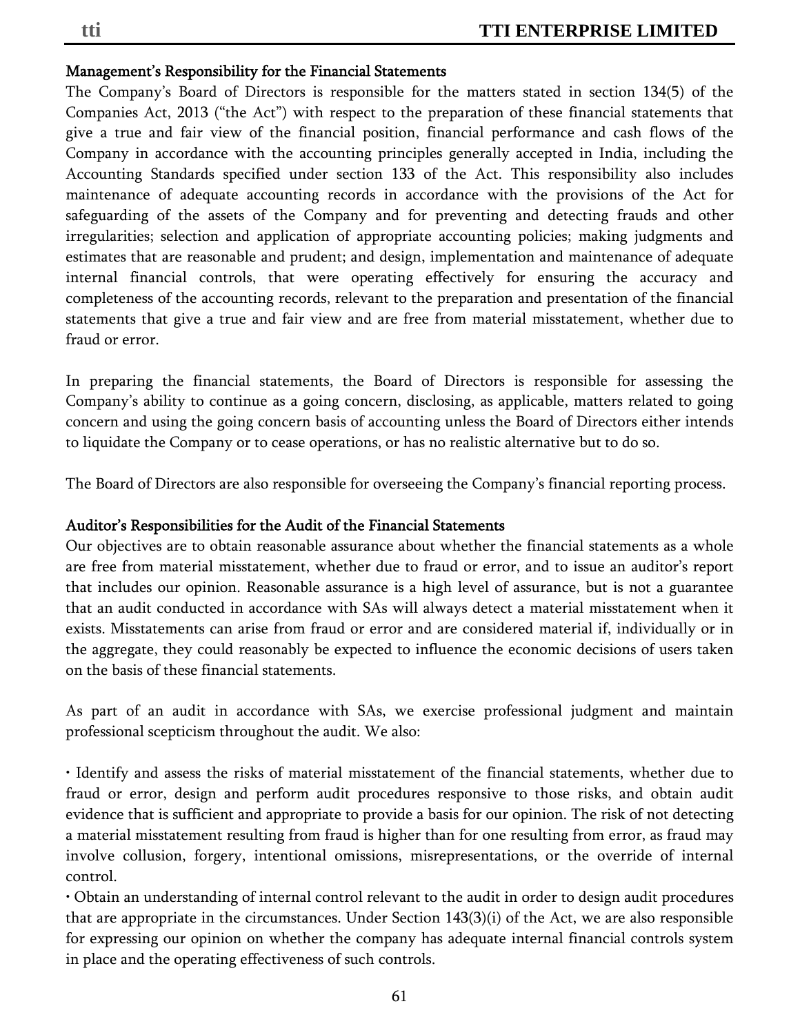**Management's Responsibility for the Financial Statements**

The Company's Board of Directors is responsible for the matters stated in section 134(5) of the Companies Act, 2013 ("the Act") with respect to the preparation of these financial statements that give a true and fair view of the financial position, financial performance and cash flows of the Company in accordance with the accounting principles generally accepted in India, including the Accounting Standards specified under section 133 of the Act. This responsibility also includes maintenance of adequate accounting records in accordance with the provisions of the Act for safeguarding of the assets of the Company and for preventing and detecting frauds and other irregularities; selection and application of appropriate accounting policies; making judgments and estimates that are reasonable and prudent; and design, implementation and maintenance of adequate internal financial controls, that were operating effectively for ensuring the accuracy and completeness of the accounting records, relevant to the preparation and presentation of the financial statements that give a true and fair view and are free from material misstatement, whether due to fraud or error.

In preparing the financial statements, the Board of Directors is responsible for assessing the Company's ability to continue as a going concern, disclosing, as applicable, matters related to going concern and using the going concern basis of accounting unless the Board of Directors either intends to liquidate the Company or to cease operations, or has no realistic alternative but to do so.

The Board of Directors are also responsible for overseeing the Company's financial reporting process.

**Auditor's Responsibilities for the Audit of the Financial Statements**

Our objectives are to obtain reasonable assurance about whether the financial statements as a whole are free from material misstatement, whether due to fraud or error, and to issue an auditor's report that includes our opinion. Reasonable assurance is a high level of assurance, but is not a guarantee that an audit conducted in accordance with SAs will always detect a material misstatement when it exists. Misstatements can arise from fraud or error and are considered material if, individually or in the aggregate, they could reasonably be expected to influence the economic decisions of users taken on the basis of these financial statements.

As part of an audit in accordance with SAs, we exercise professional judgment and maintain professional scepticism throughout the audit. We also:

• Identify and assess the risks of material misstatement of the financial statements, whether due to fraud or error, design and perform audit procedures responsive to those risks, and obtain audit evidence that is sufficient and appropriate to provide a basis for our opinion. The risk of not detecting a material misstatement resulting from fraud is higher than for one resulting from error, as fraud may involve collusion, forgery, intentional omissions, misrepresentations, or the override of internal control.

• Obtain an understanding of internal control relevant to the audit in order to design audit procedures that are appropriate in the circumstances. Under Section 143(3)(i) of the Act, we are also responsible for expressing our opinion on whether the company has adequate internal financial controls system in place and the operating effectiveness of such controls.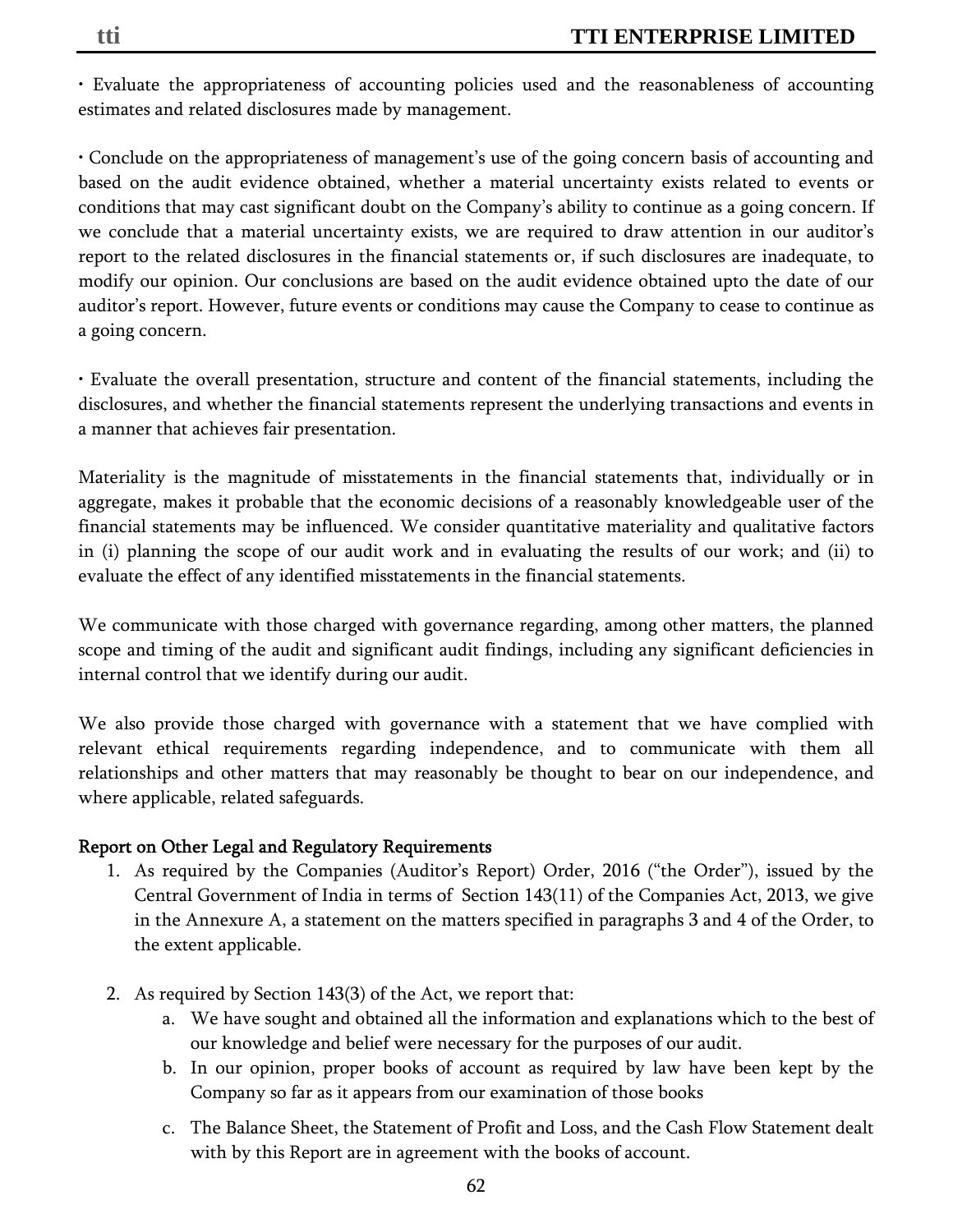• Evaluate the appropriateness of accounting policies used and the reasonableness of accounting estimates and related disclosures made by management.

• Conclude on the appropriateness of management's use of the going concern basis of accounting and based on the audit evidence obtained, whether a material uncertainty exists related to events or conditions that may cast significant doubt on the Company's ability to continue as a going concern. If we conclude that a material uncertainty exists, we are required to draw attention in our auditor's report to the related disclosures in the financial statements or, if such disclosures are inadequate, to modify our opinion. Our conclusions are based on the audit evidence obtained upto the date of our auditor's report. However, future events or conditions may cause the Company to cease to continue as a going concern.

• Evaluate the overall presentation, structure and content of the financial statements, including the disclosures, and whether the financial statements represent the underlying transactions and events in a manner that achieves fair presentation.

Materiality is the magnitude of misstatements in the financial statements that, individually or in aggregate, makes it probable that the economic decisions of a reasonably knowledgeable user of the financial statements may be influenced. We consider quantitative materiality and qualitative factors in (i) planning the scope of our audit work and in evaluating the results of our work; and (ii) to evaluate the effect of any identified misstatements in the financial statements.

We communicate with those charged with governance regarding, among other matters, the planned scope and timing of the audit and significant audit findings, including any significant deficiencies in internal control that we identify during our audit.

We also provide those charged with governance with a statement that we have complied with relevant ethical requirements regarding independence, and to communicate with them all relationships and other matters that may reasonably be thought to bear on our independence, and where applicable, related safeguards.

## Report on Other Legal and Regulatory Requirements

1. As required by the Companies (Auditor's Report) Order, 2016 ("the Order"), issued by the Central Government of India in terms of Section 143(11) of the Companies Act, 2013, we give in the Annexure A, a statement on the matters specified in paragraphs 3 and 4 of the Order, to the extent applicable.

2. As required by Section 143(3) of the Act, we report that:
    a. We have sought and obtained all the information and explanations which to the best of our knowledge and belief were necessary for the purposes of our audit.
    b. In our opinion, proper books of account as required by law have been kept by the Company so far as it appears from our examination of those books
    c. The Balance Sheet, the Statement of Profit and Loss, and the Cash Flow Statement dealt with by this Report are in agreement with the books of account.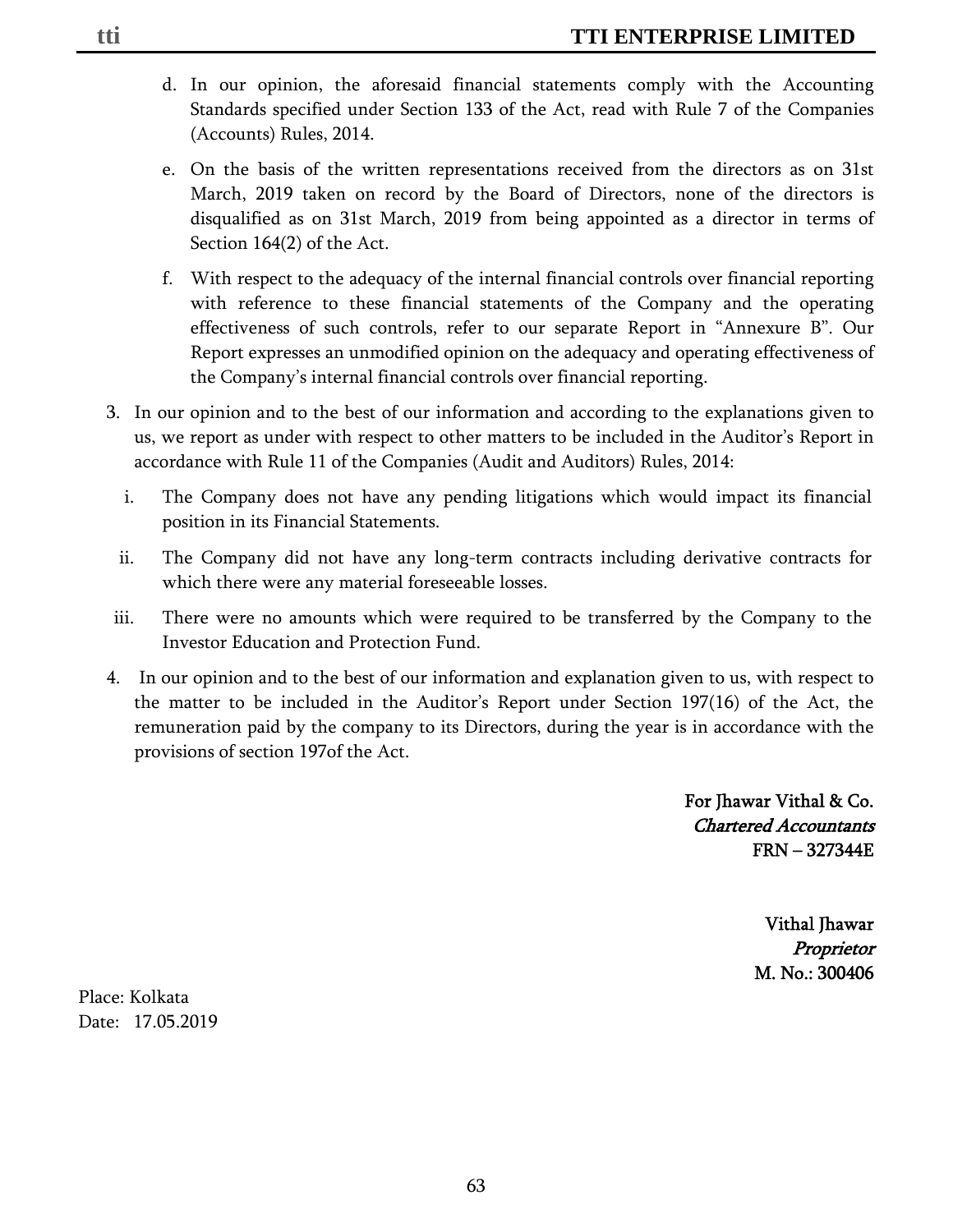d. In our opinion, the aforesaid financial statements comply with the Accounting Standards specified under Section 133 of the Act, read with Rule 7 of the Companies (Accounts) Rules, 2014.

e. On the basis of the written representations received from the directors as on 31st March, 2019 taken on record by the Board of Directors, none of the directors is disqualified as on 31st March, 2019 from being appointed as a director in terms of Section 164(2) of the Act.

f. With respect to the adequacy of the internal financial controls over financial reporting with reference to these financial statements of the Company and the operating effectiveness of such controls, refer to our separate Report in "Annexure B". Our Report expresses an unmodified opinion on the adequacy and operating effectiveness of the Company's internal financial controls over financial reporting.

3. In our opinion and to the best of our information and according to the explanations given to us, we report as under with respect to other matters to be included in the Auditor's Report in accordance with Rule 11 of the Companies (Audit and Auditors) Rules, 2014:

   i. The Company does not have any pending litigations which would impact its financial position in its Financial Statements.

   ii. The Company did not have any long-term contracts including derivative contracts for which there were any material foreseeable losses.

   iii. There were no amounts which were required to be transferred by the Company to the Investor Education and Protection Fund.

4. In our opinion and to the best of our information and explanation given to us, with respect to the matter to be included in the Auditor's Report under Section 197(16) of the Act, the remuneration paid by the company to its Directors, during the year is in accordance with the provisions of section 197of the Act.

**For Jhawar Vithal & Co.**
***Chartered Accountants***
**FRN – 327344E**

**Vithal Jhawar**
***Proprietor***
**M. No.: 300406**

Place: Kolkata
Date: 17.05.2019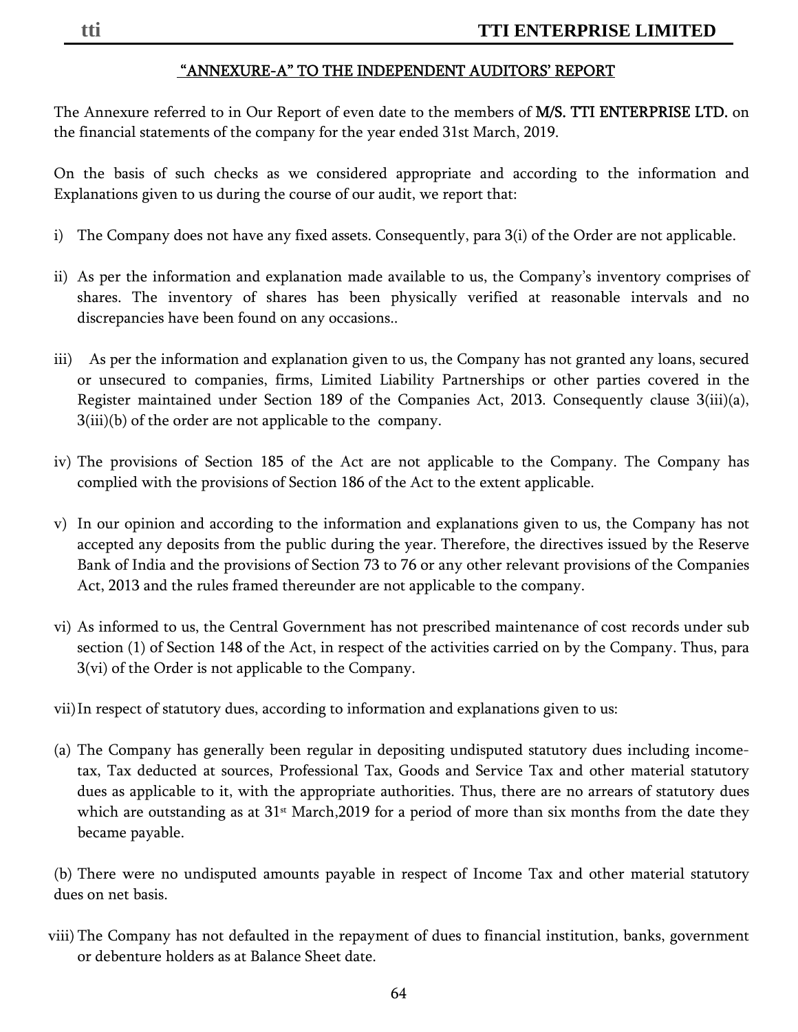## "ANNEXURE-A" TO THE INDEPENDENT AUDITORS' REPORT

The Annexure referred to in Our Report of even date to the members of **M/S. TTI ENTERPRISE LTD.** on the financial statements of the company for the year ended 31st March, 2019.

On the basis of such checks as we considered appropriate and according to the information and Explanations given to us during the course of our audit, we report that:

i) The Company does not have any fixed assets. Consequently, para 3(i) of the Order are not applicable.

ii) As per the information and explanation made available to us, the Company's inventory comprises of shares. The inventory of shares has been physically verified at reasonable intervals and no discrepancies have been found on any occasions..

iii) As per the information and explanation given to us, the Company has not granted any loans, secured or unsecured to companies, firms, Limited Liability Partnerships or other parties covered in the Register maintained under Section 189 of the Companies Act, 2013. Consequently clause 3(iii)(a), 3(iii)(b) of the order are not applicable to the company.

iv) The provisions of Section 185 of the Act are not applicable to the Company. The Company has complied with the provisions of Section 186 of the Act to the extent applicable.

v) In our opinion and according to the information and explanations given to us, the Company has not accepted any deposits from the public during the year. Therefore, the directives issued by the Reserve Bank of India and the provisions of Section 73 to 76 or any other relevant provisions of the Companies Act, 2013 and the rules framed thereunder are not applicable to the company.

vi) As informed to us, the Central Government has not prescribed maintenance of cost records under sub section (1) of Section 148 of the Act, in respect of the activities carried on by the Company. Thus, para 3(vi) of the Order is not applicable to the Company.

vii) In respect of statutory dues, according to information and explanations given to us:

(a) The Company has generally been regular in depositing undisputed statutory dues including income-tax, Tax deducted at sources, Professional Tax, Goods and Service Tax and other material statutory dues as applicable to it, with the appropriate authorities. Thus, there are no arrears of statutory dues which are outstanding as at 31st March,2019 for a period of more than six months from the date they became payable.

(b) There were no undisputed amounts payable in respect of Income Tax and other material statutory dues on net basis.

viii) The Company has not defaulted in the repayment of dues to financial institution, banks, government or debenture holders as at Balance Sheet date.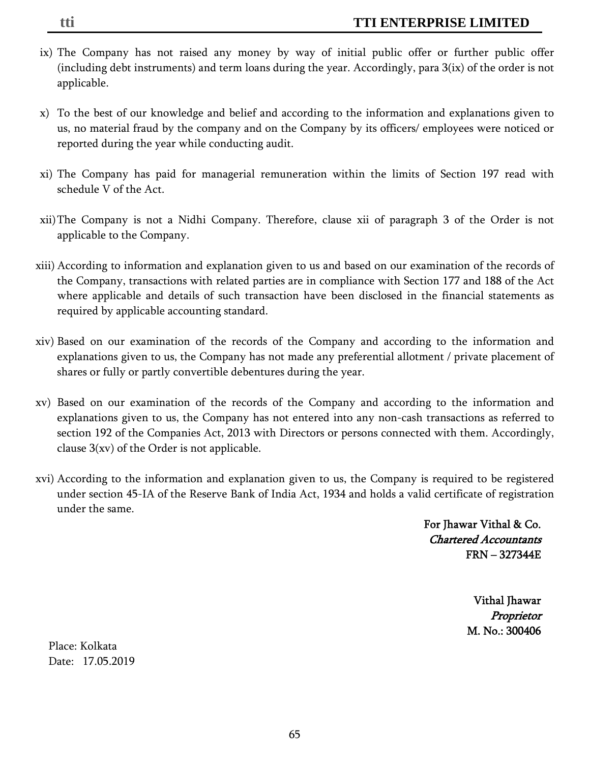ix) The Company has not raised any money by way of initial public offer or further public offer (including debt instruments) and term loans during the year. Accordingly, para 3(ix) of the order is not applicable.

x) To the best of our knowledge and belief and according to the information and explanations given to us, no material fraud by the company and on the Company by its officers/ employees were noticed or reported during the year while conducting audit.

xi) The Company has paid for managerial remuneration within the limits of Section 197 read with schedule V of the Act.

xii) The Company is not a Nidhi Company. Therefore, clause xii of paragraph 3 of the Order is not applicable to the Company.

xiii) According to information and explanation given to us and based on our examination of the records of the Company, transactions with related parties are in compliance with Section 177 and 188 of the Act where applicable and details of such transaction have been disclosed in the financial statements as required by applicable accounting standard.

xiv) Based on our examination of the records of the Company and according to the information and explanations given to us, the Company has not made any preferential allotment / private placement of shares or fully or partly convertible debentures during the year.

xv) Based on our examination of the records of the Company and according to the information and explanations given to us, the Company has not entered into any non-cash transactions as referred to section 192 of the Companies Act, 2013 with Directors or persons connected with them. Accordingly, clause 3(xv) of the Order is not applicable.

xvi) According to the information and explanation given to us, the Company is required to be registered under section 45-IA of the Reserve Bank of India Act, 1934 and holds a valid certificate of registration under the same.

**For Jhawar Vithal & Co.**
***Chartered Accountants***
**FRN – 327344E**

**Vithal Jhawar**
***Proprietor***
**M. No.: 300406**

Place: Kolkata
Date: 17.05.2019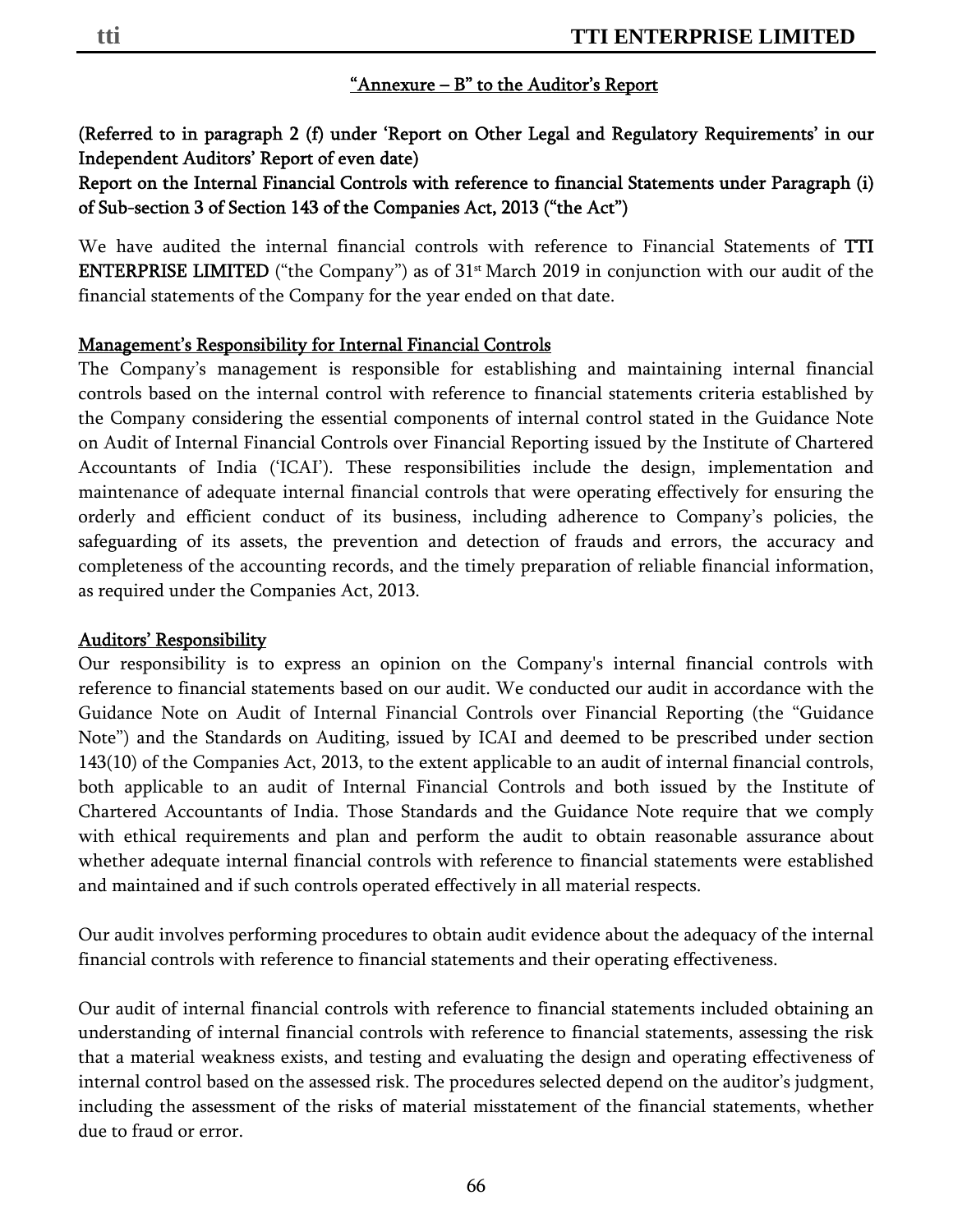## "Annexure – B" to the Auditor's Report

**(Referred to in paragraph 2 (f) under 'Report on Other Legal and Regulatory Requirements' in our Independent Auditors' Report of even date)**

**Report on the Internal Financial Controls with reference to financial Statements under Paragraph (i) of Sub-section 3 of Section 143 of the Companies Act, 2013 ("the Act")**

We have audited the internal financial controls with reference to Financial Statements of **TTI ENTERPRISE LIMITED** ("the Company") as of 31st March 2019 in conjunction with our audit of the financial statements of the Company for the year ended on that date.

### Management's Responsibility for Internal Financial Controls

The Company's management is responsible for establishing and maintaining internal financial controls based on the internal control with reference to financial statements criteria established by the Company considering the essential components of internal control stated in the Guidance Note on Audit of Internal Financial Controls over Financial Reporting issued by the Institute of Chartered Accountants of India ('ICAI'). These responsibilities include the design, implementation and maintenance of adequate internal financial controls that were operating effectively for ensuring the orderly and efficient conduct of its business, including adherence to Company's policies, the safeguarding of its assets, the prevention and detection of frauds and errors, the accuracy and completeness of the accounting records, and the timely preparation of reliable financial information, as required under the Companies Act, 2013.

### Auditors' Responsibility

Our responsibility is to express an opinion on the Company's internal financial controls with reference to financial statements based on our audit. We conducted our audit in accordance with the Guidance Note on Audit of Internal Financial Controls over Financial Reporting (the "Guidance Note") and the Standards on Auditing, issued by ICAI and deemed to be prescribed under section 143(10) of the Companies Act, 2013, to the extent applicable to an audit of internal financial controls, both applicable to an audit of Internal Financial Controls and both issued by the Institute of Chartered Accountants of India. Those Standards and the Guidance Note require that we comply with ethical requirements and plan and perform the audit to obtain reasonable assurance about whether adequate internal financial controls with reference to financial statements were established and maintained and if such controls operated effectively in all material respects.

Our audit involves performing procedures to obtain audit evidence about the adequacy of the internal financial controls with reference to financial statements and their operating effectiveness.

Our audit of internal financial controls with reference to financial statements included obtaining an understanding of internal financial controls with reference to financial statements, assessing the risk that a material weakness exists, and testing and evaluating the design and operating effectiveness of internal control based on the assessed risk. The procedures selected depend on the auditor's judgment, including the assessment of the risks of material misstatement of the financial statements, whether due to fraud or error.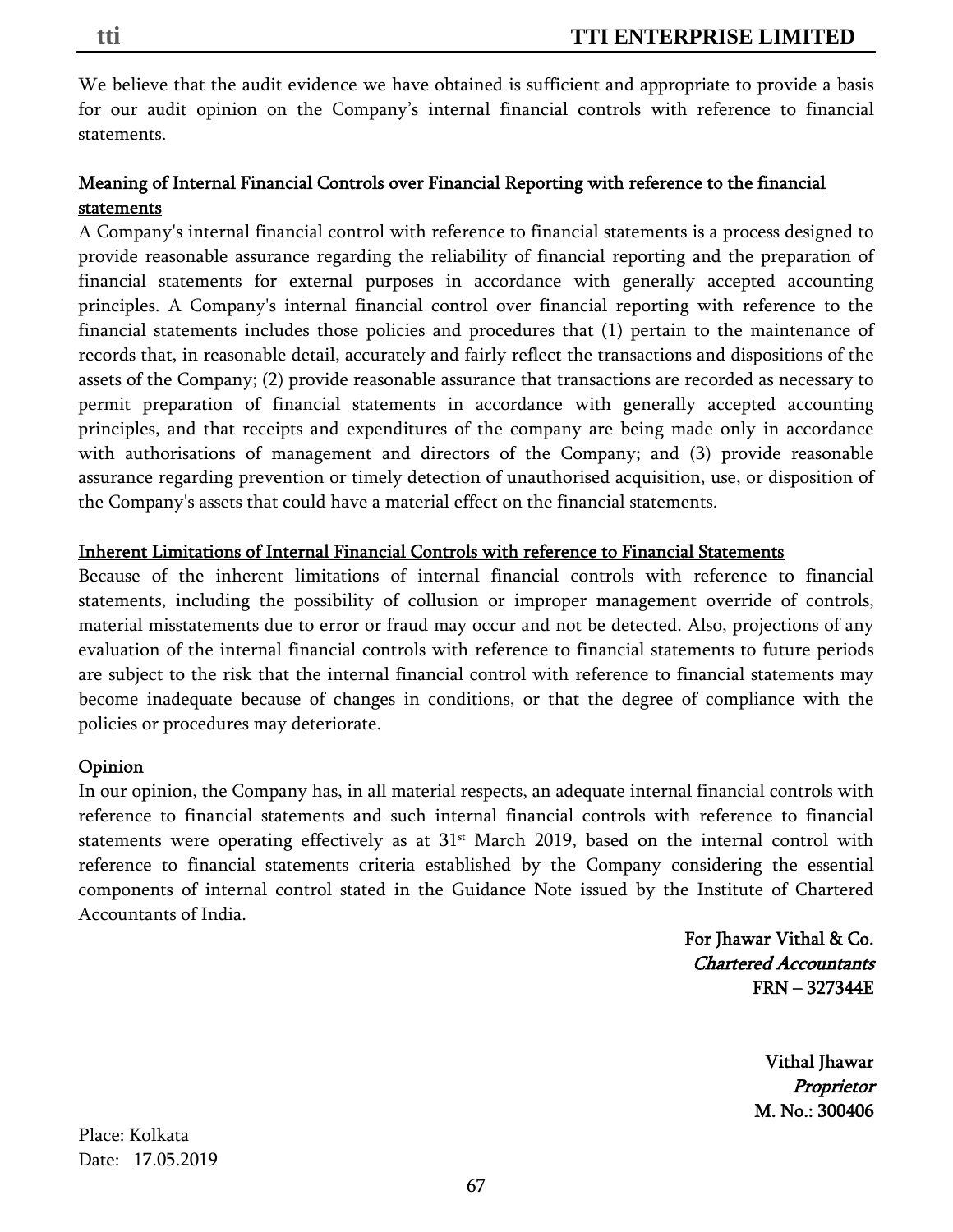We believe that the audit evidence we have obtained is sufficient and appropriate to provide a basis for our audit opinion on the Company's internal financial controls with reference to financial statements.

## Meaning of Internal Financial Controls over Financial Reporting with reference to the financial statements

A Company's internal financial control with reference to financial statements is a process designed to provide reasonable assurance regarding the reliability of financial reporting and the preparation of financial statements for external purposes in accordance with generally accepted accounting principles. A Company's internal financial control over financial reporting with reference to the financial statements includes those policies and procedures that (1) pertain to the maintenance of records that, in reasonable detail, accurately and fairly reflect the transactions and dispositions of the assets of the Company; (2) provide reasonable assurance that transactions are recorded as necessary to permit preparation of financial statements in accordance with generally accepted accounting principles, and that receipts and expenditures of the company are being made only in accordance with authorisations of management and directors of the Company; and (3) provide reasonable assurance regarding prevention or timely detection of unauthorised acquisition, use, or disposition of the Company's assets that could have a material effect on the financial statements.

## Inherent Limitations of Internal Financial Controls with reference to Financial Statements

Because of the inherent limitations of internal financial controls with reference to financial statements, including the possibility of collusion or improper management override of controls, material misstatements due to error or fraud may occur and not be detected. Also, projections of any evaluation of the internal financial controls with reference to financial statements to future periods are subject to the risk that the internal financial control with reference to financial statements may become inadequate because of changes in conditions, or that the degree of compliance with the policies or procedures may deteriorate.

## Opinion

In our opinion, the Company has, in all material respects, an adequate internal financial controls with reference to financial statements and such internal financial controls with reference to financial statements were operating effectively as at 31st March 2019, based on the internal control with reference to financial statements criteria established by the Company considering the essential components of internal control stated in the Guidance Note issued by the Institute of Chartered Accountants of India.

**For Jhawar Vithal & Co.**
***Chartered Accountants***
**FRN – 327344E**

**Vithal Jhawar**
***Proprietor***
**M. No.: 300406**

Place: Kolkata
Date: 17.05.2019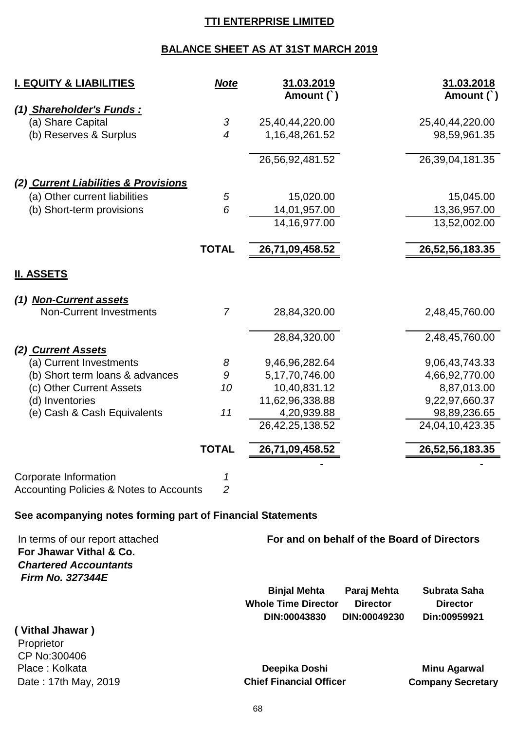# TTI ENTERPRISE LIMITED

## BALANCE SHEET AS AT 31ST MARCH 2019

| I. EQUITY & LIABILITIES | Note | 31.03.2019 Amount (`) | 31.03.2018 Amount (`) |
|---|---|---|---|
| ***(1) Shareholder's Funds :*** | | | |
| (a) Share Capital | 3 | 25,40,44,220.00 | 25,40,44,220.00 |
| (b) Reserves & Surplus | 4 | 1,16,48,261.52 | 98,59,961.35 |
| | | 26,56,92,481.52 | 26,39,04,181.35 |
| ***(2) Current Liabilities & Provisions*** | | | |
| (a) Other current liabilities | 5 | 15,020.00 | 15,045.00 |
| (b) Short-term provisions | 6 | 14,01,957.00 | 13,36,957.00 |
| | | 14,16,977.00 | 13,52,002.00 |
| | **TOTAL** | **26,71,09,458.52** | **26,52,56,183.35** |
| **II. ASSETS** | | | |
| ***(1) Non-Current assets*** | | | |
| Non-Current Investments | 7 | 28,84,320.00 | 2,48,45,760.00 |
| | | 28,84,320.00 | 2,48,45,760.00 |
| ***(2) Current Assets*** | | | |
| (a) Current Investments | 8 | 9,46,96,282.64 | 9,06,43,743.33 |
| (b) Short term loans & advances | 9 | 5,17,70,746.00 | 4,66,92,770.00 |
| (c) Other Current Assets | 10 | 10,40,831.12 | 8,87,013.00 |
| (d) Inventories | | 11,62,96,338.88 | 9,22,97,660.37 |
| (e) Cash & Cash Equivalents | 11 | 4,20,939.88 | 98,89,236.65 |
| | | 26,42,25,138.52 | 24,04,10,423.35 |
| | **TOTAL** | **26,71,09,458.52** | **26,52,56,183.35** |
| | | - | - |
| Corporate Information | 1 | | |
| Accounting Policies & Notes to Accounts | 2 | | |

**See acompanying notes forming part of Financial Statements**

In terms of our report attached
**For Jhawar Vithal & Co.**
***Chartered Accountants***
***Firm No. 327344E***

**( Vithal Jhawar )**
Proprietor
CP No:300406
Place : Kolkata
Date : 17th May, 2019

**For and on behalf of the Board of Directors**

| Binjal Mehta | Paraj Mehta | Subrata Saha |
|---|---|---|
| **Whole Time Director** | **Director** | **Director** |
| **DIN:00043830** | **DIN:00049230** | **Din:00959921** |

**Deepika Doshi**
**Chief Financial Officer**

**Minu Agarwal**
**Company Secretary**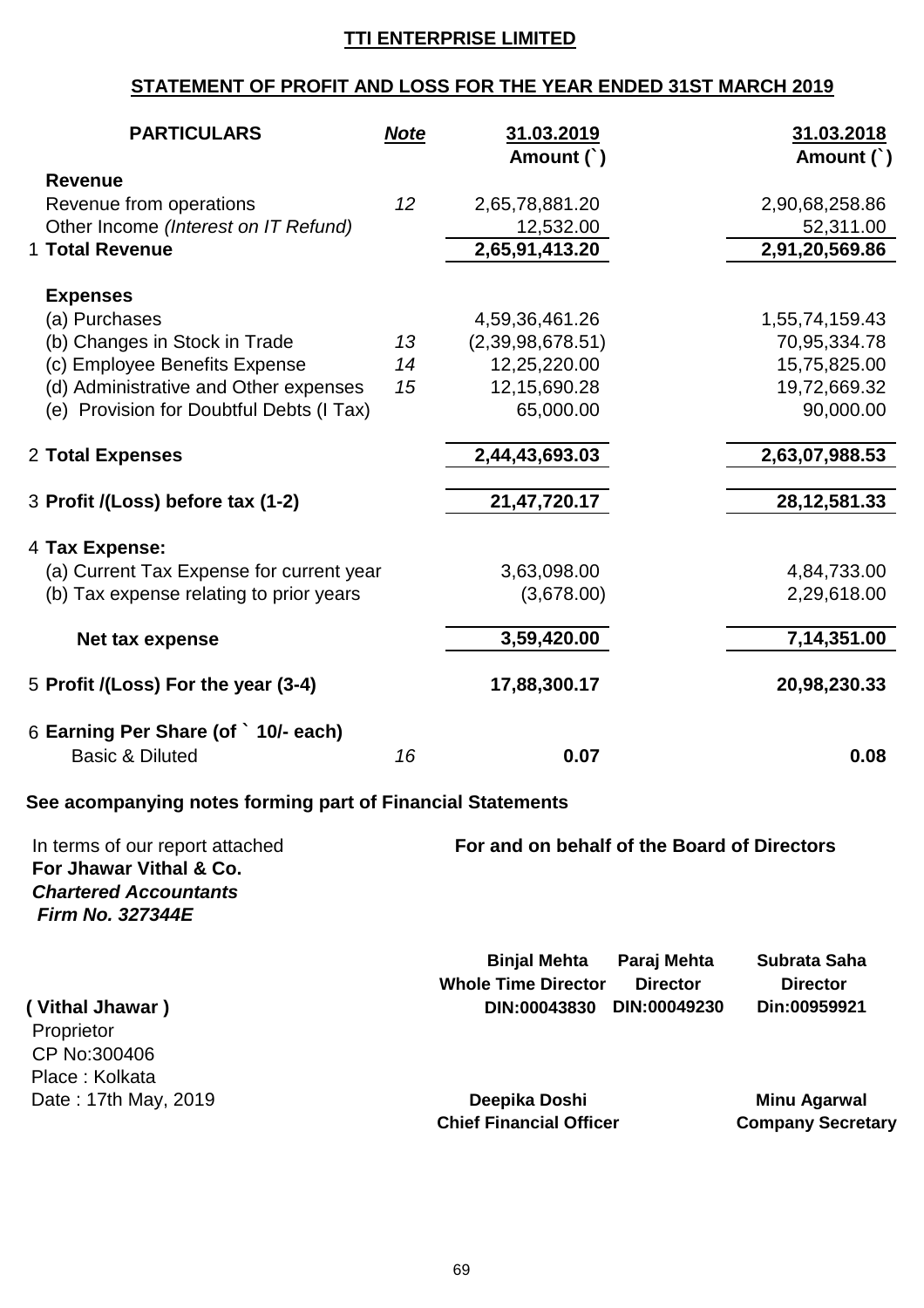# TTI ENTERPRISE LIMITED

## STATEMENT OF PROFIT AND LOSS FOR THE YEAR ENDED 31ST MARCH 2019

| PARTICULARS | Note | 31.03.2019 Amount (`) | 31.03.2018 Amount (`) |
|---|---|---|---|
| **Revenue** | | | |
| Revenue from operations | 12 | 2,65,78,881.20 | 2,90,68,258.86 |
| Other Income *(Interest on IT Refund)* | | 12,532.00 | 52,311.00 |
| 1 **Total Revenue** | | **2,65,91,413.20** | **2,91,20,569.86** |
| **Expenses** | | | |
| (a) Purchases | | 4,59,36,461.26 | 1,55,74,159.43 |
| (b) Changes in Stock in Trade | 13 | (2,39,98,678.51) | 70,95,334.78 |
| (c) Employee Benefits Expense | 14 | 12,25,220.00 | 15,75,825.00 |
| (d) Administrative and Other expenses | 15 | 12,15,690.28 | 19,72,669.32 |
| (e) Provision for Doubtful Debts (I Tax) | | 65,000.00 | 90,000.00 |
| 2 **Total Expenses** | | **2,44,43,693.03** | **2,63,07,988.53** |
| 3 **Profit /(Loss) before tax (1-2)** | | **21,47,720.17** | **28,12,581.33** |
| 4 **Tax Expense:** | | | |
| (a) Current Tax Expense for current year | | 3,63,098.00 | 4,84,733.00 |
| (b) Tax expense relating to prior years | | (3,678.00) | 2,29,618.00 |
| **Net tax expense** | | **3,59,420.00** | **7,14,351.00** |
| 5 **Profit /(Loss) For the year (3-4)** | | **17,88,300.17** | **20,98,230.33** |
| 6 **Earning Per Share (of ` 10/- each)** | | | |
| Basic & Diluted | 16 | **0.07** | **0.08** |

**See acompanying notes forming part of Financial Statements**

In terms of our report attached
**For Jhawar Vithal & Co.**
***Chartered Accountants***
***Firm No. 327344E***

**( Vithal Jhawar )**
Proprietor
CP No:300406
Place : Kolkata
Date : 17th May, 2019

**For and on behalf of the Board of Directors**

| **Binjal Mehta** | **Paraj Mehta** | **Subrata Saha** |
|---|---|---|
| **Whole Time Director** | **Director** | **Director** |
| **DIN:00043830** | **DIN:00049230** | **Din:00959921** |

**Deepika Doshi**
**Chief Financial Officer**

**Minu Agarwal**
**Company Secretary**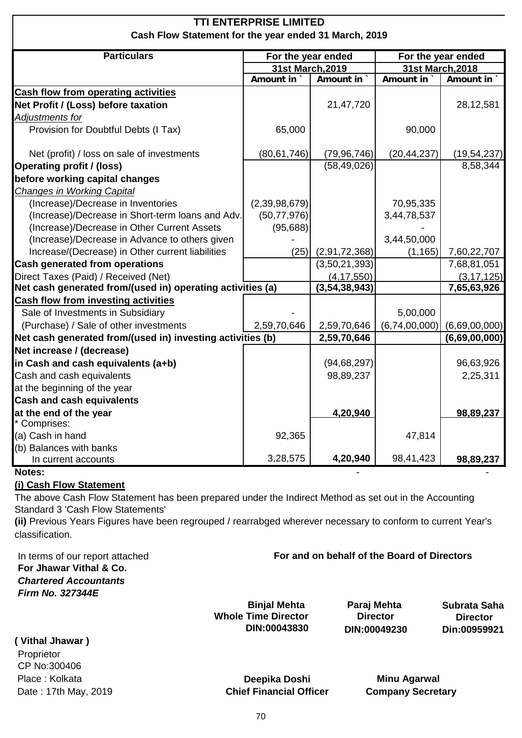# TTI ENTERPRISE LIMITED

## Cash Flow Statement for the year ended 31 March, 2019

| Particulars | For the year ended 31st March,2019 | | For the year ended 31st March,2018 | |
|---|---|---|---|---|
| | Amount in ` | Amount in ` | Amount in ` | Amount in ` |
| **Cash flow from operating activities** | | | | |
| **Net Profit / (Loss) before taxation** | | 21,47,720 | | 28,12,581 |
| *Adjustments for* | | | | |
| Provision for Doubtful Debts (I Tax) | 65,000 | | 90,000 | |
| Net (profit) / loss on sale of investments | (80,61,746) | (79,96,746) | (20,44,237) | (19,54,237) |
| **Operating profit / (loss) before working capital changes** | | (58,49,026) | | 8,58,344 |
| *Changes in Working Capital* | | | | |
| (Increase)/Decrease in Inventories | (2,39,98,679) | | 70,95,335 | |
| (Increase)/Decrease in Short-term loans and Adv. | (50,77,976) | | 3,44,78,537 | |
| (Increase)/Decrease in Other Current Assets | (95,688) | | - | |
| (Increase)/Decrease in Advance to others given | - | | 3,44,50,000 | |
| Increase/(Decrease) in Other current liabilities | (25) | (2,91,72,368) | (1,165) | 7,60,22,707 |
| **Cash generated from operations** | | (3,50,21,393) | | 7,68,81,051 |
| Direct Taxes (Paid) / Received (Net) | | (4,17,550) | | (3,17,125) |
| **Net cash generated from/(used in) operating activities (a)** | | **(3,54,38,943)** | | **7,65,63,926** |
| **Cash flow from investing activities** | | | | |
| Sale of Investments in Subsidiary | - | | 5,00,000 | |
| (Purchase) / Sale of other investments | 2,59,70,646 | 2,59,70,646 | (6,74,00,000) | (6,69,00,000) |
| **Net cash generated from/(used in) investing activities (b)** | | **2,59,70,646** | | **(6,69,00,000)** |
| **Net increase / (decrease) in Cash and cash equivalents (a+b)** | | (94,68,297) | | 96,63,926 |
| Cash and cash equivalents at the beginning of the year | | 98,89,237 | | 2,25,311 |
| **Cash and cash equivalents at the end of the year** | | **4,20,940** | | **98,89,237** |
| * Comprises: | | | | |
| (a) Cash in hand | 92,365 | | 47,814 | |
| (b) Balances with banks In current accounts | 3,28,575 | **4,20,940** | 98,41,423 | **98,89,237** |
| | | - | | - |

**Notes:**

**(i) Cash Flow Statement**

The above Cash Flow Statement has been prepared under the Indirect Method as set out in the Accounting Standard 3 'Cash Flow Statements'

**(ii)** Previous Years Figures have been regrouped / rearrabged wherever necessary to conform to current Year's classification.

In terms of our report attached
**For Jhawar Vithal & Co.**
***Chartered Accountants***
***Firm No. 327344E***

**For and on behalf of the Board of Directors**

**Binjal Mehta**
**Whole Time Director**
**DIN:00043830**

**Paraj Mehta**
**Director**
**DIN:00049230**

**Subrata Saha**
**Director**
**Din:00959921**

**( Vithal Jhawar )**
Proprietor
CP No:300406
Place : Kolkata
Date : 17th May, 2019

**Deepika Doshi**
**Chief Financial Officer**

**Minu Agarwal**
**Company Secretary**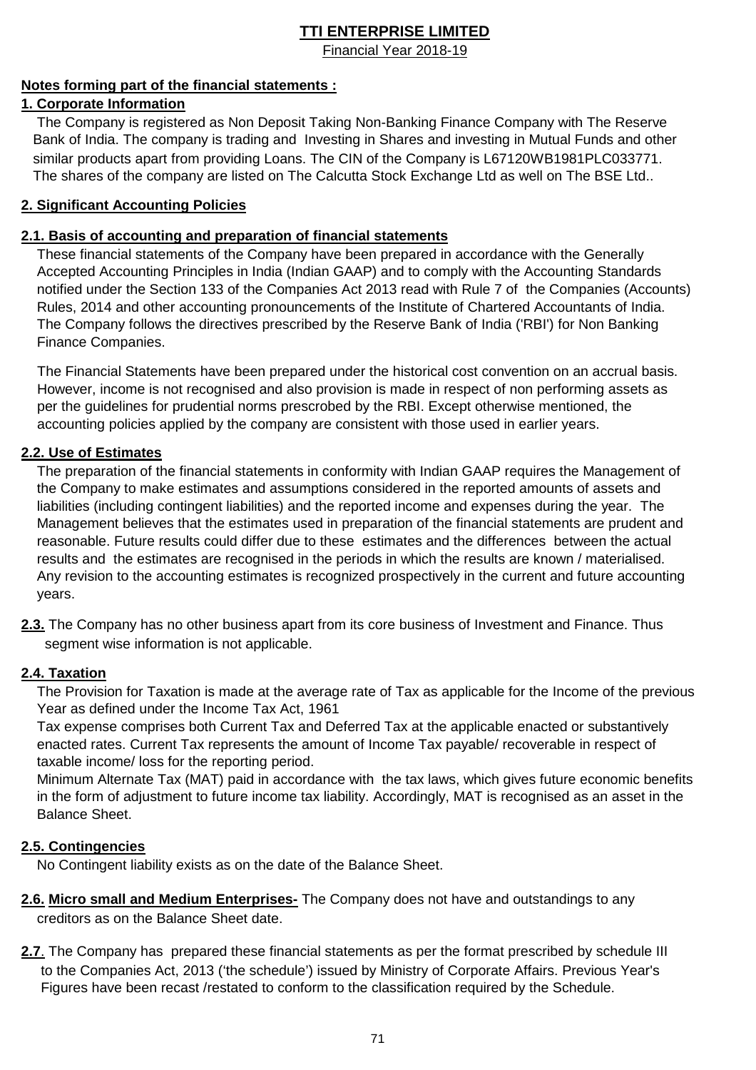# TTI ENTERPRISE LIMITED

Financial Year 2018-19

**Notes forming part of the financial statements :**

## 1. Corporate Information

The Company is registered as Non Deposit Taking Non-Banking Finance Company with The Reserve Bank of India. The company is trading and Investing in Shares and investing in Mutual Funds and other similar products apart from providing Loans. The CIN of the Company is L67120WB1981PLC033771. The shares of the company are listed on The Calcutta Stock Exchange Ltd as well on The BSE Ltd..

## 2. Significant Accounting Policies

### 2.1. Basis of accounting and preparation of financial statements

These financial statements of the Company have been prepared in accordance with the Generally Accepted Accounting Principles in India (Indian GAAP) and to comply with the Accounting Standards notified under the Section 133 of the Companies Act 2013 read with Rule 7 of the Companies (Accounts) Rules, 2014 and other accounting pronouncements of the Institute of Chartered Accountants of India. The Company follows the directives prescribed by the Reserve Bank of India ('RBI') for Non Banking Finance Companies.

The Financial Statements have been prepared under the historical cost convention on an accrual basis. However, income is not recognised and also provision is made in respect of non performing assets as per the guidelines for prudential norms prescrobed by the RBI. Except otherwise mentioned, the accounting policies applied by the company are consistent with those used in earlier years.

### 2.2. Use of Estimates

The preparation of the financial statements in conformity with Indian GAAP requires the Management of the Company to make estimates and assumptions considered in the reported amounts of assets and liabilities (including contingent liabilities) and the reported income and expenses during the year. The Management believes that the estimates used in preparation of the financial statements are prudent and reasonable. Future results could differ due to these estimates and the differences between the actual results and the estimates are recognised in the periods in which the results are known / materialised. Any revision to the accounting estimates is recognized prospectively in the current and future accounting years.

**2.3.** The Company has no other business apart from its core business of Investment and Finance. Thus segment wise information is not applicable.

### 2.4. Taxation

The Provision for Taxation is made at the average rate of Tax as applicable for the Income of the previous Year as defined under the Income Tax Act, 1961

Tax expense comprises both Current Tax and Deferred Tax at the applicable enacted or substantively enacted rates. Current Tax represents the amount of Income Tax payable/ recoverable in respect of taxable income/ loss for the reporting period.

Minimum Alternate Tax (MAT) paid in accordance with the tax laws, which gives future economic benefits in the form of adjustment to future income tax liability. Accordingly, MAT is recognised as an asset in the Balance Sheet.

### 2.5. Contingencies

No Contingent liability exists as on the date of the Balance Sheet.

**2.6. Micro small and Medium Enterprises-** The Company does not have and outstandings to any creditors as on the Balance Sheet date.

**2.7.** The Company has prepared these financial statements as per the format prescribed by schedule III to the Companies Act, 2013 ('the schedule') issued by Ministry of Corporate Affairs. Previous Year's Figures have been recast /restated to conform to the classification required by the Schedule.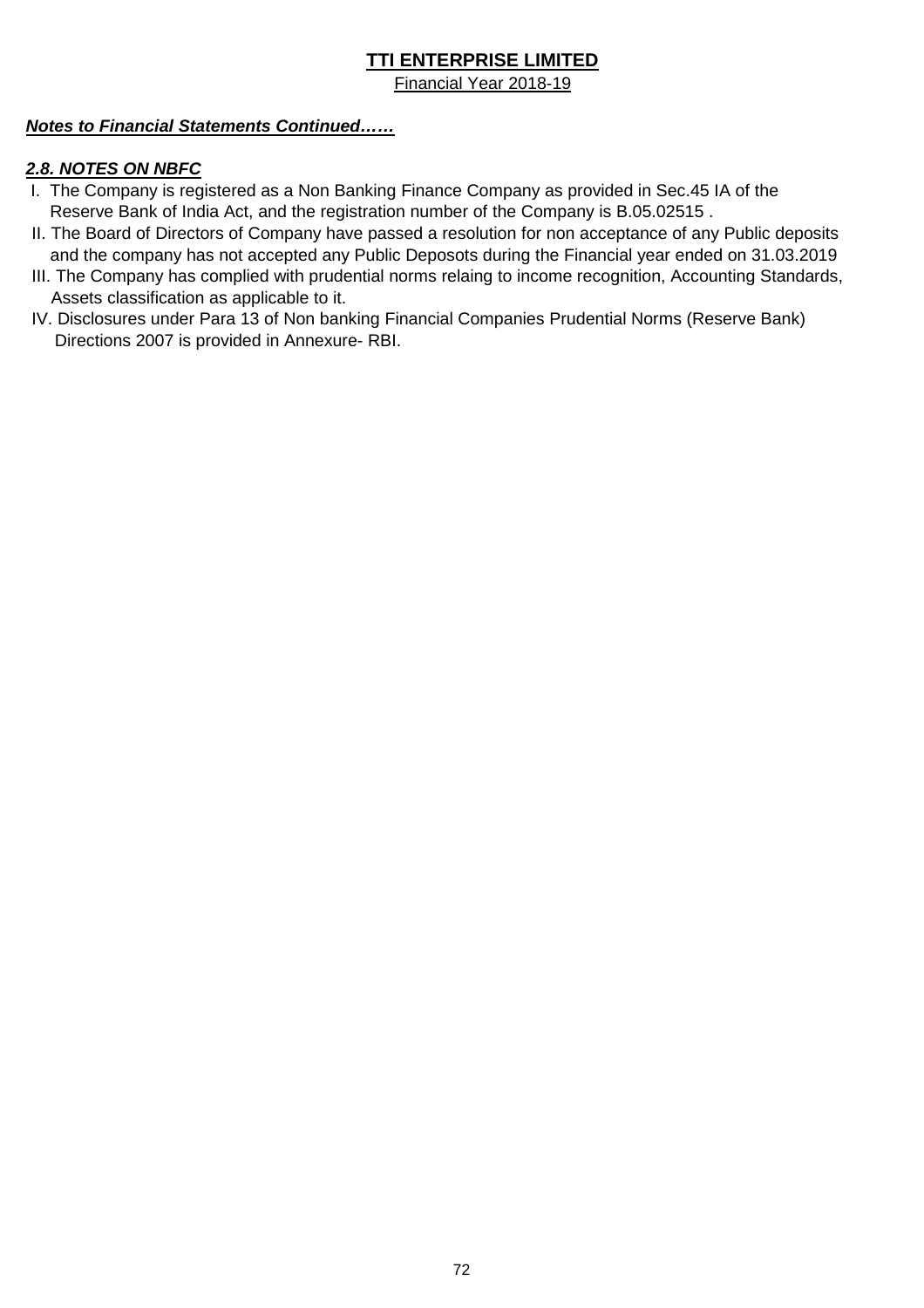# TTI ENTERPRISE LIMITED

Financial Year 2018-19

***Notes to Financial Statements Continued……***

***2.8. NOTES ON NBFC***

I. The Company is registered as a Non Banking Finance Company as provided in Sec.45 IA of the Reserve Bank of India Act, and the registration number of the Company is B.05.02515 .

II. The Board of Directors of Company have passed a resolution for non acceptance of any Public deposits and the company has not accepted any Public Deposots during the Financial year ended on 31.03.2019

III. The Company has complied with prudential norms relaing to income recognition, Accounting Standards, Assets classification as applicable to it.

IV. Disclosures under Para 13 of Non banking Financial Companies Prudential Norms (Reserve Bank) Directions 2007 is provided in Annexure- RBI.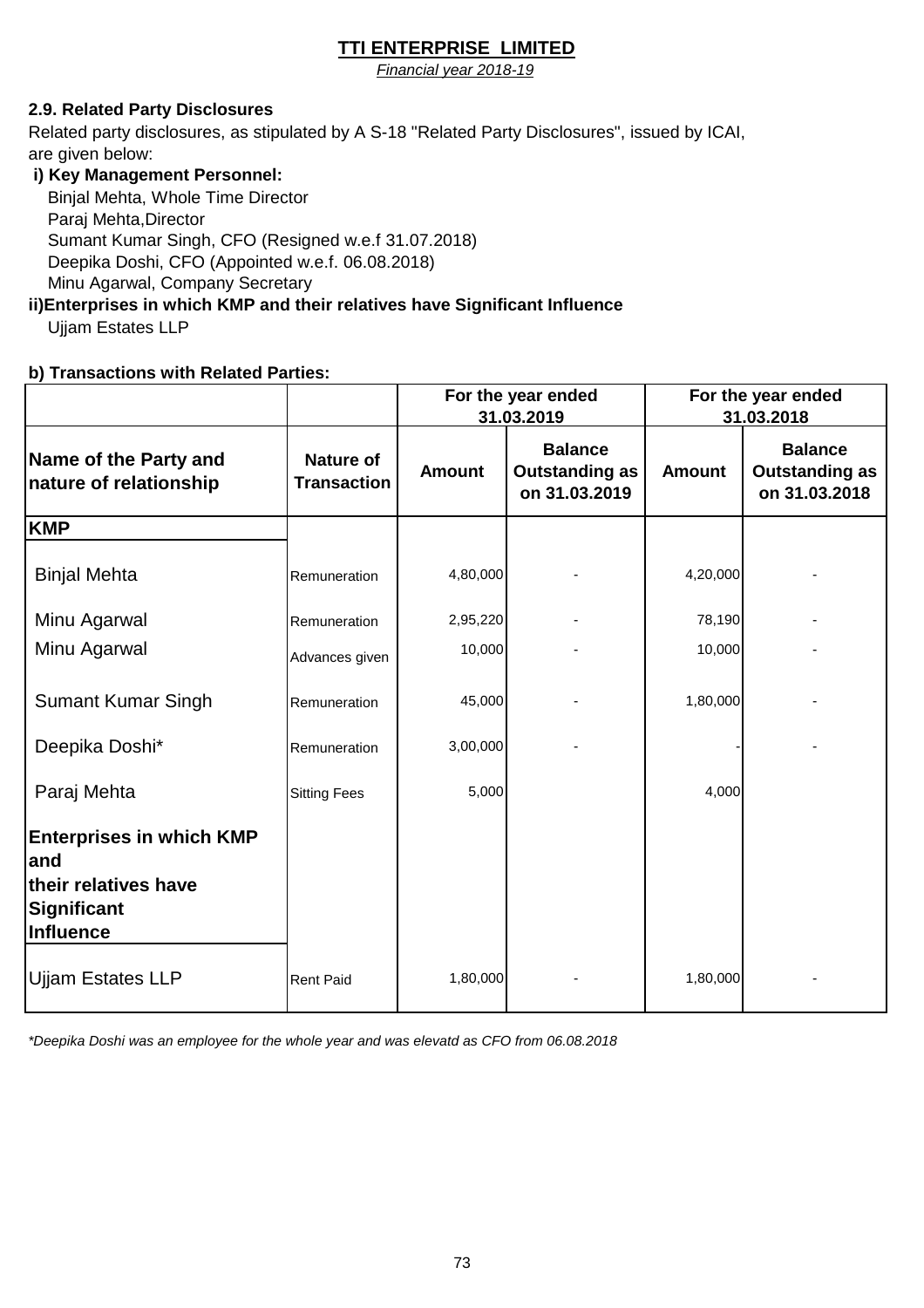# TTI ENTERPRISE LIMITED

*Financial year 2018-19*

**2.9. Related Party Disclosures**

Related party disclosures, as stipulated by A S-18 "Related Party Disclosures", issued by ICAI, are given below:

**i) Key Management Personnel:**

Binjal Mehta, Whole Time Director
Paraj Mehta,Director
Sumant Kumar Singh, CFO (Resigned w.e.f 31.07.2018)
Deepika Doshi, CFO (Appointed w.e.f. 06.08.2018)
Minu Agarwal, Company Secretary

**ii)Enterprises in which KMP and their relatives have Significant Influence**

Ujjam Estates LLP

**b) Transactions with Related Parties:**

| | | For the year ended 31.03.2019 | | For the year ended 31.03.2018 | |
|---|---|---|---|---|---|
| **Name of the Party and nature of relationship** | **Nature of Transaction** | **Amount** | **Balance Outstanding as on 31.03.2019** | **Amount** | **Balance Outstanding as on 31.03.2018** |
| **KMP** | | | | | |
| Binjal Mehta | Remuneration | 4,80,000 | - | 4,20,000 | - |
| Minu Agarwal | Remuneration | 2,95,220 | - | 78,190 | - |
| Minu Agarwal | Advances given | 10,000 | - | 10,000 | - |
| Sumant Kumar Singh | Remuneration | 45,000 | - | 1,80,000 | - |
| Deepika Doshi* | Remuneration | 3,00,000 | - | - | - |
| Paraj Mehta | Sitting Fees | 5,000 | | 4,000 | |
| **Enterprises in which KMP and their relatives have Significant Influence** | | | | | |
| Ujjam Estates LLP | Rent Paid | 1,80,000 | - | 1,80,000 | - |

*\*Deepika Doshi was an employee for the whole year and was elevatd as CFO from 06.08.2018*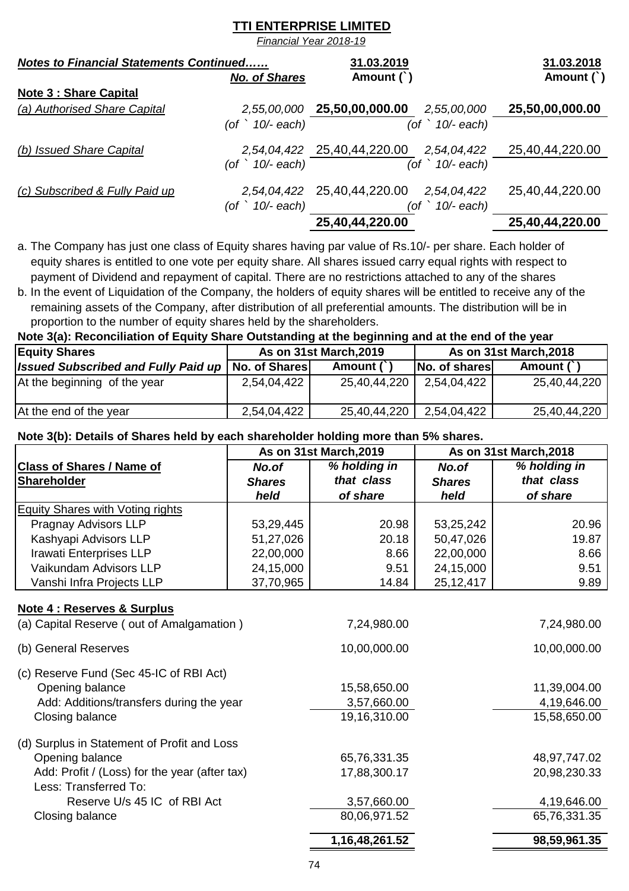# TTI ENTERPRISE LIMITED

*Financial Year 2018-19*

| ***Notes to Financial Statements Continued……*** | ***No. of Shares*** | **31.03.2019 Amount (`)** | | **31.03.2018 Amount (`)** |
|---|---|---|---|---|
| **Note 3 : Share Capital** | | | | |
| *(a) Authorised Share Capital* | *2,55,00,000 (of ` 10/- each)* | **25,50,00,000.00** | *2,55,00,000 (of ` 10/- each)* | **25,50,00,000.00** |
| *(b) Issued Share Capital* | *2,54,04,422 (of ` 10/- each)* | 25,40,44,220.00 | *2,54,04,422 (of ` 10/- each)* | 25,40,44,220.00 |
| *(c) Subscribed & Fully Paid up* | *2,54,04,422 (of ` 10/- each)* | 25,40,44,220.00 | *2,54,04,422 (of ` 10/- each)* | 25,40,44,220.00 |
| | | **25,40,44,220.00** | | **25,40,44,220.00** |

a. The Company has just one class of Equity shares having par value of Rs.10/- per share. Each holder of equity shares is entitled to one vote per equity share. All shares issued carry equal rights with respect to payment of Dividend and repayment of capital. There are no restrictions attached to any of the shares

b. In the event of Liquidation of the Company, the holders of equity shares will be entitled to receive any of the remaining assets of the Company, after distribution of all preferential amounts. The distribution will be in proportion to the number of equity shares held by the shareholders.

**Note 3(a): Reconciliation of Equity Share Outstanding at the beginning and at the end of the year**

| **Equity Shares** | **As on 31st March,2019** | | **As on 31st March,2018** | |
|---|---|---|---|---|
| ***Issued Subscribed and Fully Paid up*** | **No. of Shares** | **Amount (`)** | **No. of shares** | **Amount (`)** |
| At the beginning of the year | 2,54,04,422 | 25,40,44,220 | 2,54,04,422 | 25,40,44,220 |
| At the end of the year | 2,54,04,422 | 25,40,44,220 | 2,54,04,422 | 25,40,44,220 |

**Note 3(b): Details of Shares held by each shareholder holding more than 5% shares.**

| | **As on 31st March,2019** | | **As on 31st March,2018** | |
|---|---|---|---|---|
| **Class of Shares / Name of Shareholder** | ***No.of Shares held*** | ***% holding in that class of share*** | ***No.of Shares held*** | ***% holding in that class of share*** |
| Equity Shares with Voting rights | | | | |
| Pragnay Advisors LLP | 53,29,445 | 20.98 | 53,25,242 | 20.96 |
| Kashyapi Advisors LLP | 51,27,026 | 20.18 | 50,47,026 | 19.87 |
| Irawati Enterprises LLP | 22,00,000 | 8.66 | 22,00,000 | 8.66 |
| Vaikundam Advisors LLP | 24,15,000 | 9.51 | 24,15,000 | 9.51 |
| Vanshi Infra Projects LLP | 37,70,965 | 14.84 | 25,12,417 | 9.89 |

**Note 4 : Reserves & Surplus**

| | 31.03.2019 | 31.03.2018 |
|---|---|---|
| (a) Capital Reserve ( out of Amalgamation ) | 7,24,980.00 | 7,24,980.00 |
| (b) General Reserves | 10,00,000.00 | 10,00,000.00 |
| (c) Reserve Fund (Sec 45-IC of RBI Act) | | |
| Opening balance | 15,58,650.00 | 11,39,004.00 |
| Add: Additions/transfers during the year | 3,57,660.00 | 4,19,646.00 |
| Closing balance | 19,16,310.00 | 15,58,650.00 |
| (d) Surplus in Statement of Profit and Loss | | |
| Opening balance | 65,76,331.35 | 48,97,747.02 |
| Add: Profit / (Loss) for the year (after tax) | 17,88,300.17 | 20,98,230.33 |
| Less: Transferred To: | | |
| Reserve U/s 45 IC of RBI Act | 3,57,660.00 | 4,19,646.00 |
| Closing balance | 80,06,971.52 | 65,76,331.35 |
| | **1,16,48,261.52** | **98,59,961.35** |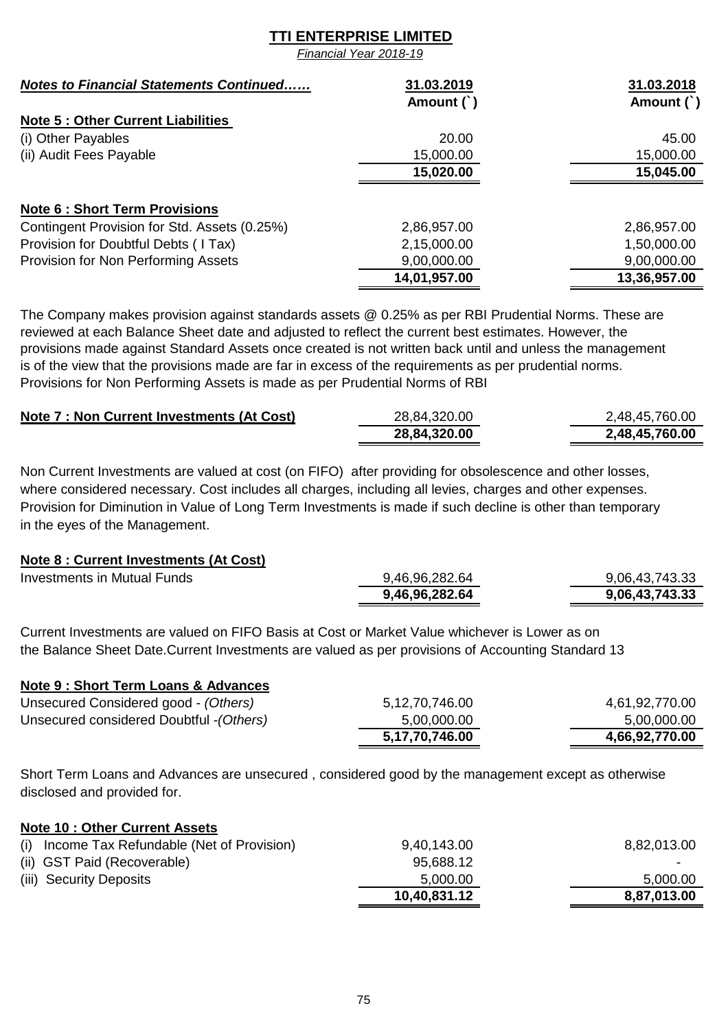# TTI ENTERPRISE LIMITED

*Financial Year 2018-19*

| ***Notes to Financial Statements Continued……*** | **31.03.2019 Amount (`)** | **31.03.2018 Amount (`)** |
|---|---|---|
| **Note 5 : Other Current Liabilities** | | |
| (i) Other Payables | 20.00 | 45.00 |
| (ii) Audit Fees Payable | 15,000.00 | 15,000.00 |
| | **15,020.00** | **15,045.00** |
| **Note 6 : Short Term Provisions** | | |
| Contingent Provision for Std. Assets (0.25%) | 2,86,957.00 | 2,86,957.00 |
| Provision for Doubtful Debts ( I Tax) | 2,15,000.00 | 1,50,000.00 |
| Provision for Non Performing Assets | 9,00,000.00 | 9,00,000.00 |
| | **14,01,957.00** | **13,36,957.00** |

The Company makes provision against standards assets @ 0.25% as per RBI Prudential Norms. These are reviewed at each Balance Sheet date and adjusted to reflect the current best estimates. However, the provisions made against Standard Assets once created is not written back until and unless the management is of the view that the provisions made are far in excess of the requirements as per prudential norms. Provisions for Non Performing Assets is made as per Prudential Norms of RBI

| **Note 7 : Non Current Investments (At Cost)** | 28,84,320.00 | 2,48,45,760.00 |
|---|---|---|
| | **28,84,320.00** | **2,48,45,760.00** |

Non Current Investments are valued at cost (on FIFO) after providing for obsolescence and other losses, where considered necessary. Cost includes all charges, including all levies, charges and other expenses. Provision for Diminution in Value of Long Term Investments is made if such decline is other than temporary in the eyes of the Management.

| **Note 8 : Current Investments (At Cost)** | | |
|---|---|---|
| Investments in Mutual Funds | 9,46,96,282.64 | 9,06,43,743.33 |
| | **9,46,96,282.64** | **9,06,43,743.33** |

Current Investments are valued on FIFO Basis at Cost or Market Value whichever is Lower as on the Balance Sheet Date.Current Investments are valued as per provisions of Accounting Standard 13

| **Note 9 : Short Term Loans & Advances** | | |
|---|---|---|
| Unsecured Considered good - *(Others)* | 5,12,70,746.00 | 4,61,92,770.00 |
| Unsecured considered Doubtful -*(Others)* | 5,00,000.00 | 5,00,000.00 |
| | **5,17,70,746.00** | **4,66,92,770.00** |

Short Term Loans and Advances are unsecured , considered good by the management except as otherwise disclosed and provided for.

| **Note 10 : Other Current Assets** | | |
|---|---|---|
| (i) Income Tax Refundable (Net of Provision) | 9,40,143.00 | 8,82,013.00 |
| (ii) GST Paid (Recoverable) | 95,688.12 | - |
| (iii) Security Deposits | 5,000.00 | 5,000.00 |
| | **10,40,831.12** | **8,87,013.00** |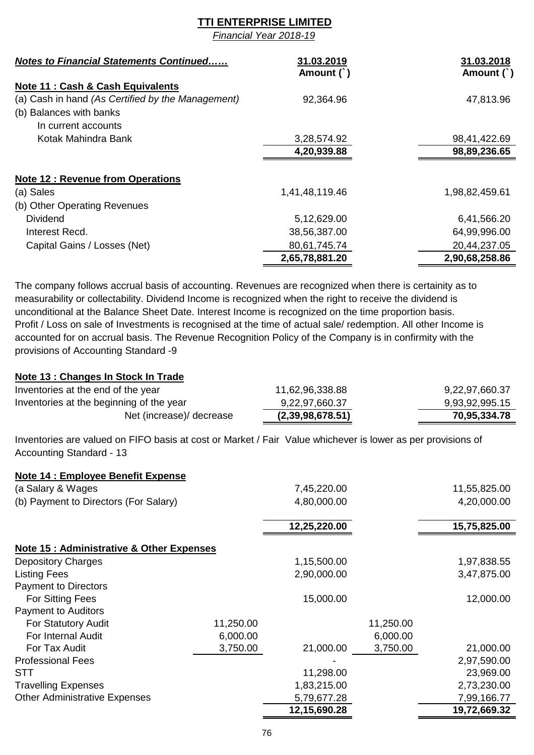**TTI ENTERPRISE LIMITED**

*Financial Year 2018-19*

| ***Notes to Financial Statements Continued……*** | **31.03.2019 Amount (`)** | **31.03.2018 Amount (`)** |
|---|---|---|
| **Note 11 : Cash & Cash Equivalents** | | |
| (a) Cash in hand *(As Certified by the Management)* | 92,364.96 | 47,813.96 |
| (b) Balances with banks | | |
| In current accounts | | |
| Kotak Mahindra Bank | 3,28,574.92 | 98,41,422.69 |
| | **4,20,939.88** | **98,89,236.65** |

| **Note 12 : Revenue from Operations** | | |
|---|---|---|
| (a) Sales | 1,41,48,119.46 | 1,98,82,459.61 |
| (b) Other Operating Revenues | | |
| Dividend | 5,12,629.00 | 6,41,566.20 |
| Interest Recd. | 38,56,387.00 | 64,99,996.00 |
| Capital Gains / Losses (Net) | 80,61,745.74 | 20,44,237.05 |
| | **2,65,78,881.20** | **2,90,68,258.86** |

The company follows accrual basis of accounting. Revenues are recognized when there is certainity as to measurability or collectability. Dividend Income is recognized when the right to receive the dividend is unconditional at the Balance Sheet Date. Interest Income is recognized on the time proportion basis. Profit / Loss on sale of Investments is recognised at the time of actual sale/ redemption. All other Income is accounted for on accrual basis. The Revenue Recognition Policy of the Company is in confirmity with the provisions of Accounting Standard -9

| **Note 13 : Changes In Stock In Trade** | | |
|---|---|---|
| Inventories at the end of the year | 11,62,96,338.88 | 9,22,97,660.37 |
| Inventories at the beginning of the year | 9,22,97,660.37 | 9,93,92,995.15 |
| Net (increase)/ decrease | **(2,39,98,678.51)** | **70,95,334.78** |

Inventories are valued on FIFO basis at cost or Market / Fair Value whichever is lower as per provisions of Accounting Standard - 13

| **Note 14 : Employee Benefit Expense** | | |
|---|---|---|
| (a Salary & Wages | 7,45,220.00 | 11,55,825.00 |
| (b) Payment to Directors (For Salary) | 4,80,000.00 | 4,20,000.00 |
| | **12,25,220.00** | **15,75,825.00** |

| **Note 15 : Administrative & Other Expenses** | | | | |
|---|---|---|---|---|
| Depository Charges | | 1,15,500.00 | | 1,97,838.55 |
| Listing Fees | | 2,90,000.00 | | 3,47,875.00 |
| Payment to Directors | | | | |
| For Sitting Fees | | 15,000.00 | | 12,000.00 |
| Payment to Auditors | | | | |
| For Statutory Audit | 11,250.00 | | 11,250.00 | |
| For Internal Audit | 6,000.00 | | 6,000.00 | |
| For Tax Audit | 3,750.00 | 21,000.00 | 3,750.00 | 21,000.00 |
| Professional Fees | | - | | 2,97,590.00 |
| STT | | 11,298.00 | | 23,969.00 |
| Travelling Expenses | | 1,83,215.00 | | 2,73,230.00 |
| Other Administrative Expenses | | 5,79,677.28 | | 7,99,166.77 |
| | | **12,15,690.28** | | **19,72,669.32** |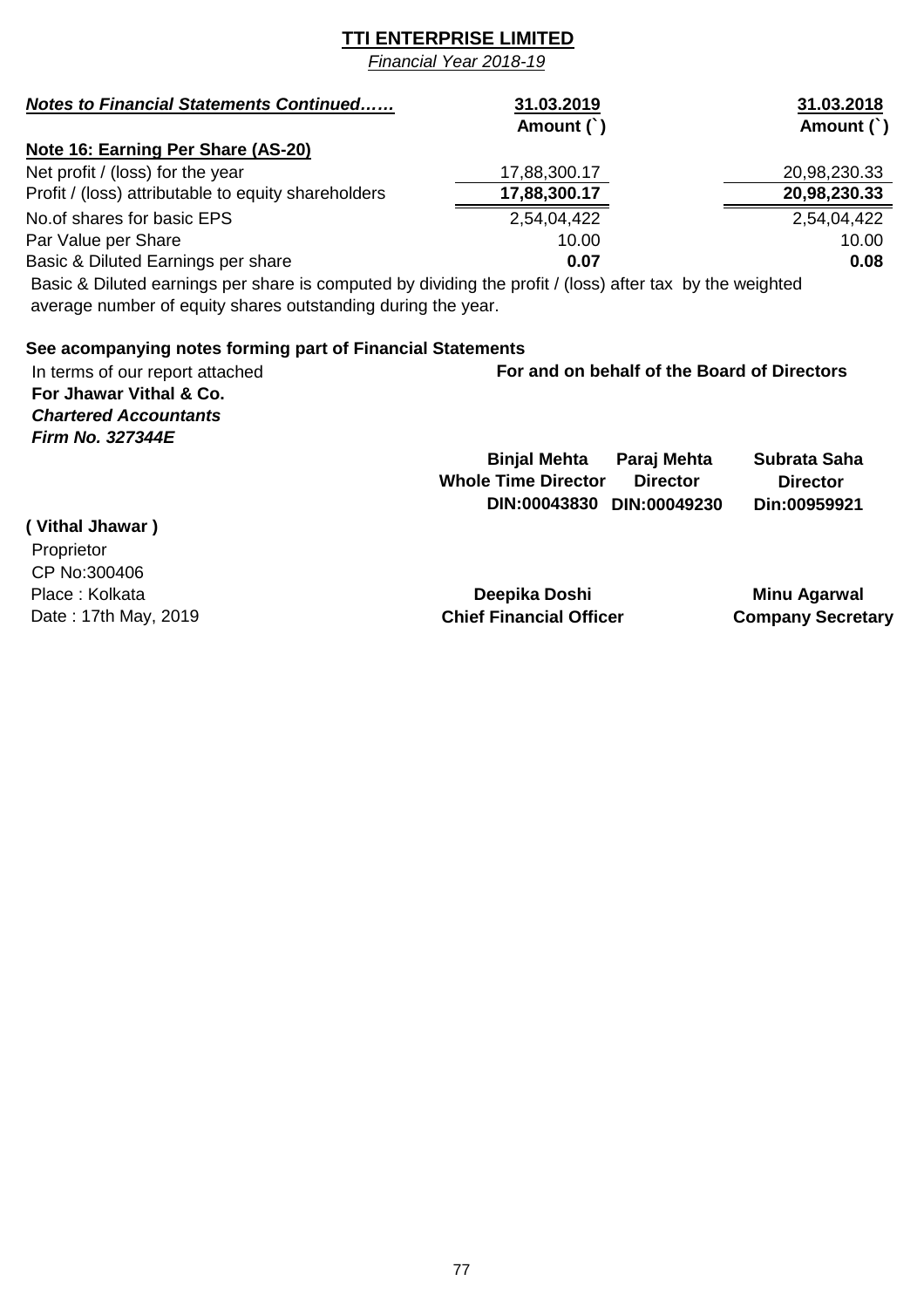# TTI ENTERPRISE LIMITED

*Financial Year 2018-19*

| ***Notes to Financial Statements Continued……*** | **31.03.2019 Amount (`)** | **31.03.2018 Amount (`)** |
|---|---|---|
| **Note 16: Earning Per Share (AS-20)** | | |
| Net profit / (loss) for the year | 17,88,300.17 | 20,98,230.33 |
| Profit / (loss) attributable to equity shareholders | **17,88,300.17** | **20,98,230.33** |
| No.of shares for basic EPS | 2,54,04,422 | 2,54,04,422 |
| Par Value per Share | 10.00 | 10.00 |
| Basic & Diluted Earnings per share | **0.07** | **0.08** |

Basic & Diluted earnings per share is computed by dividing the profit / (loss) after tax by the weighted average number of equity shares outstanding during the year.

**See acompanying notes forming part of Financial Statements**

In terms of our report attached
**For Jhawar Vithal & Co.**
***Chartered Accountants***
***Firm No. 327344E***

**( Vithal Jhawar )**
Proprietor
CP No:300406
Place : Kolkata
Date : 17th May, 2019

**For and on behalf of the Board of Directors**

**Binjal Mehta**
**Whole Time Director**
**DIN:00043830**

**Paraj Mehta**
**Director**
**DIN:00049230**

**Subrata Saha**
**Director**
**Din:00959921**

**Deepika Doshi**
**Chief Financial Officer**

**Minu Agarwal**
**Company Secretary**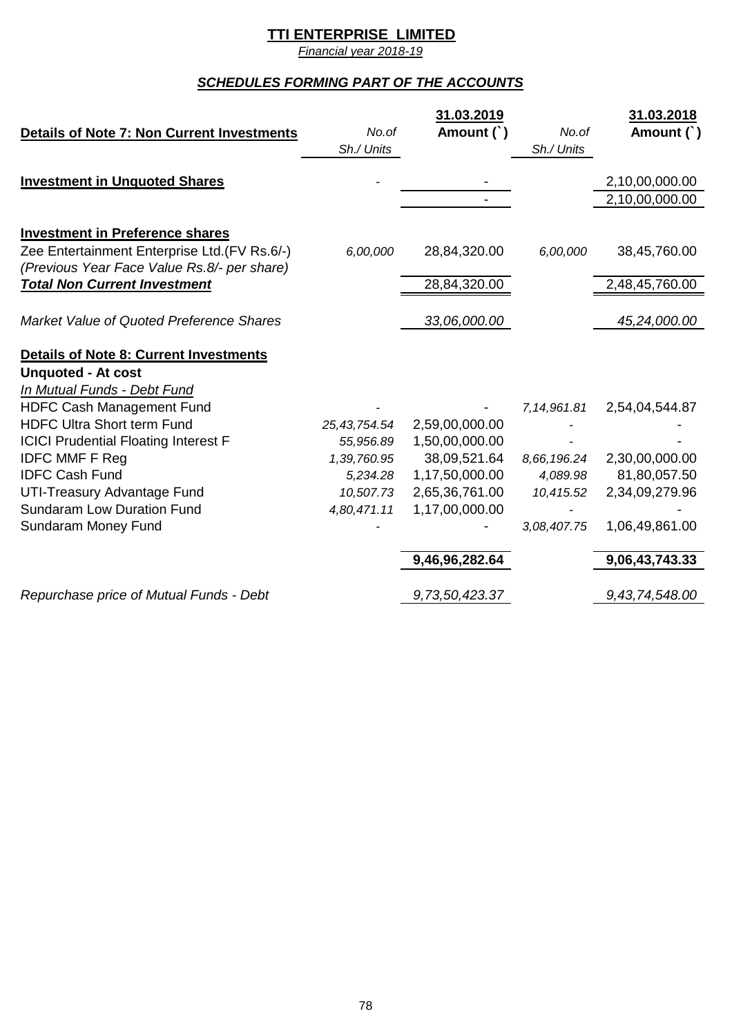**TTI ENTERPRISE LIMITED**

*Financial year 2018-19*

## *SCHEDULES FORMING PART OF THE ACCOUNTS*

| Details of Note 7: Non Current Investments | No.of Sh./ Units | 31.03.2019 Amount (`) | No.of Sh./ Units | 31.03.2018 Amount (`) |
|---|---|---|---|---|
| **Investment in Unquoted Shares** | - | - | | 2,10,00,000.00 |
| | | - | | 2,10,00,000.00 |
| **Investment in Preference shares** | | | | |
| Zee Entertainment Enterprise Ltd.(FV Rs.6/-) *(Previous Year Face Value Rs.8/- per share)* | *6,00,000* | 28,84,320.00 | *6,00,000* | 38,45,760.00 |
| ***Total Non Current Investment*** | | 28,84,320.00 | | 2,48,45,760.00 |
| *Market Value of Quoted Preference Shares* | | *33,06,000.00* | | *45,24,000.00* |

| Details of Note 8: Current Investments | No.of Sh./ Units | 31.03.2019 Amount (`) | No.of Sh./ Units | 31.03.2018 Amount (`) |
|---|---|---|---|---|
| **Unquoted - At cost** | | | | |
| *In Mutual Funds - Debt Fund* | | | | |
| HDFC Cash Management Fund | - | - | *7,14,961.81* | 2,54,04,544.87 |
| HDFC Ultra Short term Fund | *25,43,754.54* | 2,59,00,000.00 | - | - |
| ICICI Prudential Floating Interest F | *55,956.89* | 1,50,00,000.00 | - | - |
| IDFC MMF F Reg | *1,39,760.95* | 38,09,521.64 | *8,66,196.24* | 2,30,00,000.00 |
| IDFC Cash Fund | *5,234.28* | 1,17,50,000.00 | *4,089.98* | 81,80,057.50 |
| UTI-Treasury Advantage Fund | *10,507.73* | 2,65,36,761.00 | *10,415.52* | 2,34,09,279.96 |
| Sundaram Low Duration Fund | *4,80,471.11* | 1,17,00,000.00 | - | - |
| Sundaram Money Fund | - | - | *3,08,407.75* | 1,06,49,861.00 |
| | | **9,46,96,282.64** | | **9,06,43,743.33** |
| *Repurchase price of Mutual Funds - Debt* | | *9,73,50,423.37* | | *9,43,74,548.00* |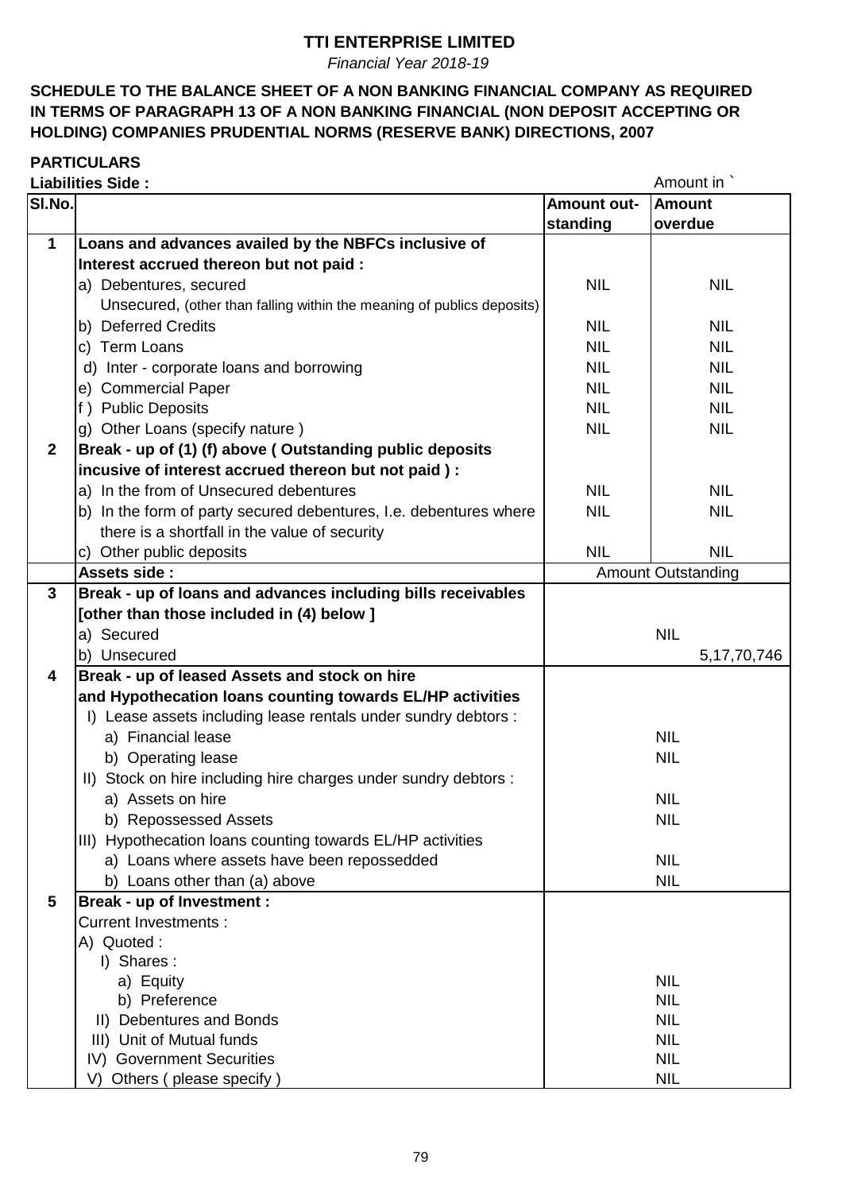# TTI ENTERPRISE LIMITED

*Financial Year 2018-19*

**SCHEDULE TO THE BALANCE SHEET OF A NON BANKING FINANCIAL COMPANY AS REQUIRED IN TERMS OF PARAGRAPH 13 OF A NON BANKING FINANCIAL (NON DEPOSIT ACCEPTING OR HOLDING) COMPANIES PRUDENTIAL NORMS (RESERVE BANK) DIRECTIONS, 2007**

**PARTICULARS**

**Liabilities Side :** Amount in `

| Sl.No. | | Amount out-standing | Amount overdue |
|---|---|---|---|
| 1 | **Loans and advances availed by the NBFCs inclusive of Interest accrued thereon but not paid :** | | |
| | a) Debentures, secured | NIL | NIL |
| | Unsecured, (other than falling within the meaning of publics deposits) | | |
| | b) Deferred Credits | NIL | NIL |
| | c) Term Loans | NIL | NIL |
| | d) Inter - corporate loans and borrowing | NIL | NIL |
| | e) Commercial Paper | NIL | NIL |
| | f ) Public Deposits | NIL | NIL |
| | g) Other Loans (specify nature ) | NIL | NIL |
| 2 | **Break - up of (1) (f) above ( Outstanding public deposits incusive of interest accrued thereon but not paid ) :** | | |
| | a) In the from of Unsecured debentures | NIL | NIL |
| | b) In the form of party secured debentures, I.e. debentures where there is a shortfall in the value of security | NIL | NIL |
| | c) Other public deposits | NIL | NIL |
| | **Assets side :** | Amount Outstanding | |
| 3 | **Break - up of loans and advances including bills receivables [other than those included in (4) below ]** | | |
| | a) Secured | NIL | |
| | b) Unsecured | 5,17,70,746 | |
| 4 | **Break - up of leased Assets and stock on hire and Hypothecation loans counting towards EL/HP activities** | | |
| | I) Lease assets including lease rentals under sundry debtors : | | |
| | a) Financial lease | NIL | |
| | b) Operating lease | NIL | |
| | II) Stock on hire including hire charges under sundry debtors : | | |
| | a) Assets on hire | NIL | |
| | b) Repossessed Assets | NIL | |
| | III) Hypothecation loans counting towards EL/HP activities | | |
| | a) Loans where assets have been repossedded | NIL | |
| | b) Loans other than (a) above | NIL | |
| 5 | **Break - up of Investment :** | | |
| | Current Investments : | | |
| | A) Quoted : | | |
| | I) Shares : | | |
| | a) Equity | NIL | |
| | b) Preference | NIL | |
| | II) Debentures and Bonds | NIL | |
| | III) Unit of Mutual funds | NIL | |
| | IV) Government Securities | NIL | |
| | V) Others ( please specify ) | NIL | |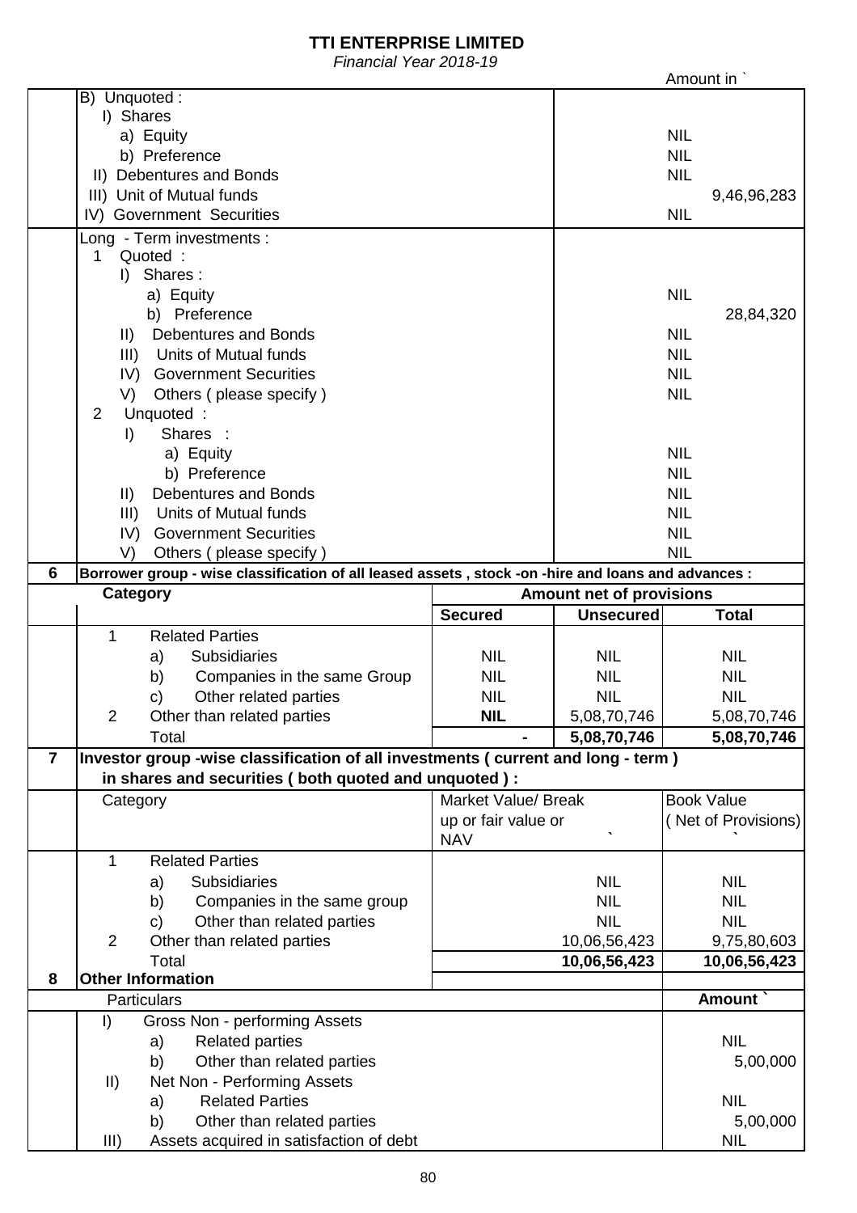# TTI ENTERPRISE LIMITED

*Financial Year 2018-19*

Amount in `

| | | |
|---|---|---|
| | B) Unquoted : | |
| | I) Shares | |
| | a) Equity | NIL |
| | b) Preference | NIL |
| | II) Debentures and Bonds | NIL |
| | III) Unit of Mutual funds | 9,46,96,283 |
| | IV) Government Securities | NIL |
| | Long - Term investments : | |
| | 1 Quoted : | |
| | I) Shares : | |
| | a) Equity | NIL |
| | b) Preference | 28,84,320 |
| | II) Debentures and Bonds | NIL |
| | III) Units of Mutual funds | NIL |
| | IV) Government Securities | NIL |
| | V) Others ( please specify ) | NIL |
| | 2 Unquoted : | |
| | I) Shares : | |
| | a) Equity | NIL |
| | b) Preference | NIL |
| | II) Debentures and Bonds | NIL |
| | III) Units of Mutual funds | NIL |
| | IV) Government Securities | NIL |
| | V) Others ( please specify ) | NIL |

**6 Borrower group - wise classification of all leased assets , stock -on -hire and loans and advances :**

| Category | Amount net of provisions | | |
|---|---|---|---|
| | **Secured** | **Unsecured** | **Total** |
| 1 Related Parties | | | |
| a) Subsidiaries | NIL | NIL | NIL |
| b) Companies in the same Group | NIL | NIL | NIL |
| c) Other related parties | NIL | NIL | NIL |
| 2 Other than related parties | **NIL** | 5,08,70,746 | 5,08,70,746 |
| Total | **-** | **5,08,70,746** | **5,08,70,746** |

**7 Investor group -wise classification of all investments ( current and long - term ) in shares and securities ( both quoted and unquoted ) :**

| Category | Market Value/ Break up or fair value or NAV ` | Book Value ( Net of Provisions) ` |
|---|---|---|
| 1 Related Parties | | |
| a) Subsidiaries | NIL | NIL |
| b) Companies in the same group | NIL | NIL |
| c) Other than related parties | NIL | NIL |
| 2 Other than related parties | 10,06,56,423 | 9,75,80,603 |
| Total | **10,06,56,423** | **10,06,56,423** |

**8 Other Information**

| Particulars | Amount ` |
|---|---|
| I) Gross Non - performing Assets | |
| a) Related parties | NIL |
| b) Other than related parties | 5,00,000 |
| II) Net Non - Performing Assets | |
| a) Related Parties | NIL |
| b) Other than related parties | 5,00,000 |
| III) Assets acquired in satisfaction of debt | NIL |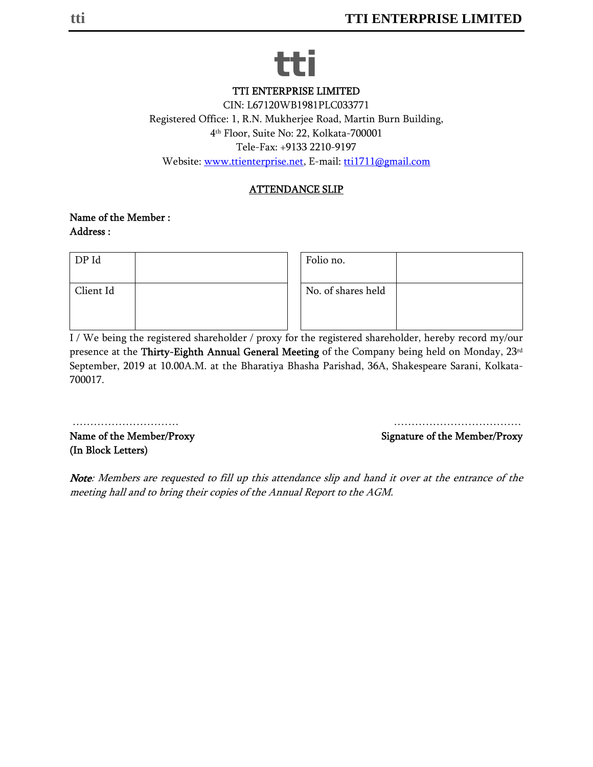**TTI ENTERPRISE LIMITED**

CIN: L67120WB1981PLC033771

Registered Office: 1, R.N. Mukherjee Road, Martin Burn Building,

4th Floor, Suite No: 22, Kolkata-700001

Tele-Fax: +9133 2210-9197

Website: www.ttienterprise.net, E-mail: tti1711@gmail.com

## ATTENDANCE SLIP

**Name of the Member :**

**Address :**

| DP Id | | Folio no. | |
|---|---|---|---|
| Client Id | | No. of shares held | |

I / We being the registered shareholder / proxy for the registered shareholder, hereby record my/our presence at the **Thirty-Eighth Annual General Meeting** of the Company being held on Monday, 23rd September, 2019 at 10.00A.M. at the Bharatiya Bhasha Parishad, 36A, Shakespeare Sarani, Kolkata-700017.

…………………………  …………………………………

**Name of the Member/Proxy**  **Signature of the Member/Proxy**

**(In Block Letters)**

***Note**: Members are requested to fill up this attendance slip and hand it over at the entrance of the meeting hall and to bring their copies of the Annual Report to the AGM.*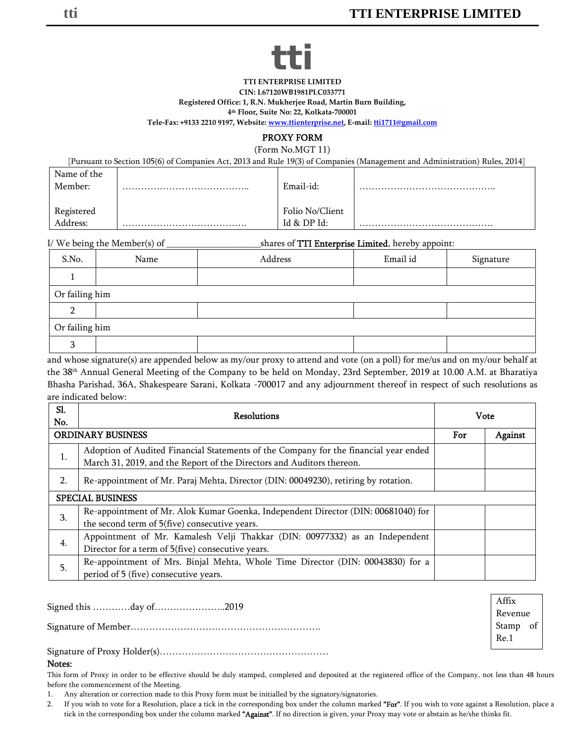**TTI ENTERPRISE LIMITED**

**CIN: L67120WB1981PLC033771**

**Registered Office: 1, R.N. Mukherjee Road, Martin Burn Building,**

**4th Floor, Suite No: 22, Kolkata-700001**

**Tele-Fax: +9133 2210 9197, Website: www.ttienterprise.net, E-mail: tti1711@gmail.com**

## PROXY FORM

(Form No.MGT 11)

[Pursuant to Section 105(6) of Companies Act, 2013 and Rule 19(3) of Companies (Management and Administration) Rules, 2014]

| | | | |
|---|---|---|---|
| Name of the Member: | ………………………………….. | Email-id: | …………………………………….. |
| Registered Address: | …………………………………. | Folio No/Client Id & DP Id: | ……………………………………. |

I/ We being the Member(s) of ___________________shares of TTI Enterprise Limited, hereby appoint:

| S.No. | Name | Address | Email id | Signature |
|---|---|---|---|---|
| 1 | | | | |
| Or failing him | | | | |
| 2 | | | | |
| Or failing him | | | | |
| 3 | | | | |

and whose signature(s) are appended below as my/our proxy to attend and vote (on a poll) for me/us and on my/our behalf at the 38th Annual General Meeting of the Company to be held on Monday, 23rd September, 2019 at 10.00 A.M. at Bharatiya Bhasha Parishad, 36A, Shakespeare Sarani, Kolkata -700017 and any adjournment thereof in respect of such resolutions as are indicated below:

| Sl. No. | Resolutions | Vote | |
|---|---|---|---|
| ORDINARY BUSINESS | | For | Against |
| 1. | Adoption of Audited Financial Statements of the Company for the financial year ended March 31, 2019, and the Report of the Directors and Auditors thereon. | | |
| 2. | Re-appointment of Mr. Paraj Mehta, Director (DIN: 00049230), retiring by rotation. | | |
| SPECIAL BUSINESS | | | |
| 3. | Re-appointment of Mr. Alok Kumar Goenka, Independent Director (DIN: 00681040) for the second term of 5(five) consecutive years. | | |
| 4. | Appointment of Mr. Kamalesh Velji Thakkar (DIN: 00977332) as an Independent Director for a term of 5(five) consecutive years. | | |
| 5. | Re-appointment of Mrs. Binjal Mehta, Whole Time Director (DIN: 00043830) for a period of 5 (five) consecutive years. | | |

Signed this …………day of…………………..2019

Signature of Member…………………………………………………….

Signature of Proxy Holder(s)………………………………………………

Affix Revenue Stamp of Re.1

**Notes:**

This form of Proxy in order to be effective should be duly stamped, completed and deposited at the registered office of the Company, not less than 48 hours before the commencement of the Meeting.

1. Any alteration or correction made to this Proxy form must be initialled by the signatory/signatories.
2. If you wish to vote for a Resolution, place a tick in the corresponding box under the column marked **"For"**. If you wish to vote against a Resolution, place a tick in the corresponding box under the column marked **"Against"**. If no direction is given, your Proxy may vote or abstain as he/she thinks fit.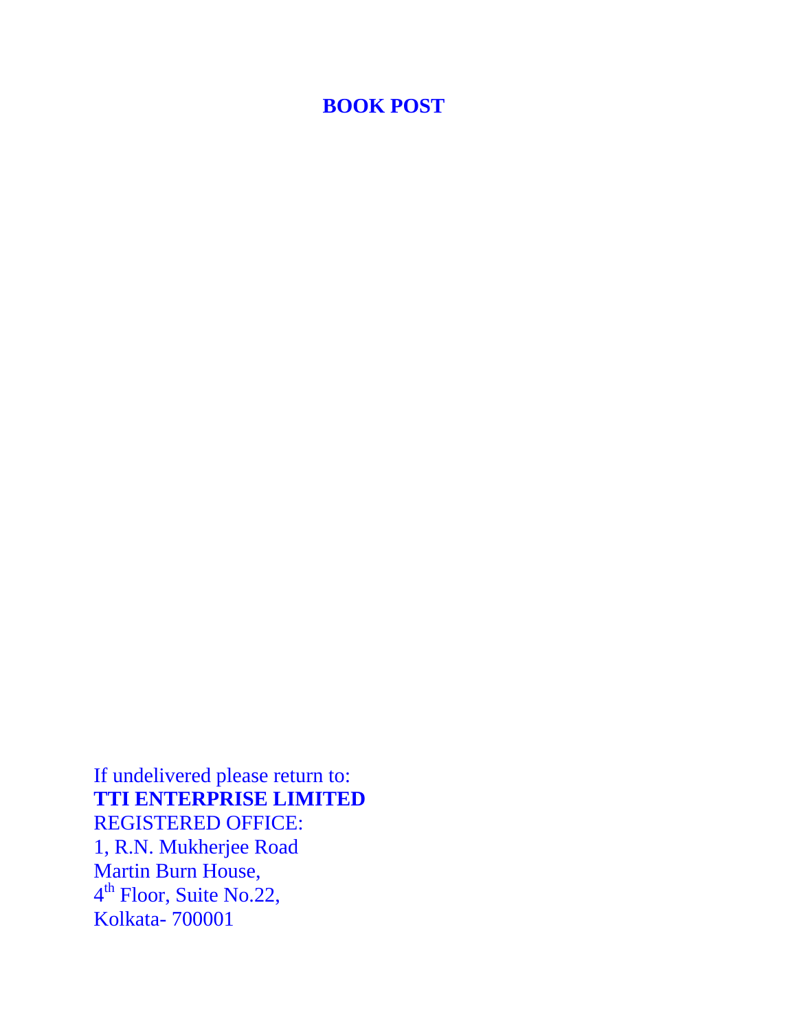**BOOK POST**

If undelivered please return to:
**TTI ENTERPRISE LIMITED**
REGISTERED OFFICE:
1, R.N. Mukherjee Road
Martin Burn House,
4th Floor, Suite No.22,
Kolkata- 700001